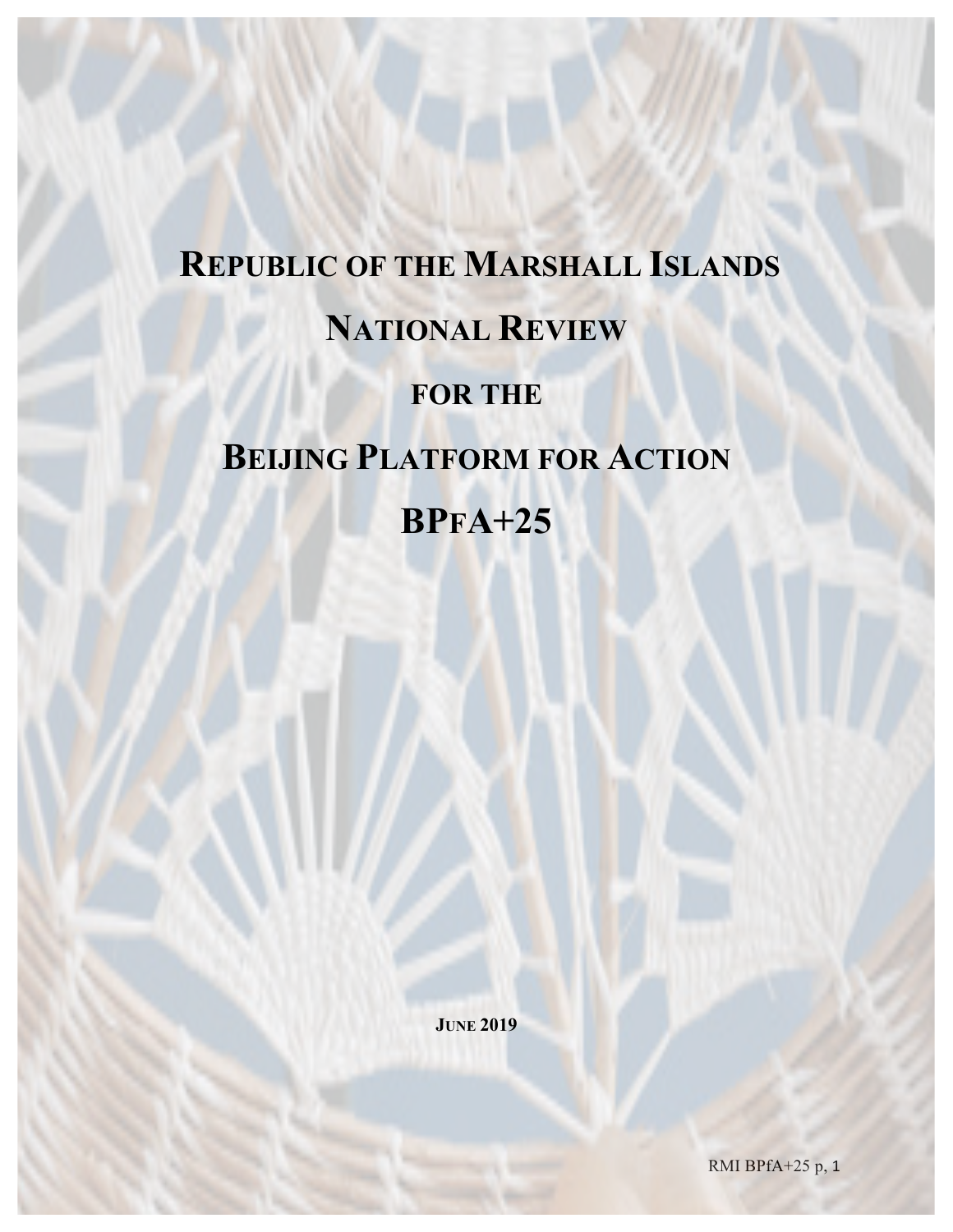# REPUBLIC OF THE MARSHALL ISLANDS

# NATIONAL REVIEW

## FOR THE

# BEIJING PLATFORM FOR ACTION

# BPFA+25

JUNE 2019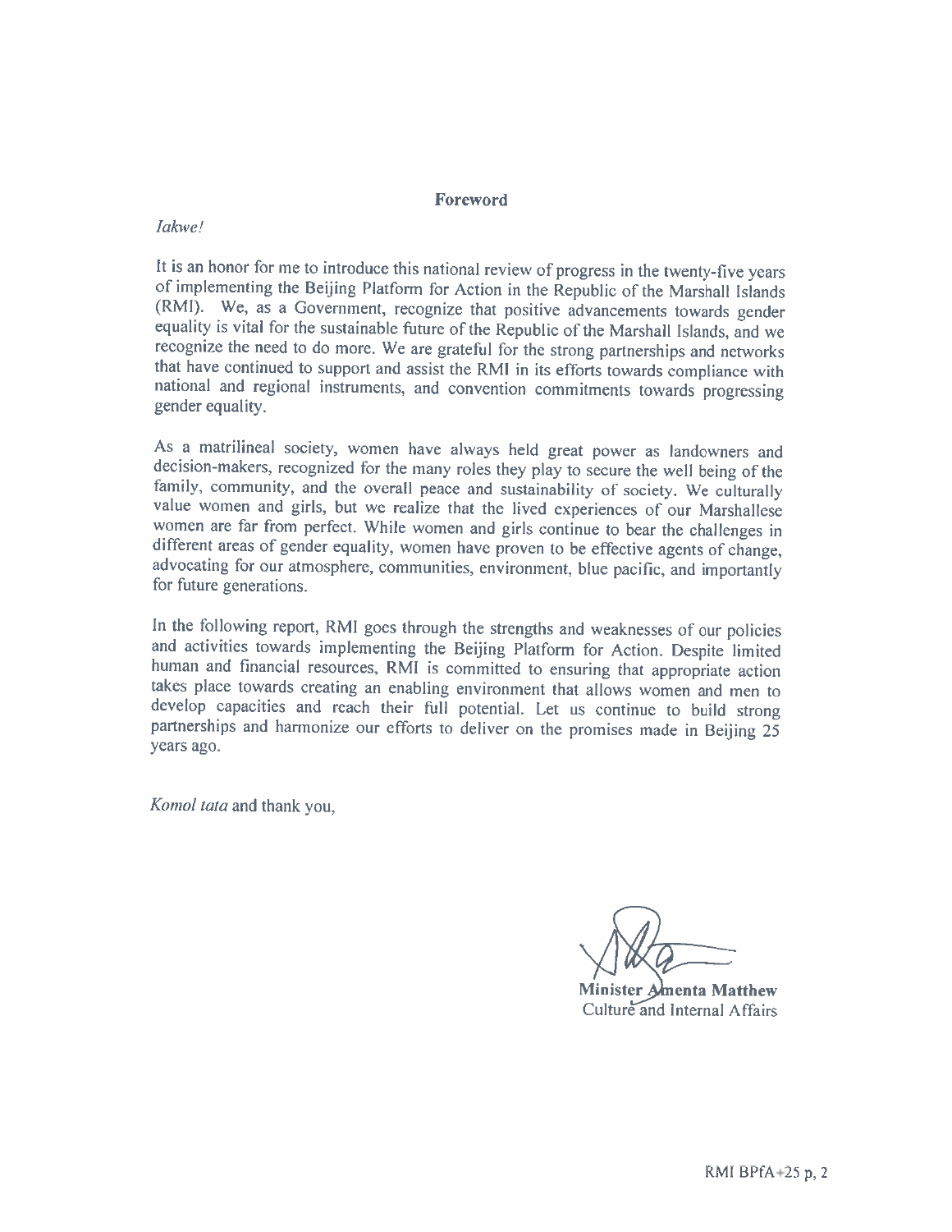## Foreword

*Iakwe!*

It is an honor for me to introduce this national review of progress in the twenty-five years of implementing the Beijing Platform for Action in the Republic of the Marshall Islands (RMI). We, as a Government, recognize that positive advancements towards gender equality is vital for the sustainable future of the Republic of the Marshall Islands, and we recognize the need to do more. We are grateful for the strong partnerships and networks that have continued to support and assist the RMI in its efforts towards compliance with national and regional instruments, and convention commitments towards progressing gender equality.

As a matrilineal society, women have always held great power as landowners and decision-makers, recognized for the many roles they play to secure the well being of the family, community, and the overall peace and sustainability of society. We culturally value women and girls, but we realize that the lived experiences of our Marshallese women are far from perfect. While women and girls continue to bear the challenges in different areas of gender equality, women have proven to be effective agents of change, advocating for our atmosphere, communities, environment, blue pacific, and importantly for future generations.

In the following report, RMI goes through the strengths and weaknesses of our policies and activities towards implementing the Beijing Platform for Action. Despite limited human and financial resources, RMI is committed to ensuring that appropriate action takes place towards creating an enabling environment that allows women and men to develop capacities and reach their full potential. Let us continue to build strong partnerships and harmonize our efforts to deliver on the promises made in Beijing 25 years ago.

*Komol tata* and thank you,

**Minister Amenta Matthew**
Culture and Internal Affairs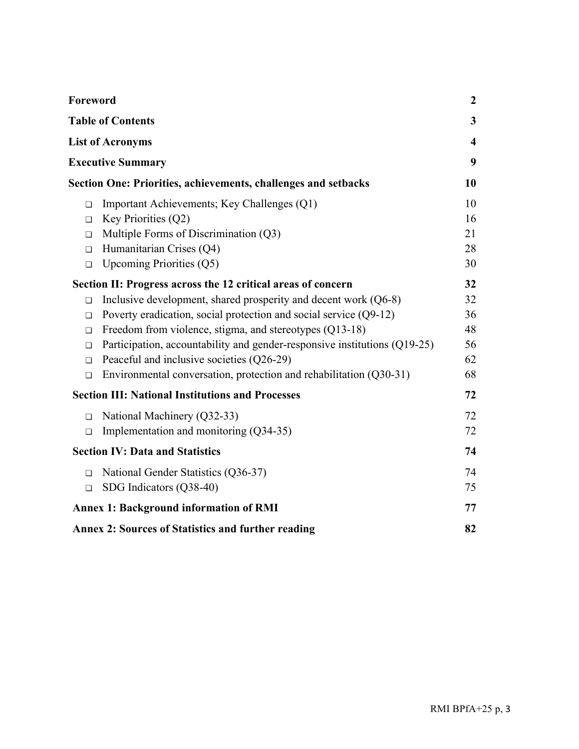| | |
|---|---|
| **Foreword** | **2** |
| **Table of Contents** | **3** |
| **List of Acronyms** | **4** |
| **Executive Summary** | **9** |
| **Section One: Priorities, achievements, challenges and setbacks** | **10** |
| ❑ Important Achievements; Key Challenges (Q1) | 10 |
| ❑ Key Priorities (Q2) | 16 |
| ❑ Multiple Forms of Discrimination (Q3) | 21 |
| ❑ Humanitarian Crises (Q4) | 28 |
| ❑ Upcoming Priorities (Q5) | 30 |
| **Section II: Progress across the 12 critical areas of concern** | **32** |
| ❑ Inclusive development, shared prosperity and decent work (Q6-8) | 32 |
| ❑ Poverty eradication, social protection and social service (Q9-12) | 36 |
| ❑ Freedom from violence, stigma, and stereotypes (Q13-18) | 48 |
| ❑ Participation, accountability and gender-responsive institutions (Q19-25) | 56 |
| ❑ Peaceful and inclusive societies (Q26-29) | 62 |
| ❑ Environmental conversation, protection and rehabilitation (Q30-31) | 68 |
| **Section III: National Institutions and Processes** | **72** |
| ❑ National Machinery (Q32-33) | 72 |
| ❑ Implementation and monitoring (Q34-35) | 72 |
| **Section IV: Data and Statistics** | **74** |
| ❑ National Gender Statistics (Q36-37) | 74 |
| ❑ SDG Indicators (Q38-40) | 75 |
| **Annex 1: Background information of RMI** | **77** |
| **Annex 2: Sources of Statistics and further reading** | **82** |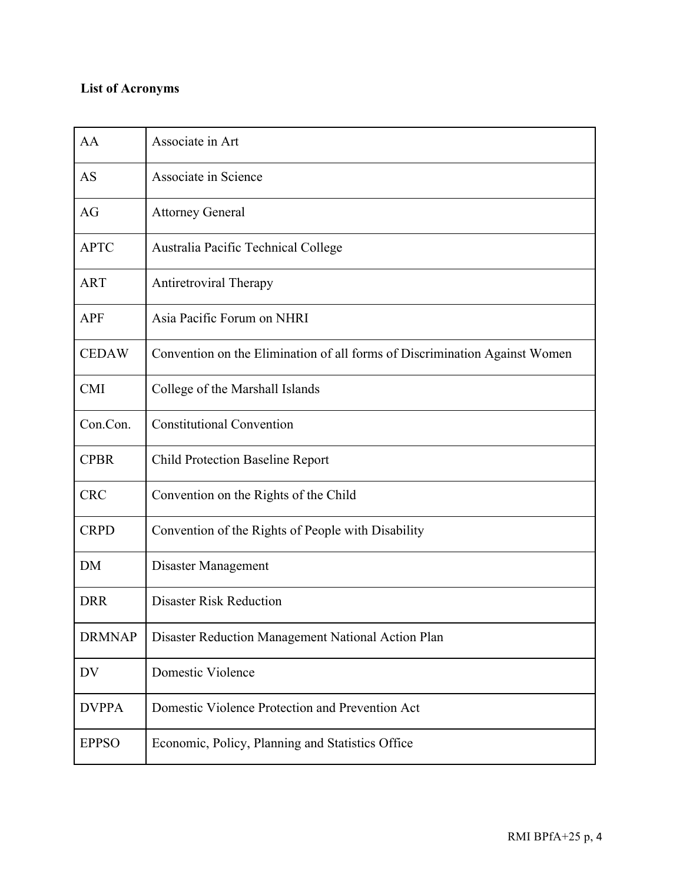**List of Acronyms**

| | |
|---|---|
| AA | Associate in Art |
| AS | Associate in Science |
| AG | Attorney General |
| APTC | Australia Pacific Technical College |
| ART | Antiretroviral Therapy |
| APF | Asia Pacific Forum on NHRI |
| CEDAW | Convention on the Elimination of all forms of Discrimination Against Women |
| CMI | College of the Marshall Islands |
| Con.Con. | Constitutional Convention |
| CPBR | Child Protection Baseline Report |
| CRC | Convention on the Rights of the Child |
| CRPD | Convention of the Rights of People with Disability |
| DM | Disaster Management |
| DRR | Disaster Risk Reduction |
| DRMNAP | Disaster Reduction Management National Action Plan |
| DV | Domestic Violence |
| DVPPA | Domestic Violence Protection and Prevention Act |
| EPPSO | Economic, Policy, Planning and Statistics Office |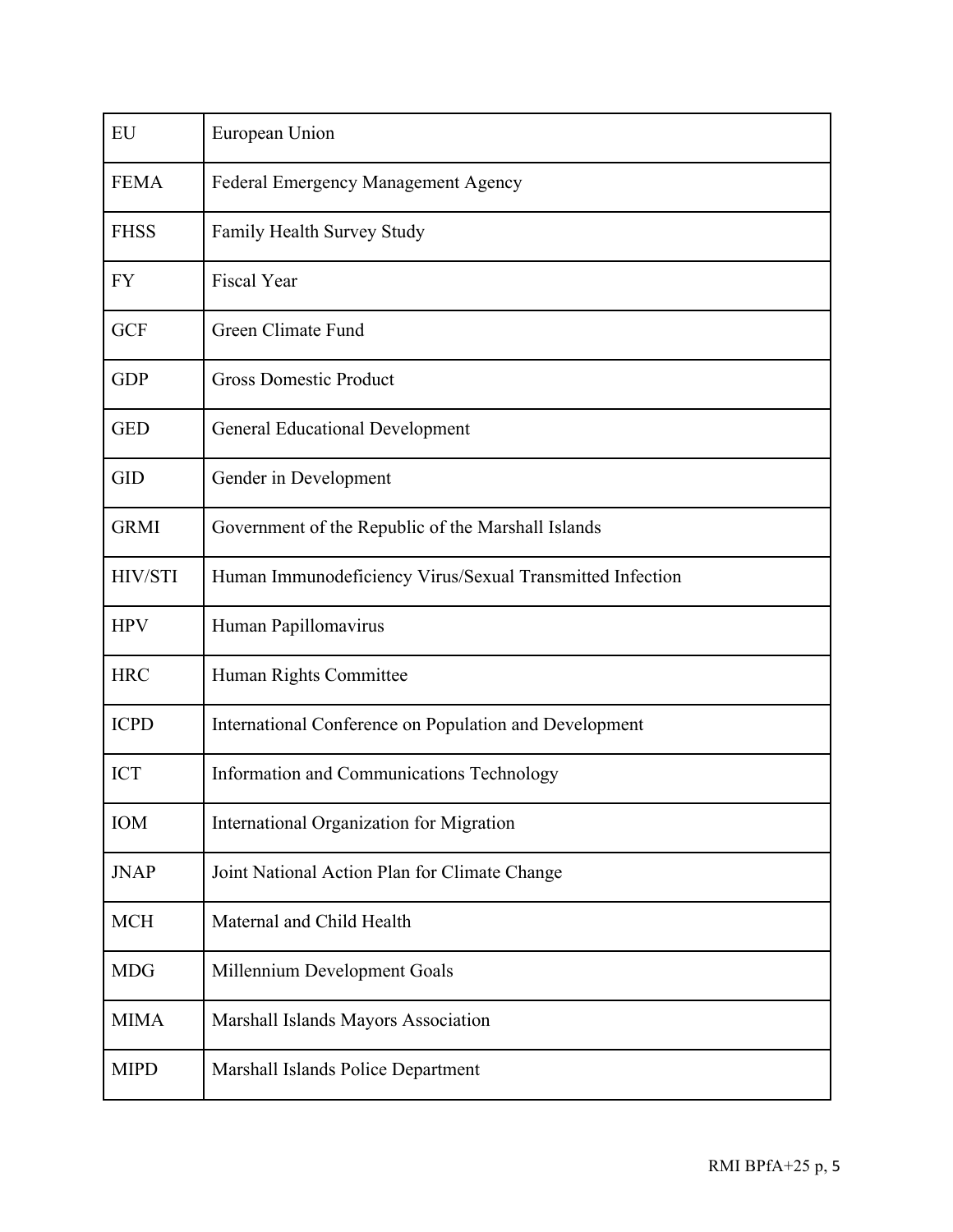| | |
|---|---|
| EU | European Union |
| FEMA | Federal Emergency Management Agency |
| FHSS | Family Health Survey Study |
| FY | Fiscal Year |
| GCF | Green Climate Fund |
| GDP | Gross Domestic Product |
| GED | General Educational Development |
| GID | Gender in Development |
| GRMI | Government of the Republic of the Marshall Islands |
| HIV/STI | Human Immunodeficiency Virus/Sexual Transmitted Infection |
| HPV | Human Papillomavirus |
| HRC | Human Rights Committee |
| ICPD | International Conference on Population and Development |
| ICT | Information and Communications Technology |
| IOM | International Organization for Migration |
| JNAP | Joint National Action Plan for Climate Change |
| MCH | Maternal and Child Health |
| MDG | Millennium Development Goals |
| MIMA | Marshall Islands Mayors Association |
| MIPD | Marshall Islands Police Department |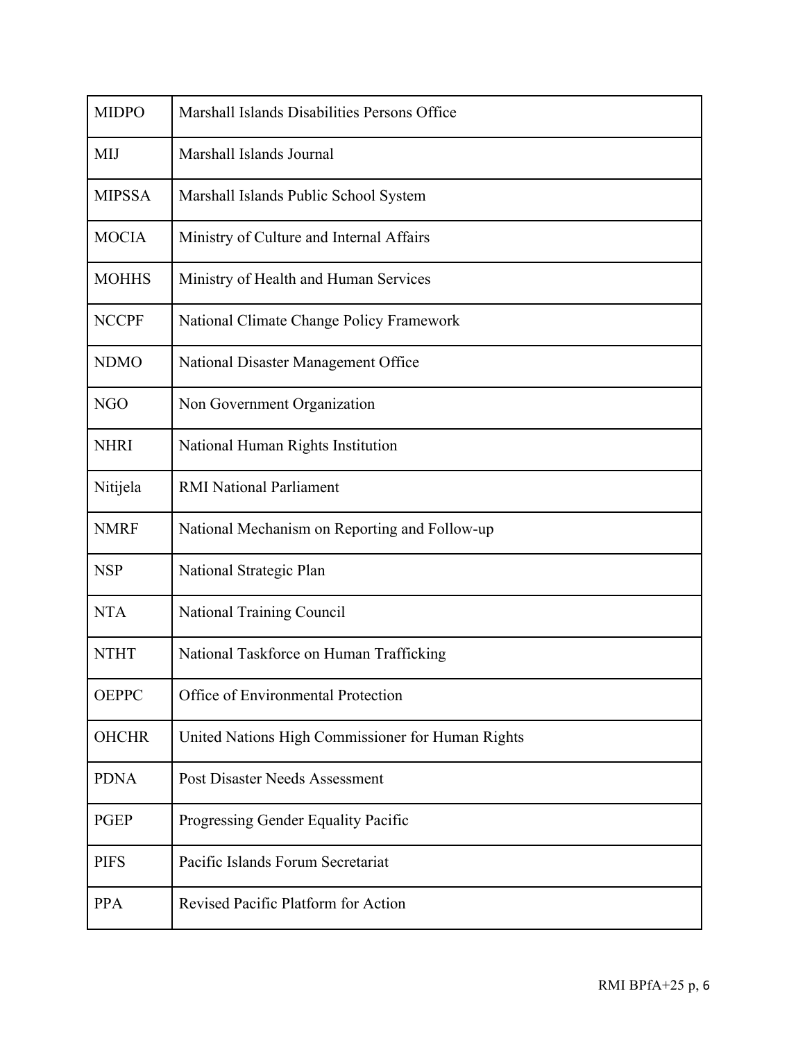| | |
|---|---|
| MIDPO | Marshall Islands Disabilities Persons Office |
| MIJ | Marshall Islands Journal |
| MIPSSA | Marshall Islands Public School System |
| MOCIA | Ministry of Culture and Internal Affairs |
| MOHHS | Ministry of Health and Human Services |
| NCCPF | National Climate Change Policy Framework |
| NDMO | National Disaster Management Office |
| NGO | Non Government Organization |
| NHRI | National Human Rights Institution |
| Nitijela | RMI National Parliament |
| NMRF | National Mechanism on Reporting and Follow-up |
| NSP | National Strategic Plan |
| NTA | National Training Council |
| NTHT | National Taskforce on Human Trafficking |
| OEPPC | Office of Environmental Protection |
| OHCHR | United Nations High Commissioner for Human Rights |
| PDNA | Post Disaster Needs Assessment |
| PGEP | Progressing Gender Equality Pacific |
| PIFS | Pacific Islands Forum Secretariat |
| PPA | Revised Pacific Platform for Action |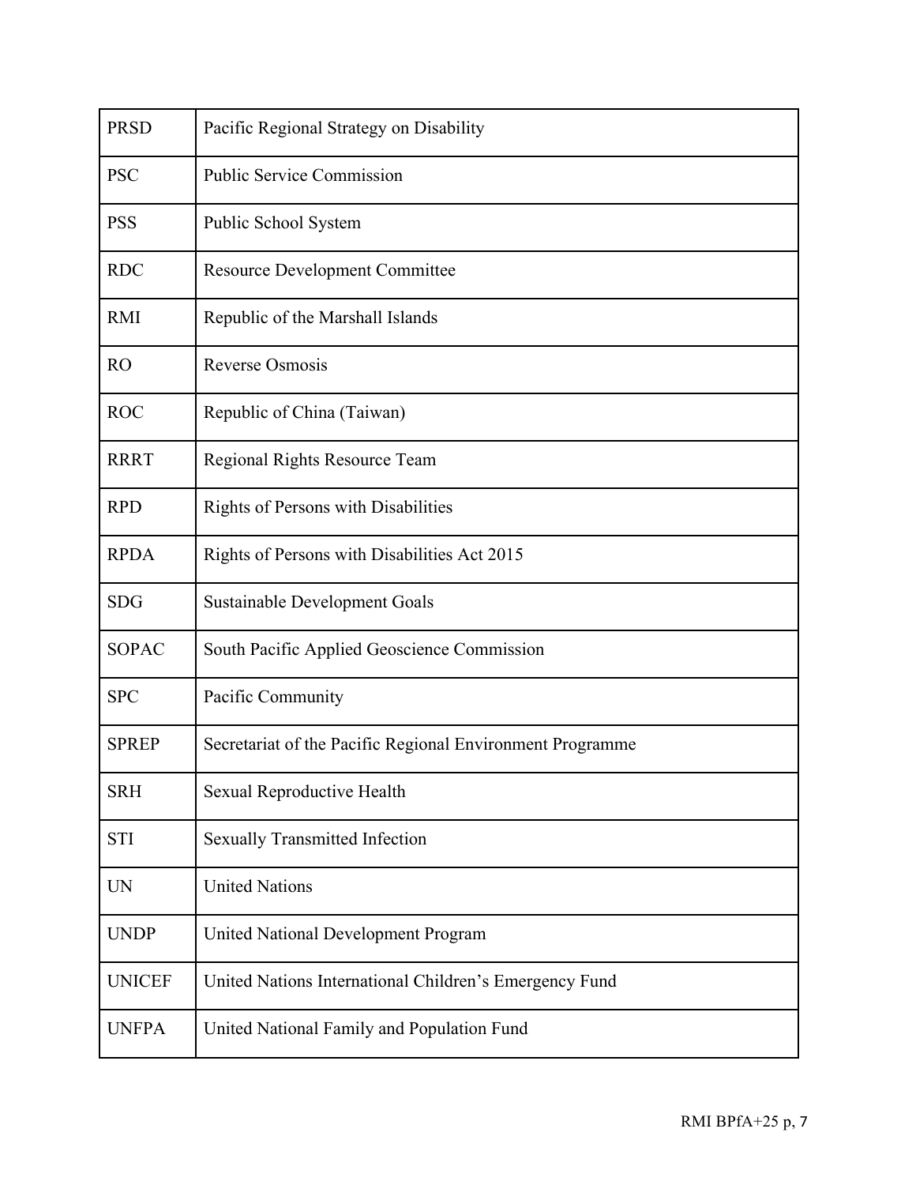| | |
|---|---|
| PRSD | Pacific Regional Strategy on Disability |
| PSC | Public Service Commission |
| PSS | Public School System |
| RDC | Resource Development Committee |
| RMI | Republic of the Marshall Islands |
| RO | Reverse Osmosis |
| ROC | Republic of China (Taiwan) |
| RRRT | Regional Rights Resource Team |
| RPD | Rights of Persons with Disabilities |
| RPDA | Rights of Persons with Disabilities Act 2015 |
| SDG | Sustainable Development Goals |
| SOPAC | South Pacific Applied Geoscience Commission |
| SPC | Pacific Community |
| SPREP | Secretariat of the Pacific Regional Environment Programme |
| SRH | Sexual Reproductive Health |
| STI | Sexually Transmitted Infection |
| UN | United Nations |
| UNDP | United National Development Program |
| UNICEF | United Nations International Children's Emergency Fund |
| UNFPA | United National Family and Population Fund |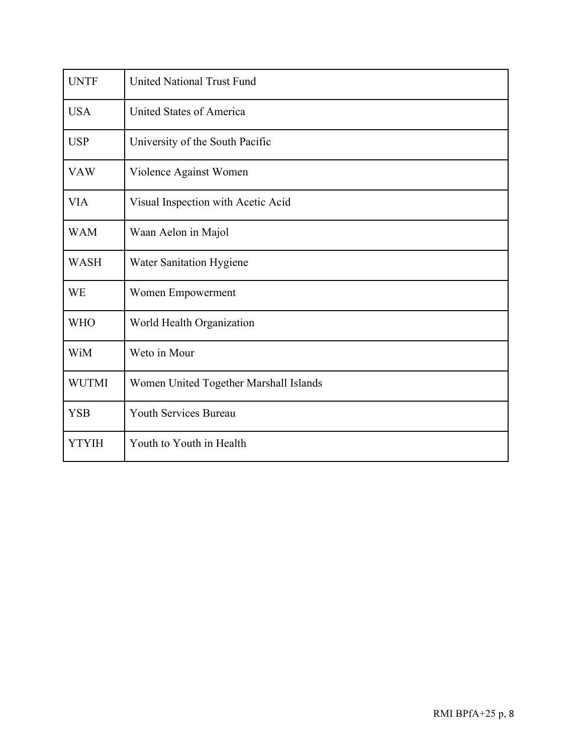| | |
|---|---|
| UNTF | United National Trust Fund |
| USA | United States of America |
| USP | University of the South Pacific |
| VAW | Violence Against Women |
| VIA | Visual Inspection with Acetic Acid |
| WAM | Waan Aelon in Majol |
| WASH | Water Sanitation Hygiene |
| WE | Women Empowerment |
| WHO | World Health Organization |
| WiM | Weto in Mour |
| WUTMI | Women United Together Marshall Islands |
| YSB | Youth Services Bureau |
| YTYIH | Youth to Youth in Health |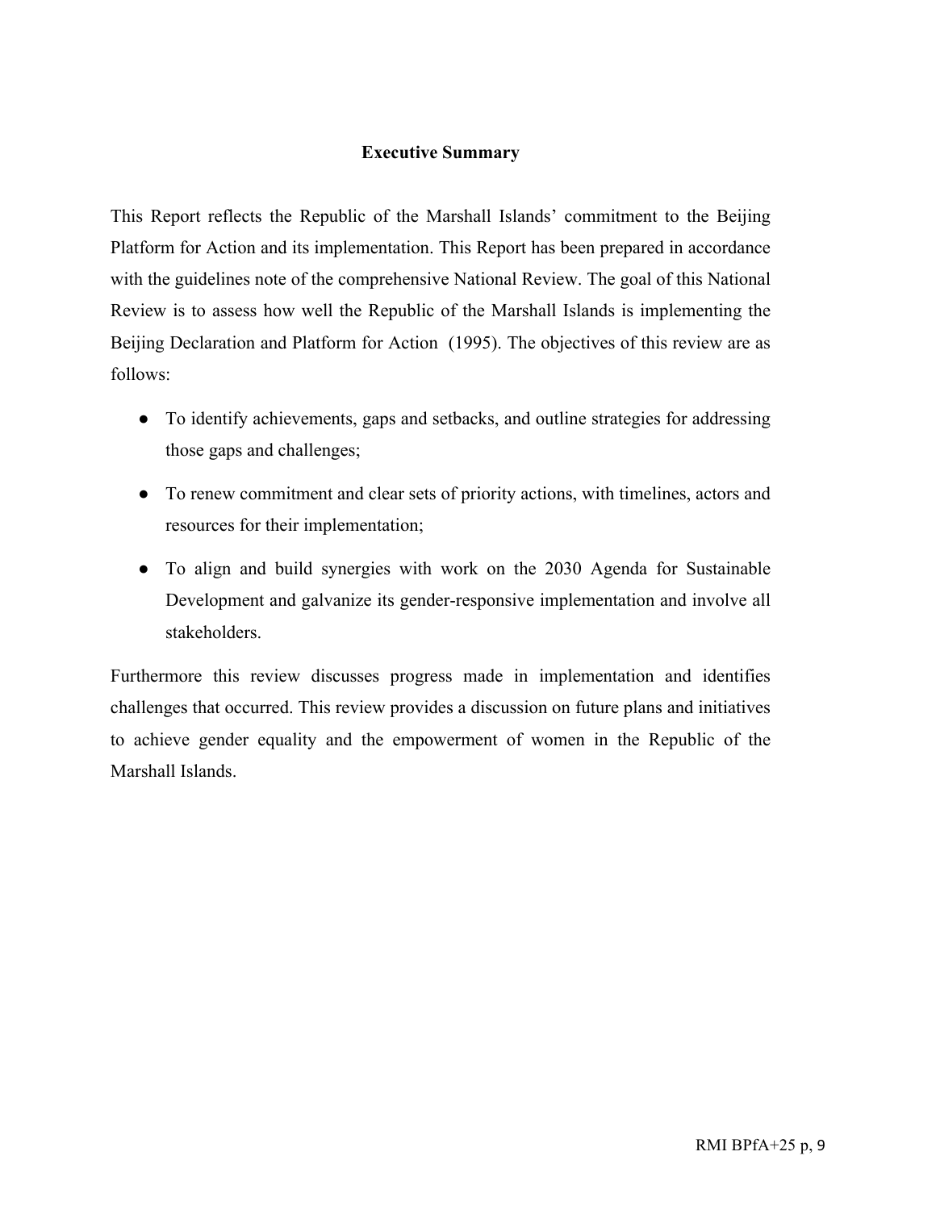## Executive Summary

This Report reflects the Republic of the Marshall Islands' commitment to the Beijing Platform for Action and its implementation. This Report has been prepared in accordance with the guidelines note of the comprehensive National Review. The goal of this National Review is to assess how well the Republic of the Marshall Islands is implementing the Beijing Declaration and Platform for Action (1995). The objectives of this review are as follows:

- To identify achievements, gaps and setbacks, and outline strategies for addressing those gaps and challenges;
- To renew commitment and clear sets of priority actions, with timelines, actors and resources for their implementation;
- To align and build synergies with work on the 2030 Agenda for Sustainable Development and galvanize its gender-responsive implementation and involve all stakeholders.

Furthermore this review discusses progress made in implementation and identifies challenges that occurred. This review provides a discussion on future plans and initiatives to achieve gender equality and the empowerment of women in the Republic of the Marshall Islands.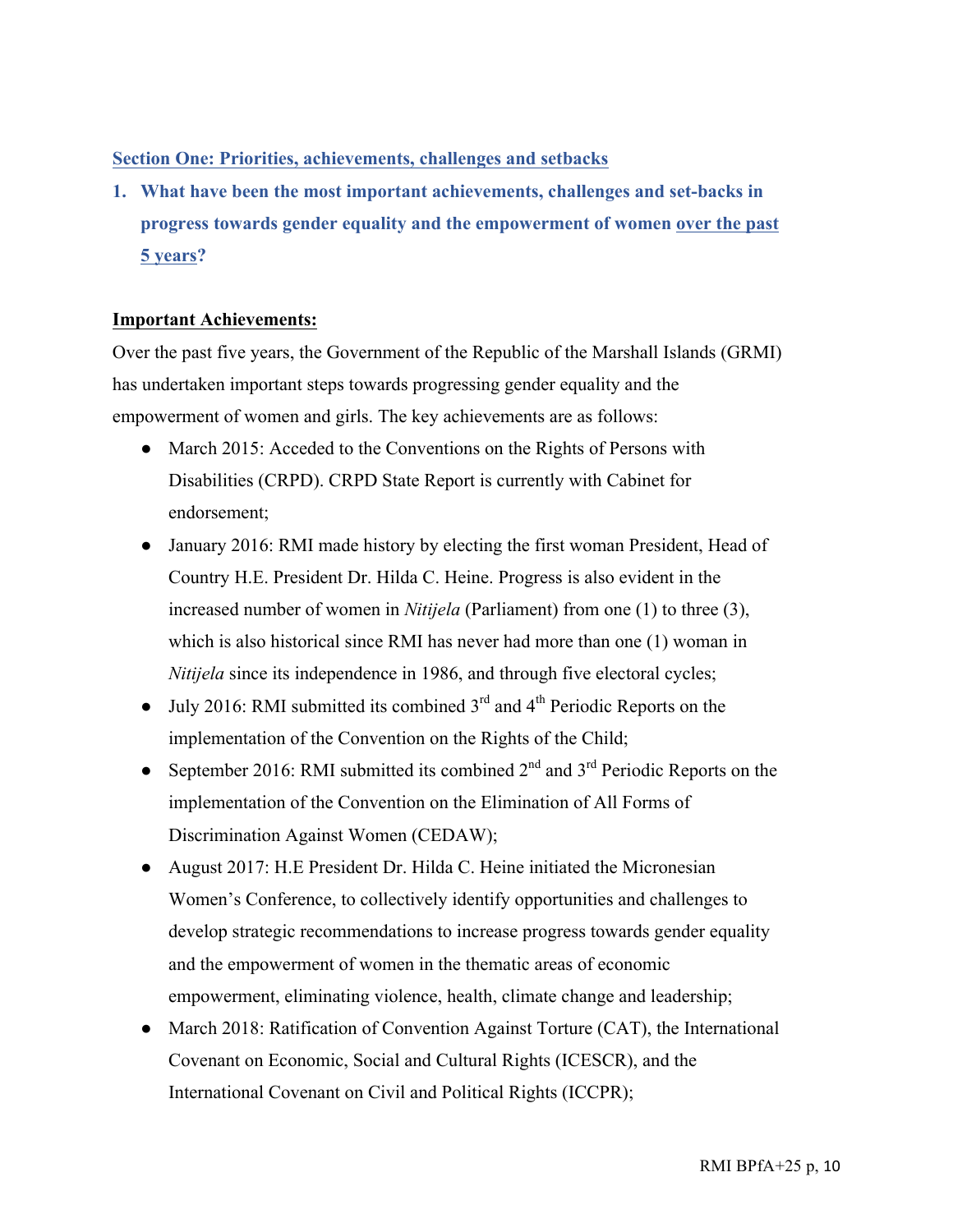## Section One: Priorities, achievements, challenges and setbacks

**1. What have been the most important achievements, challenges and set-backs in progress towards gender equality and the empowerment of women over the past 5 years?**

**Important Achievements:**

Over the past five years, the Government of the Republic of the Marshall Islands (GRMI) has undertaken important steps towards progressing gender equality and the empowerment of women and girls. The key achievements are as follows:

- March 2015: Acceded to the Conventions on the Rights of Persons with Disabilities (CRPD). CRPD State Report is currently with Cabinet for endorsement;
- January 2016: RMI made history by electing the first woman President, Head of Country H.E. President Dr. Hilda C. Heine. Progress is also evident in the increased number of women in *Nitijela* (Parliament) from one (1) to three (3), which is also historical since RMI has never had more than one (1) woman in *Nitijela* since its independence in 1986, and through five electoral cycles;
- July 2016: RMI submitted its combined 3rd and 4th Periodic Reports on the implementation of the Convention on the Rights of the Child;
- September 2016: RMI submitted its combined 2nd and 3rd Periodic Reports on the implementation of the Convention on the Elimination of All Forms of Discrimination Against Women (CEDAW);
- August 2017: H.E President Dr. Hilda C. Heine initiated the Micronesian Women's Conference, to collectively identify opportunities and challenges to develop strategic recommendations to increase progress towards gender equality and the empowerment of women in the thematic areas of economic empowerment, eliminating violence, health, climate change and leadership;
- March 2018: Ratification of Convention Against Torture (CAT), the International Covenant on Economic, Social and Cultural Rights (ICESCR), and the International Covenant on Civil and Political Rights (ICCPR);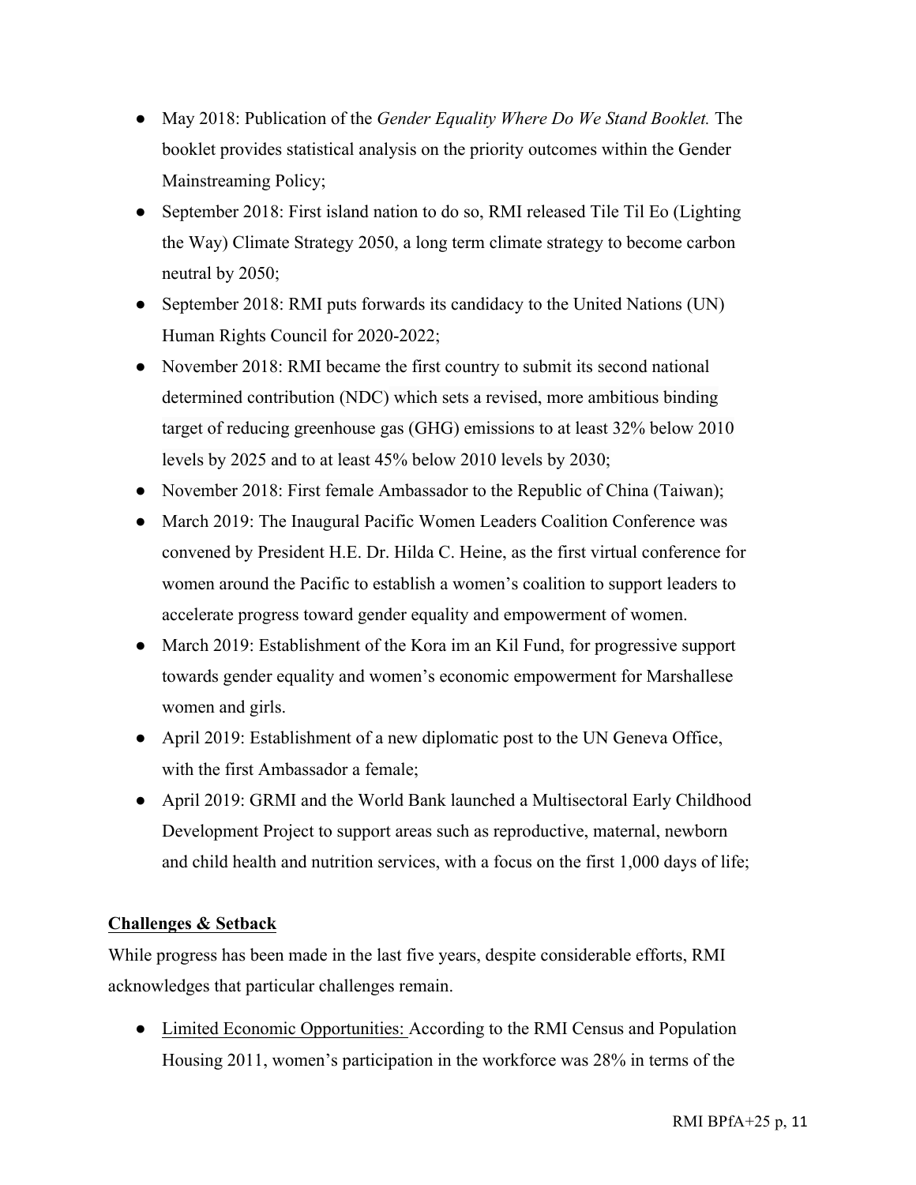- May 2018: Publication of the *Gender Equality Where Do We Stand Booklet.* The booklet provides statistical analysis on the priority outcomes within the Gender Mainstreaming Policy;
- September 2018: First island nation to do so, RMI released Tile Til Eo (Lighting the Way) Climate Strategy 2050, a long term climate strategy to become carbon neutral by 2050;
- September 2018: RMI puts forwards its candidacy to the United Nations (UN) Human Rights Council for 2020-2022;
- November 2018: RMI became the first country to submit its second national determined contribution (NDC) which sets a revised, more ambitious binding target of reducing greenhouse gas (GHG) emissions to at least 32% below 2010 levels by 2025 and to at least 45% below 2010 levels by 2030;
- November 2018: First female Ambassador to the Republic of China (Taiwan);
- March 2019: The Inaugural Pacific Women Leaders Coalition Conference was convened by President H.E. Dr. Hilda C. Heine, as the first virtual conference for women around the Pacific to establish a women's coalition to support leaders to accelerate progress toward gender equality and empowerment of women.
- March 2019: Establishment of the Kora im an Kil Fund, for progressive support towards gender equality and women's economic empowerment for Marshallese women and girls.
- April 2019: Establishment of a new diplomatic post to the UN Geneva Office, with the first Ambassador a female;
- April 2019: GRMI and the World Bank launched a Multisectoral Early Childhood Development Project to support areas such as reproductive, maternal, newborn and child health and nutrition services, with a focus on the first 1,000 days of life;

**Challenges & Setback**

While progress has been made in the last five years, despite considerable efforts, RMI acknowledges that particular challenges remain.

- Limited Economic Opportunities: According to the RMI Census and Population Housing 2011, women's participation in the workforce was 28% in terms of the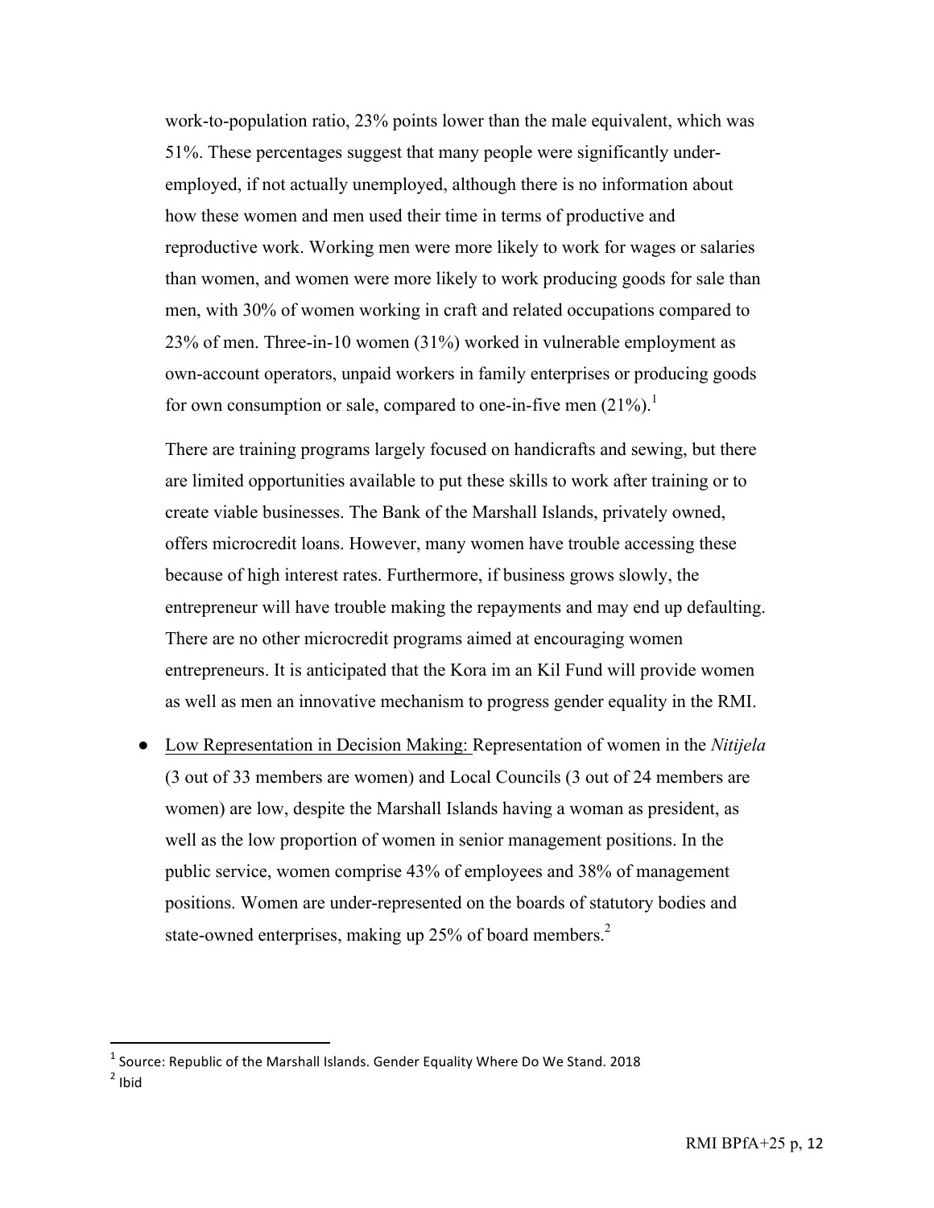work-to-population ratio, 23% points lower than the male equivalent, which was 51%. These percentages suggest that many people were significantly under-employed, if not actually unemployed, although there is no information about how these women and men used their time in terms of productive and reproductive work. Working men were more likely to work for wages or salaries than women, and women were more likely to work producing goods for sale than men, with 30% of women working in craft and related occupations compared to 23% of men. Three-in-10 women (31%) worked in vulnerable employment as own-account operators, unpaid workers in family enterprises or producing goods for own consumption or sale, compared to one-in-five men (21%).[1]

There are training programs largely focused on handicrafts and sewing, but there are limited opportunities available to put these skills to work after training or to create viable businesses. The Bank of the Marshall Islands, privately owned, offers microcredit loans. However, many women have trouble accessing these because of high interest rates. Furthermore, if business grows slowly, the entrepreneur will have trouble making the repayments and may end up defaulting. There are no other microcredit programs aimed at encouraging women entrepreneurs. It is anticipated that the Kora im an Kil Fund will provide women as well as men an innovative mechanism to progress gender equality in the RMI.

- Low Representation in Decision Making: Representation of women in the *Nitijela* (3 out of 33 members are women) and Local Councils (3 out of 24 members are women) are low, despite the Marshall Islands having a woman as president, as well as the low proportion of women in senior management positions. In the public service, women comprise 43% of employees and 38% of management positions. Women are under-represented on the boards of statutory bodies and state-owned enterprises, making up 25% of board members.[2]

---

[1] Source: Republic of the Marshall Islands. Gender Equality Where Do We Stand. 2018

[2] Ibid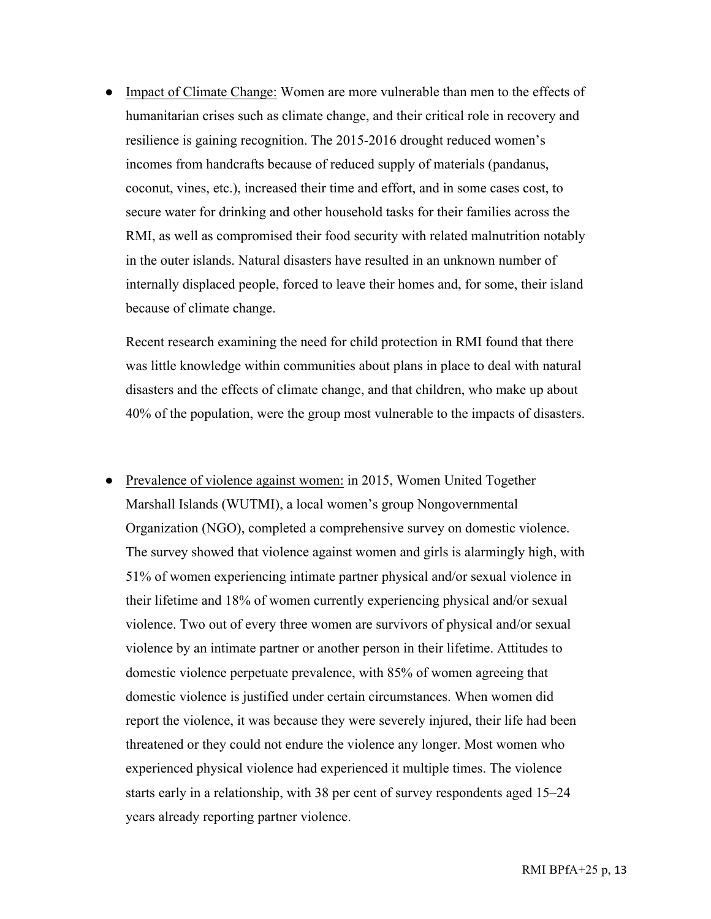- <u>Impact of Climate Change:</u> Women are more vulnerable than men to the effects of humanitarian crises such as climate change, and their critical role in recovery and resilience is gaining recognition. The 2015-2016 drought reduced women's incomes from handcrafts because of reduced supply of materials (pandanus, coconut, vines, etc.), increased their time and effort, and in some cases cost, to secure water for drinking and other household tasks for their families across the RMI, as well as compromised their food security with related malnutrition notably in the outer islands. Natural disasters have resulted in an unknown number of internally displaced people, forced to leave their homes and, for some, their island because of climate change.

  Recent research examining the need for child protection in RMI found that there was little knowledge within communities about plans in place to deal with natural disasters and the effects of climate change, and that children, who make up about 40% of the population, were the group most vulnerable to the impacts of disasters.

- <u>Prevalence of violence against women:</u> in 2015, Women United Together Marshall Islands (WUTMI), a local women's group Nongovernmental Organization (NGO), completed a comprehensive survey on domestic violence. The survey showed that violence against women and girls is alarmingly high, with 51% of women experiencing intimate partner physical and/or sexual violence in their lifetime and 18% of women currently experiencing physical and/or sexual violence. Two out of every three women are survivors of physical and/or sexual violence by an intimate partner or another person in their lifetime. Attitudes to domestic violence perpetuate prevalence, with 85% of women agreeing that domestic violence is justified under certain circumstances. When women did report the violence, it was because they were severely injured, their life had been threatened or they could not endure the violence any longer. Most women who experienced physical violence had experienced it multiple times. The violence starts early in a relationship, with 38 per cent of survey respondents aged 15–24 years already reporting partner violence.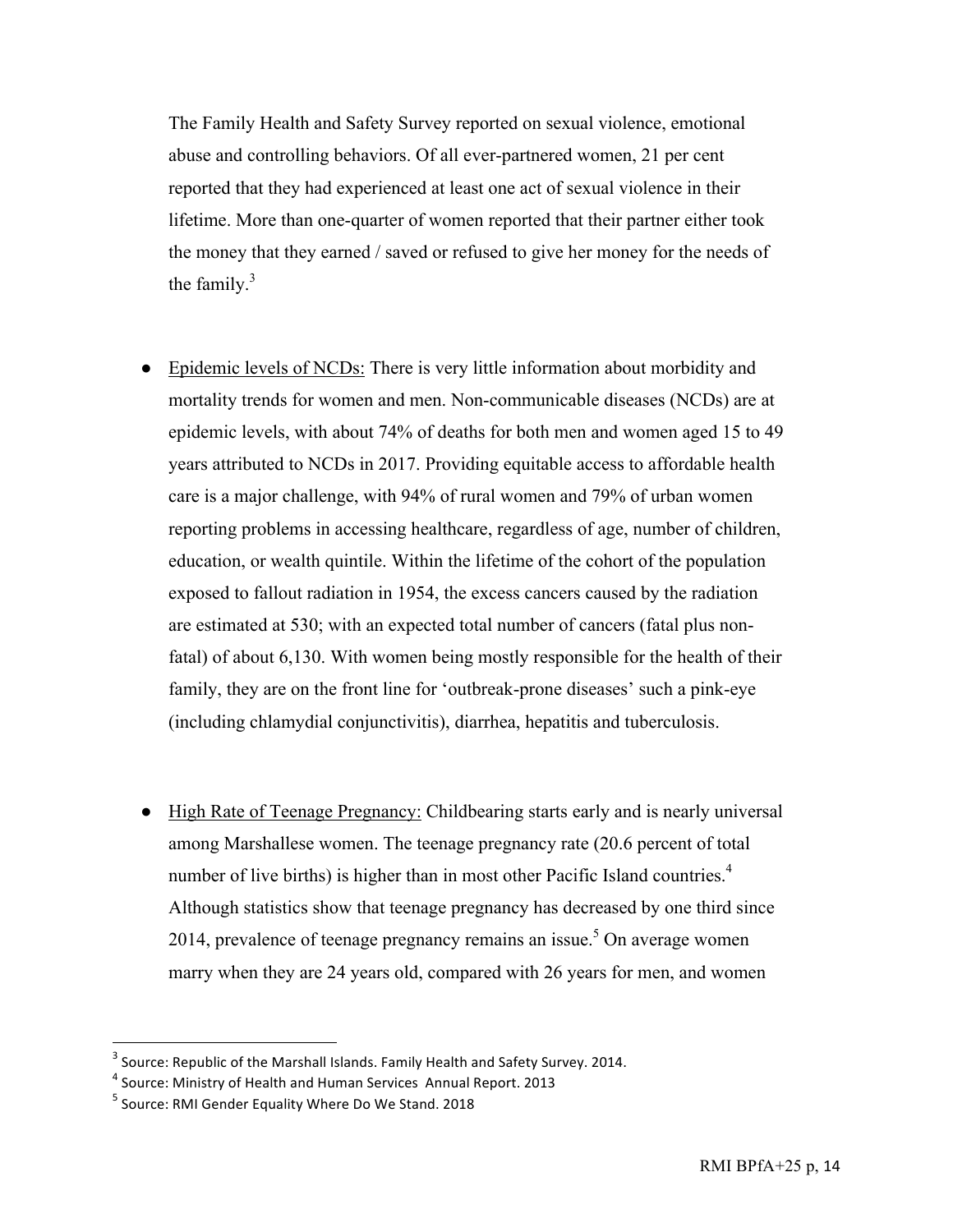The Family Health and Safety Survey reported on sexual violence, emotional abuse and controlling behaviors. Of all ever-partnered women, 21 per cent reported that they had experienced at least one act of sexual violence in their lifetime. More than one-quarter of women reported that their partner either took the money that they earned / saved or refused to give her money for the needs of the family.[3]

- Epidemic levels of NCDs: There is very little information about morbidity and mortality trends for women and men. Non-communicable diseases (NCDs) are at epidemic levels, with about 74% of deaths for both men and women aged 15 to 49 years attributed to NCDs in 2017. Providing equitable access to affordable health care is a major challenge, with 94% of rural women and 79% of urban women reporting problems in accessing healthcare, regardless of age, number of children, education, or wealth quintile. Within the lifetime of the cohort of the population exposed to fallout radiation in 1954, the excess cancers caused by the radiation are estimated at 530; with an expected total number of cancers (fatal plus non-fatal) of about 6,130. With women being mostly responsible for the health of their family, they are on the front line for 'outbreak-prone diseases' such a pink-eye (including chlamydial conjunctivitis), diarrhea, hepatitis and tuberculosis.

- High Rate of Teenage Pregnancy: Childbearing starts early and is nearly universal among Marshallese women. The teenage pregnancy rate (20.6 percent of total number of live births) is higher than in most other Pacific Island countries.[4] Although statistics show that teenage pregnancy has decreased by one third since 2014, prevalence of teenage pregnancy remains an issue.[5] On average women marry when they are 24 years old, compared with 26 years for men, and women

---

[3] Source: Republic of the Marshall Islands. Family Health and Safety Survey. 2014.

[4] Source: Ministry of Health and Human Services Annual Report. 2013

[5] Source: RMI Gender Equality Where Do We Stand. 2018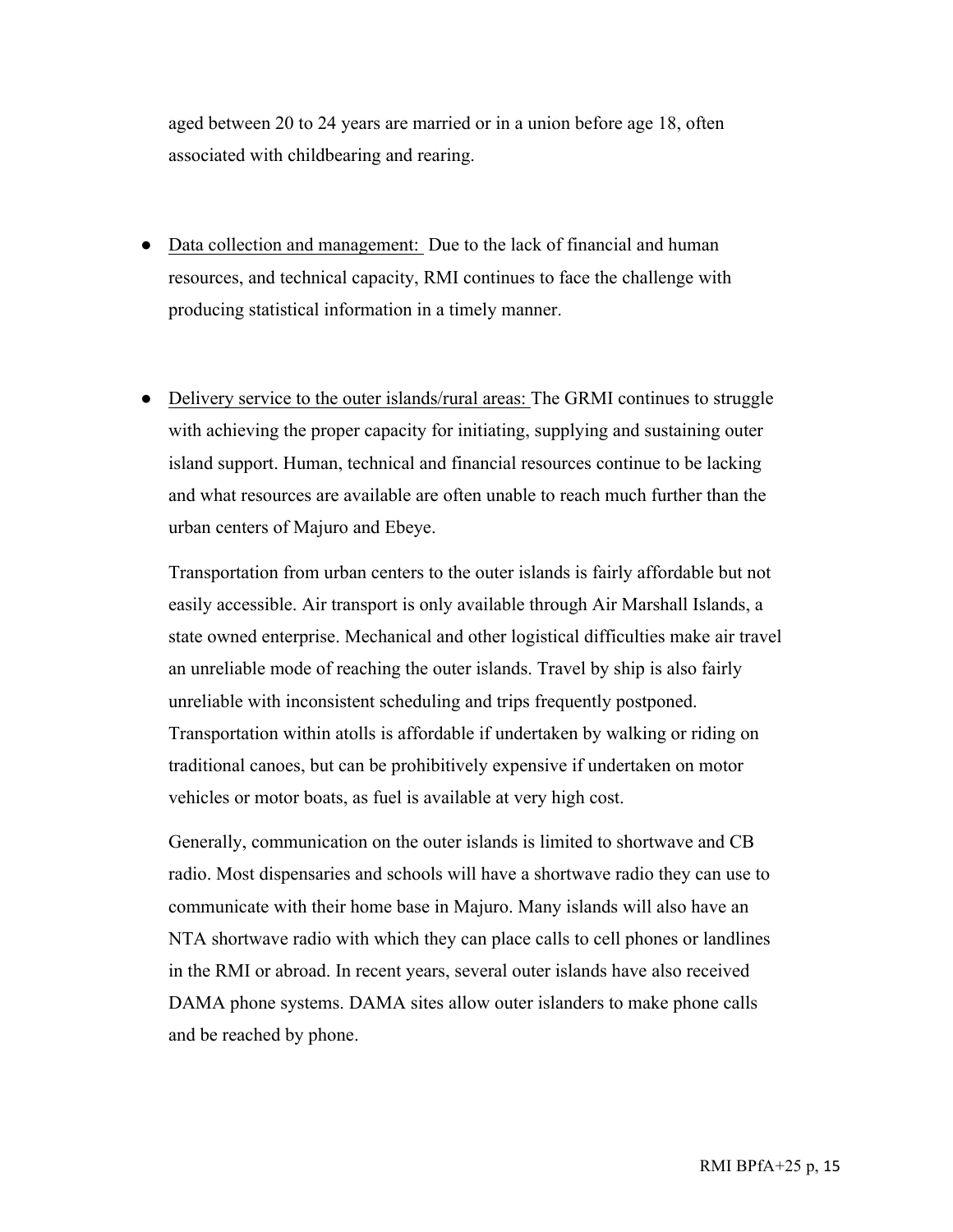aged between 20 to 24 years are married or in a union before age 18, often associated with childbearing and rearing.

- Data collection and management: Due to the lack of financial and human resources, and technical capacity, RMI continues to face the challenge with producing statistical information in a timely manner.

- Delivery service to the outer islands/rural areas: The GRMI continues to struggle with achieving the proper capacity for initiating, supplying and sustaining outer island support. Human, technical and financial resources continue to be lacking and what resources are available are often unable to reach much further than the urban centers of Majuro and Ebeye.

  Transportation from urban centers to the outer islands is fairly affordable but not easily accessible. Air transport is only available through Air Marshall Islands, a state owned enterprise. Mechanical and other logistical difficulties make air travel an unreliable mode of reaching the outer islands. Travel by ship is also fairly unreliable with inconsistent scheduling and trips frequently postponed. Transportation within atolls is affordable if undertaken by walking or riding on traditional canoes, but can be prohibitively expensive if undertaken on motor vehicles or motor boats, as fuel is available at very high cost.

  Generally, communication on the outer islands is limited to shortwave and CB radio. Most dispensaries and schools will have a shortwave radio they can use to communicate with their home base in Majuro. Many islands will also have an NTA shortwave radio with which they can place calls to cell phones or landlines in the RMI or abroad. In recent years, several outer islands have also received DAMA phone systems. DAMA sites allow outer islanders to make phone calls and be reached by phone.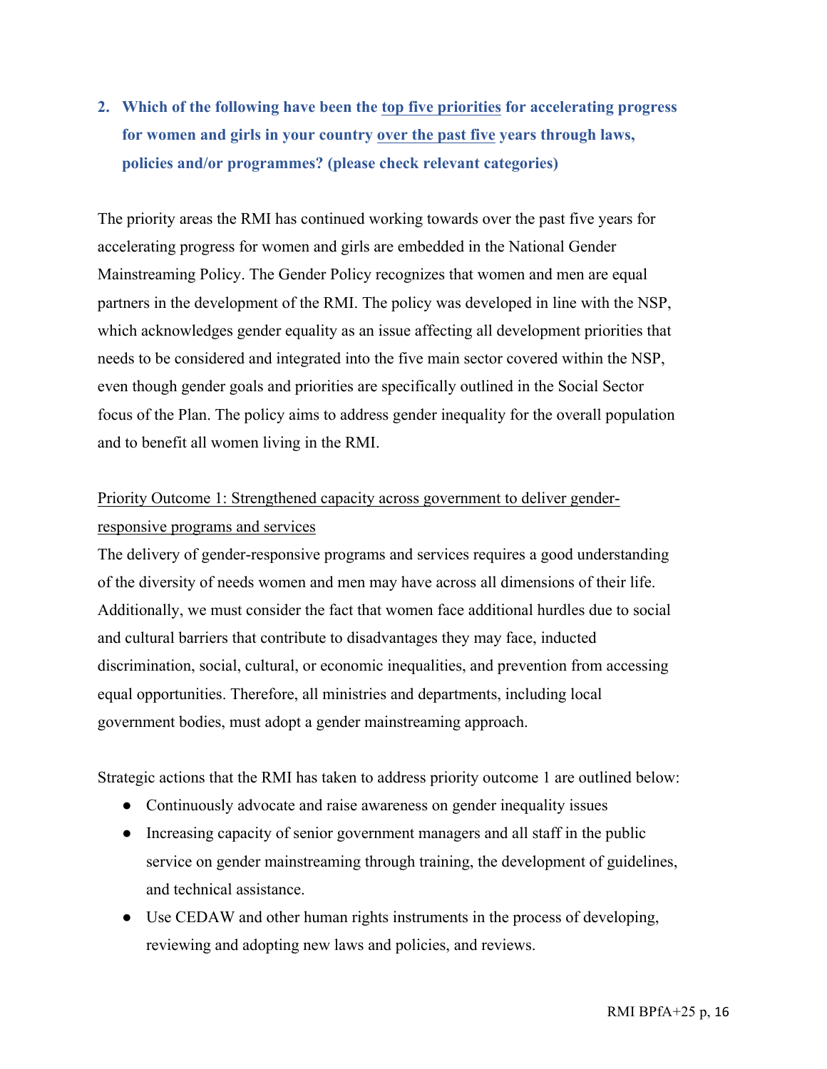**2. Which of the following have been the <u>top five priorities</u> for accelerating progress for women and girls in your country <u>over the past five</u> years through laws, policies and/or programmes? (please check relevant categories)**

The priority areas the RMI has continued working towards over the past five years for accelerating progress for women and girls are embedded in the National Gender Mainstreaming Policy. The Gender Policy recognizes that women and men are equal partners in the development of the RMI. The policy was developed in line with the NSP, which acknowledges gender equality as an issue affecting all development priorities that needs to be considered and integrated into the five main sector covered within the NSP, even though gender goals and priorities are specifically outlined in the Social Sector focus of the Plan. The policy aims to address gender inequality for the overall population and to benefit all women living in the RMI.

<u>Priority Outcome 1: Strengthened capacity across government to deliver gender-responsive programs and services</u>

The delivery of gender-responsive programs and services requires a good understanding of the diversity of needs women and men may have across all dimensions of their life. Additionally, we must consider the fact that women face additional hurdles due to social and cultural barriers that contribute to disadvantages they may face, inducted discrimination, social, cultural, or economic inequalities, and prevention from accessing equal opportunities. Therefore, all ministries and departments, including local government bodies, must adopt a gender mainstreaming approach.

Strategic actions that the RMI has taken to address priority outcome 1 are outlined below:

- Continuously advocate and raise awareness on gender inequality issues
- Increasing capacity of senior government managers and all staff in the public service on gender mainstreaming through training, the development of guidelines, and technical assistance.
- Use CEDAW and other human rights instruments in the process of developing, reviewing and adopting new laws and policies, and reviews.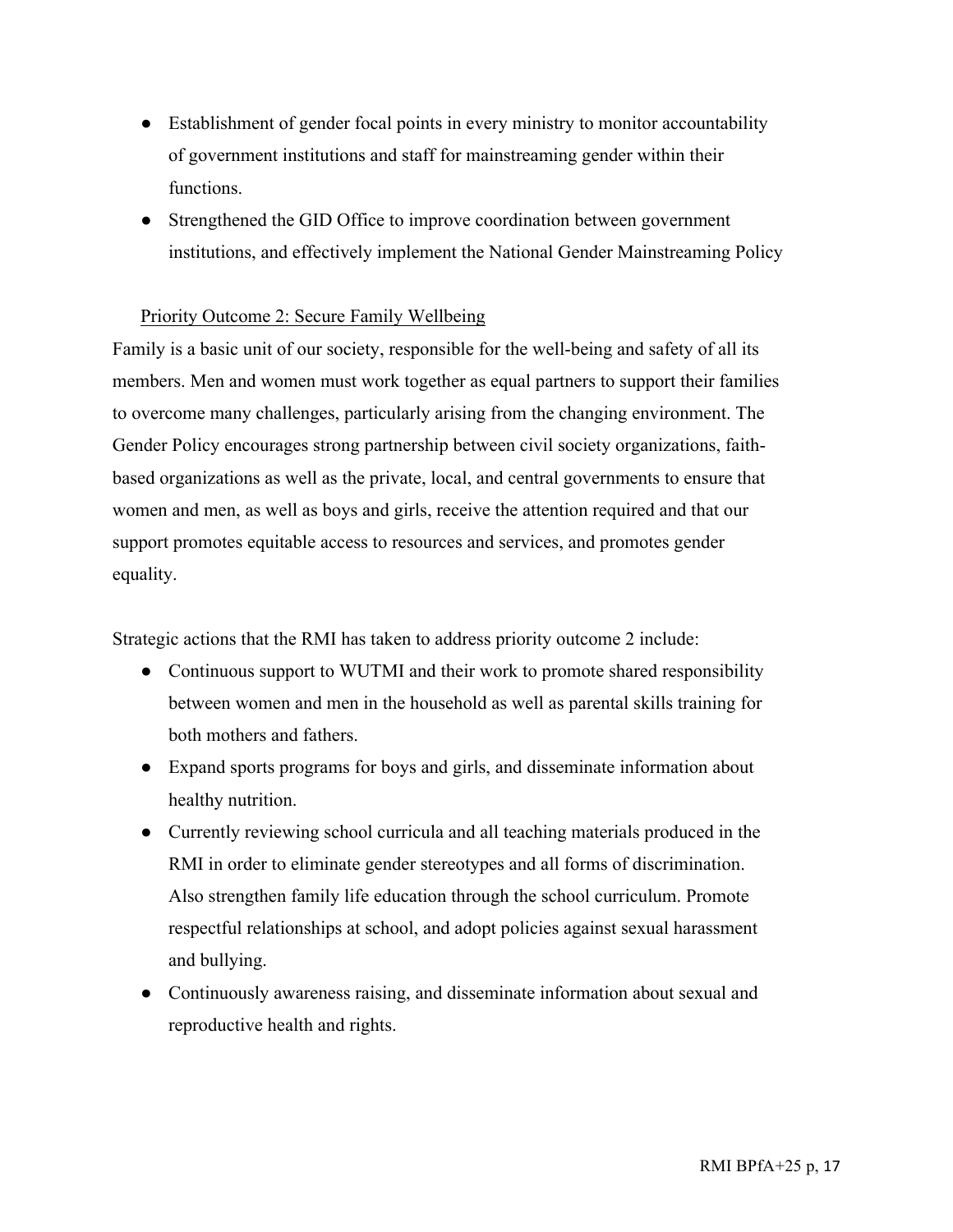- Establishment of gender focal points in every ministry to monitor accountability of government institutions and staff for mainstreaming gender within their functions.
- Strengthened the GID Office to improve coordination between government institutions, and effectively implement the National Gender Mainstreaming Policy

Priority Outcome 2: Secure Family Wellbeing

Family is a basic unit of our society, responsible for the well-being and safety of all its members. Men and women must work together as equal partners to support their families to overcome many challenges, particularly arising from the changing environment. The Gender Policy encourages strong partnership between civil society organizations, faith-based organizations as well as the private, local, and central governments to ensure that women and men, as well as boys and girls, receive the attention required and that our support promotes equitable access to resources and services, and promotes gender equality.

Strategic actions that the RMI has taken to address priority outcome 2 include:

- Continuous support to WUTMI and their work to promote shared responsibility between women and men in the household as well as parental skills training for both mothers and fathers.
- Expand sports programs for boys and girls, and disseminate information about healthy nutrition.
- Currently reviewing school curricula and all teaching materials produced in the RMI in order to eliminate gender stereotypes and all forms of discrimination. Also strengthen family life education through the school curriculum. Promote respectful relationships at school, and adopt policies against sexual harassment and bullying.
- Continuously awareness raising, and disseminate information about sexual and reproductive health and rights.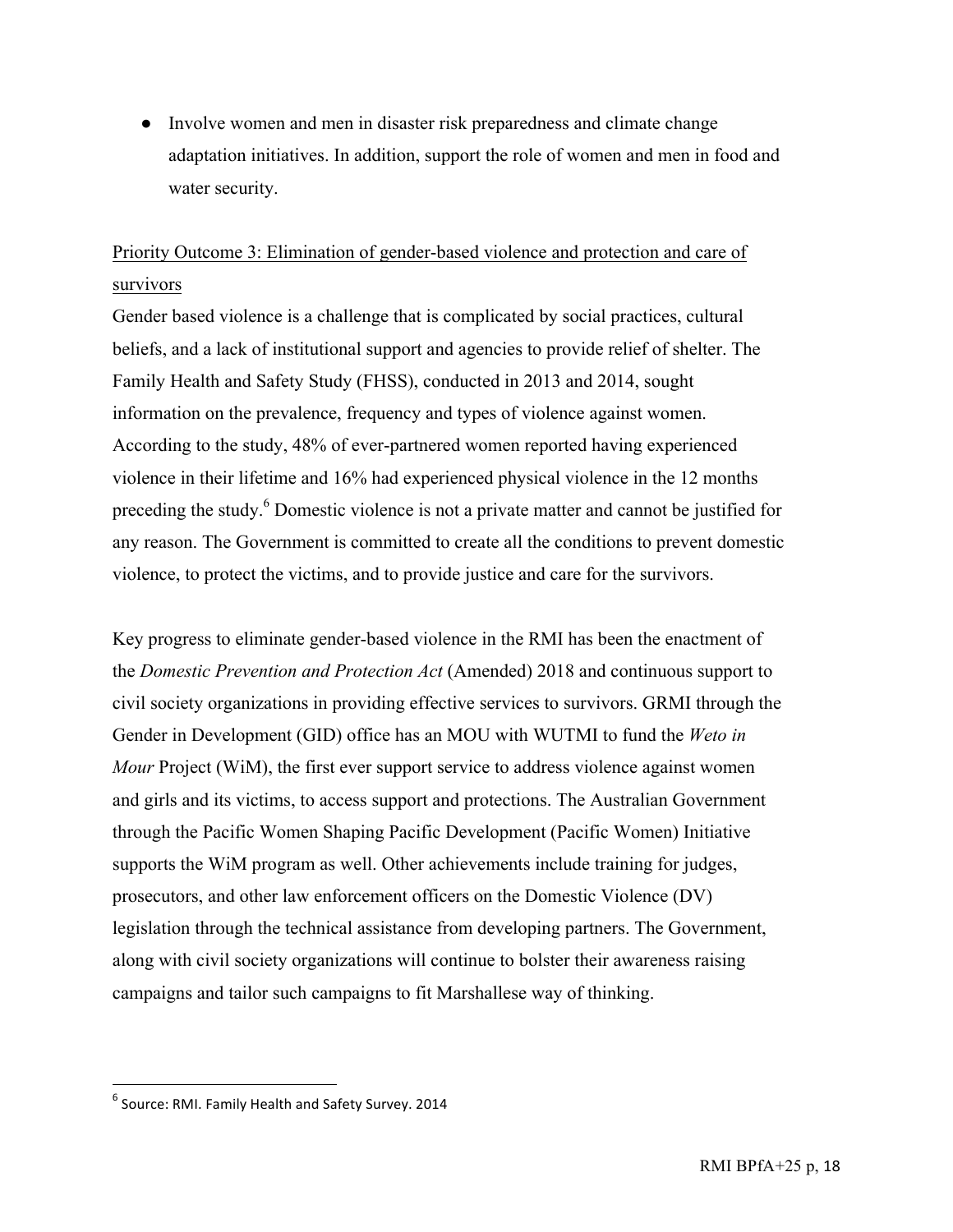- Involve women and men in disaster risk preparedness and climate change adaptation initiatives. In addition, support the role of women and men in food and water security.

Priority Outcome 3: Elimination of gender-based violence and protection and care of survivors

Gender based violence is a challenge that is complicated by social practices, cultural beliefs, and a lack of institutional support and agencies to provide relief of shelter. The Family Health and Safety Study (FHSS), conducted in 2013 and 2014, sought information on the prevalence, frequency and types of violence against women. According to the study, 48% of ever-partnered women reported having experienced violence in their lifetime and 16% had experienced physical violence in the 12 months preceding the study.[6] Domestic violence is not a private matter and cannot be justified for any reason. The Government is committed to create all the conditions to prevent domestic violence, to protect the victims, and to provide justice and care for the survivors.

Key progress to eliminate gender-based violence in the RMI has been the enactment of the *Domestic Prevention and Protection Act* (Amended) 2018 and continuous support to civil society organizations in providing effective services to survivors. GRMI through the Gender in Development (GID) office has an MOU with WUTMI to fund the *Weto in Mour* Project (WiM), the first ever support service to address violence against women and girls and its victims, to access support and protections. The Australian Government through the Pacific Women Shaping Pacific Development (Pacific Women) Initiative supports the WiM program as well. Other achievements include training for judges, prosecutors, and other law enforcement officers on the Domestic Violence (DV) legislation through the technical assistance from developing partners. The Government, along with civil society organizations will continue to bolster their awareness raising campaigns and tailor such campaigns to fit Marshallese way of thinking.

[6] Source: RMI. Family Health and Safety Survey. 2014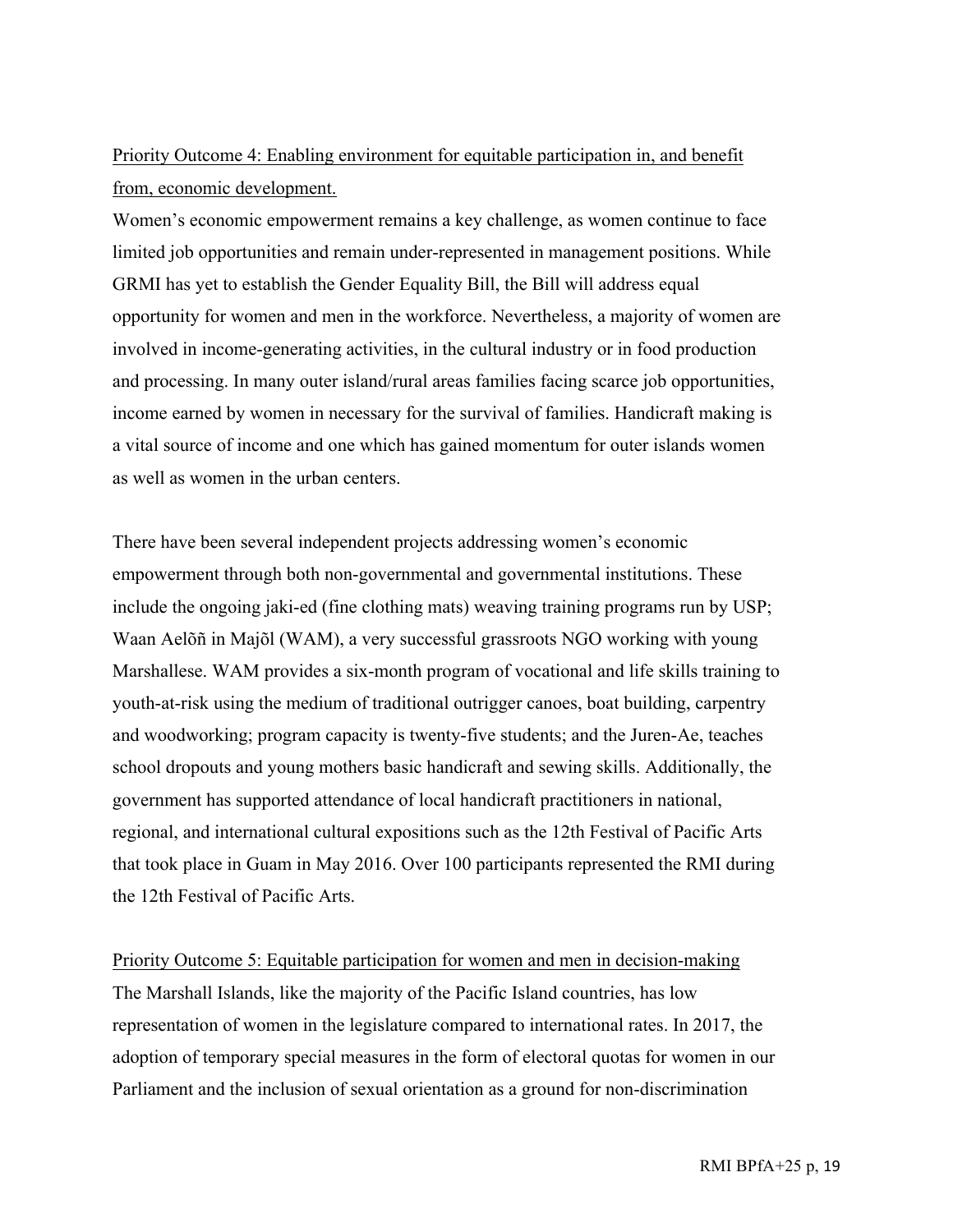Priority Outcome 4: Enabling environment for equitable participation in, and benefit from, economic development.

Women's economic empowerment remains a key challenge, as women continue to face limited job opportunities and remain under-represented in management positions. While GRMI has yet to establish the Gender Equality Bill, the Bill will address equal opportunity for women and men in the workforce. Nevertheless, a majority of women are involved in income-generating activities, in the cultural industry or in food production and processing. In many outer island/rural areas families facing scarce job opportunities, income earned by women in necessary for the survival of families. Handicraft making is a vital source of income and one which has gained momentum for outer islands women as well as women in the urban centers.

There have been several independent projects addressing women's economic empowerment through both non-governmental and governmental institutions. These include the ongoing jaki-ed (fine clothing mats) weaving training programs run by USP; Waan Aelõñ in Majõl (WAM), a very successful grassroots NGO working with young Marshallese. WAM provides a six-month program of vocational and life skills training to youth-at-risk using the medium of traditional outrigger canoes, boat building, carpentry and woodworking; program capacity is twenty-five students; and the Juren-Ae, teaches school dropouts and young mothers basic handicraft and sewing skills. Additionally, the government has supported attendance of local handicraft practitioners in national, regional, and international cultural expositions such as the 12th Festival of Pacific Arts that took place in Guam in May 2016. Over 100 participants represented the RMI during the 12th Festival of Pacific Arts.

Priority Outcome 5: Equitable participation for women and men in decision-making

The Marshall Islands, like the majority of the Pacific Island countries, has low representation of women in the legislature compared to international rates. In 2017, the adoption of temporary special measures in the form of electoral quotas for women in our Parliament and the inclusion of sexual orientation as a ground for non-discrimination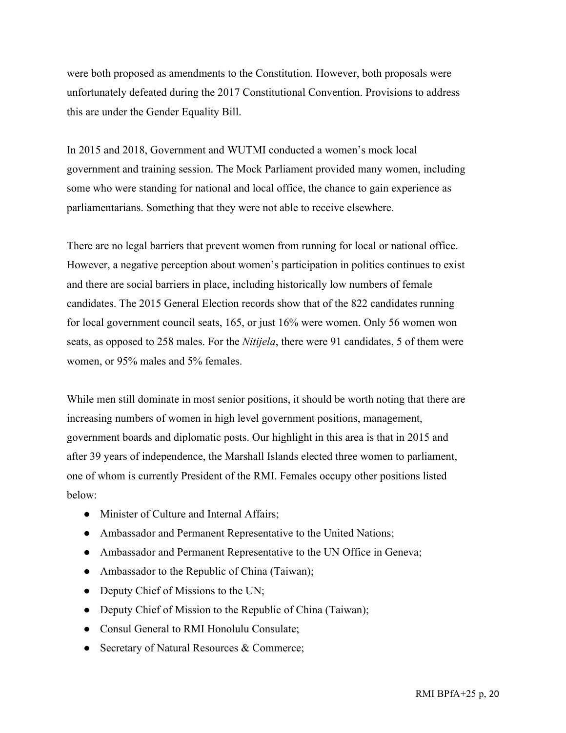were both proposed as amendments to the Constitution. However, both proposals were unfortunately defeated during the 2017 Constitutional Convention. Provisions to address this are under the Gender Equality Bill.

In 2015 and 2018, Government and WUTMI conducted a women's mock local government and training session. The Mock Parliament provided many women, including some who were standing for national and local office, the chance to gain experience as parliamentarians. Something that they were not able to receive elsewhere.

There are no legal barriers that prevent women from running for local or national office. However, a negative perception about women's participation in politics continues to exist and there are social barriers in place, including historically low numbers of female candidates. The 2015 General Election records show that of the 822 candidates running for local government council seats, 165, or just 16% were women. Only 56 women won seats, as opposed to 258 males. For the *Nitijela*, there were 91 candidates, 5 of them were women, or 95% males and 5% females.

While men still dominate in most senior positions, it should be worth noting that there are increasing numbers of women in high level government positions, management, government boards and diplomatic posts. Our highlight in this area is that in 2015 and after 39 years of independence, the Marshall Islands elected three women to parliament, one of whom is currently President of the RMI. Females occupy other positions listed below:

- Minister of Culture and Internal Affairs;
- Ambassador and Permanent Representative to the United Nations;
- Ambassador and Permanent Representative to the UN Office in Geneva;
- Ambassador to the Republic of China (Taiwan);
- Deputy Chief of Missions to the UN;
- Deputy Chief of Mission to the Republic of China (Taiwan);
- Consul General to RMI Honolulu Consulate;
- Secretary of Natural Resources & Commerce;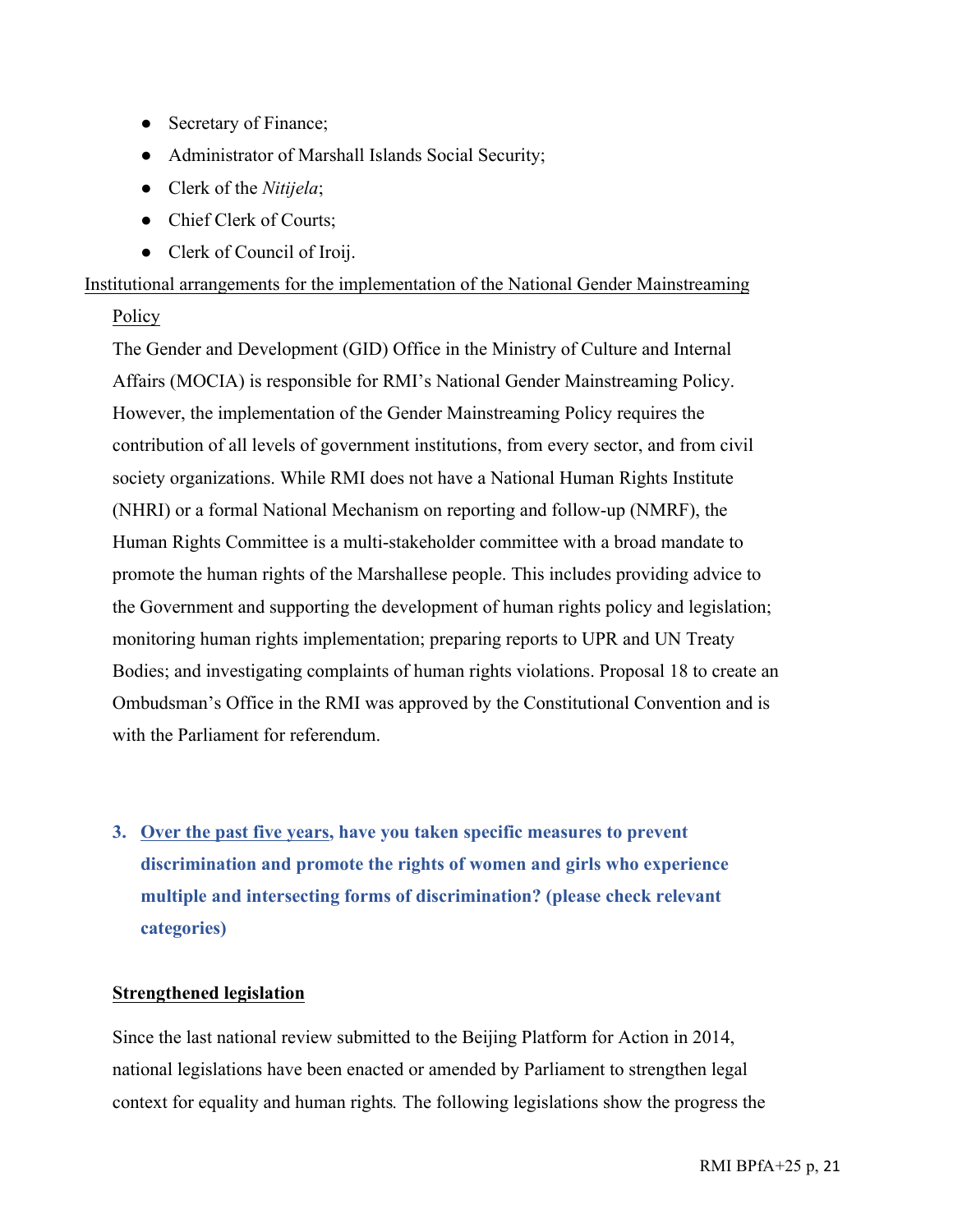- Secretary of Finance;
- Administrator of Marshall Islands Social Security;
- Clerk of the *Nitijela*;
- Chief Clerk of Courts;
- Clerk of Council of Iroij.

<u>Institutional arrangements for the implementation of the National Gender Mainstreaming Policy</u>

The Gender and Development (GID) Office in the Ministry of Culture and Internal Affairs (MOCIA) is responsible for RMI's National Gender Mainstreaming Policy. However, the implementation of the Gender Mainstreaming Policy requires the contribution of all levels of government institutions, from every sector, and from civil society organizations. While RMI does not have a National Human Rights Institute (NHRI) or a formal National Mechanism on reporting and follow-up (NMRF), the Human Rights Committee is a multi-stakeholder committee with a broad mandate to promote the human rights of the Marshallese people. This includes providing advice to the Government and supporting the development of human rights policy and legislation; monitoring human rights implementation; preparing reports to UPR and UN Treaty Bodies; and investigating complaints of human rights violations. Proposal 18 to create an Ombudsman's Office in the RMI was approved by the Constitutional Convention and is with the Parliament for referendum.

### 3. <u>Over the past five years</u>, have you taken specific measures to prevent discrimination and promote the rights of women and girls who experience multiple and intersecting forms of discrimination? (please check relevant categories)

**<u>Strengthened legislation</u>**

Since the last national review submitted to the Beijing Platform for Action in 2014, national legislations have been enacted or amended by Parliament to strengthen legal context for equality and human rights. The following legislations show the progress the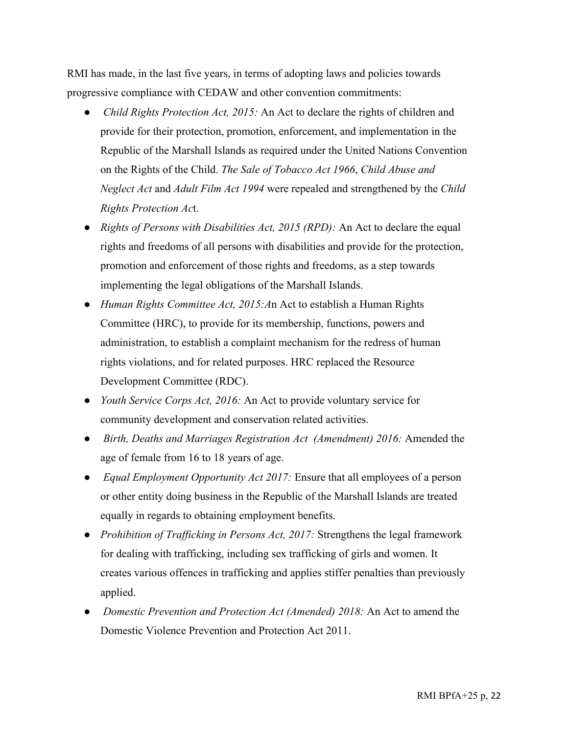RMI has made, in the last five years, in terms of adopting laws and policies towards progressive compliance with CEDAW and other convention commitments:

- *Child Rights Protection Act, 2015:* An Act to declare the rights of children and provide for their protection, promotion, enforcement, and implementation in the Republic of the Marshall Islands as required under the United Nations Convention on the Rights of the Child. *The Sale of Tobacco Act 1966*, *Child Abuse and Neglect Act* and *Adult Film Act 1994* were repealed and strengthened by the *Child Rights Protection Ac*t.
- *Rights of Persons with Disabilities Act, 2015 (RPD):* An Act to declare the equal rights and freedoms of all persons with disabilities and provide for the protection, promotion and enforcement of those rights and freedoms, as a step towards implementing the legal obligations of the Marshall Islands.
- *Human Rights Committee Act, 2015:A*n Act to establish a Human Rights Committee (HRC), to provide for its membership, functions, powers and administration, to establish a complaint mechanism for the redress of human rights violations, and for related purposes. HRC replaced the Resource Development Committee (RDC).
- *Youth Service Corps Act, 2016:* An Act to provide voluntary service for community development and conservation related activities.
- *Birth, Deaths and Marriages Registration Act (Amendment) 2016:* Amended the age of female from 16 to 18 years of age.
- *Equal Employment Opportunity Act 2017:* Ensure that all employees of a person or other entity doing business in the Republic of the Marshall Islands are treated equally in regards to obtaining employment benefits.
- *Prohibition of Trafficking in Persons Act, 2017:* Strengthens the legal framework for dealing with trafficking, including sex trafficking of girls and women. It creates various offences in trafficking and applies stiffer penalties than previously applied.
- *Domestic Prevention and Protection Act (Amended) 2018:* An Act to amend the Domestic Violence Prevention and Protection Act 2011.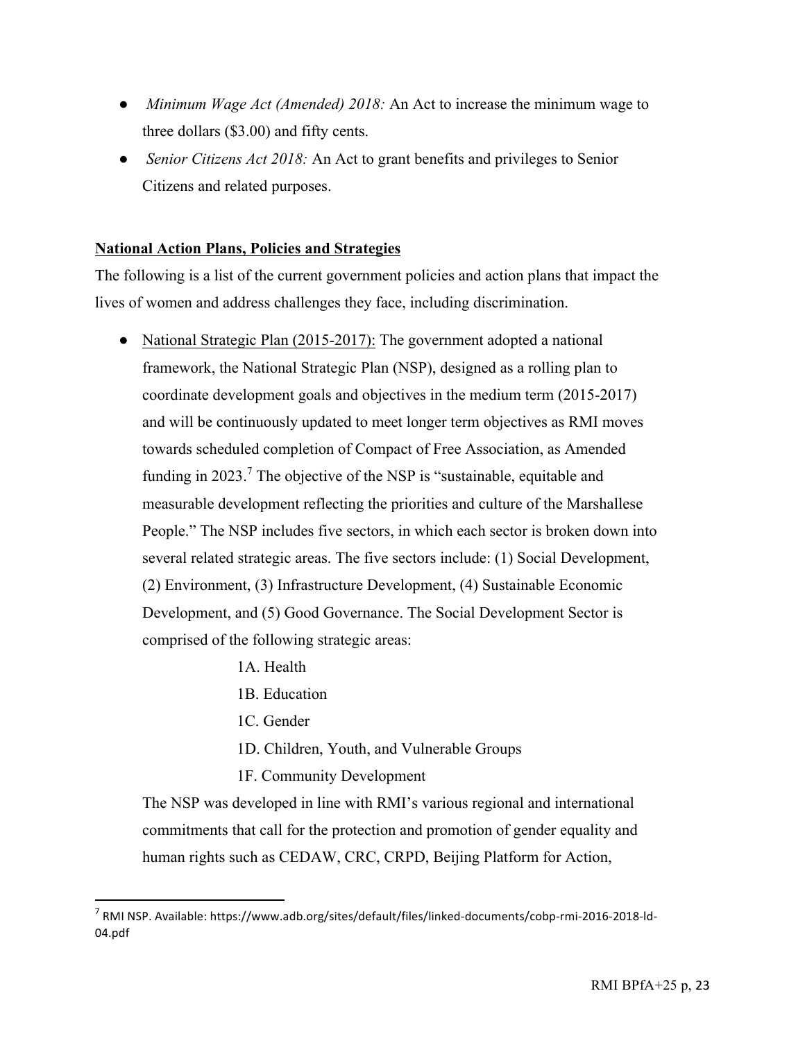- *Minimum Wage Act (Amended) 2018:* An Act to increase the minimum wage to three dollars ($3.00) and fifty cents.
- *Senior Citizens Act 2018:* An Act to grant benefits and privileges to Senior Citizens and related purposes.

**National Action Plans, Policies and Strategies**

The following is a list of the current government policies and action plans that impact the lives of women and address challenges they face, including discrimination.

- National Strategic Plan (2015-2017): The government adopted a national framework, the National Strategic Plan (NSP), designed as a rolling plan to coordinate development goals and objectives in the medium term (2015-2017) and will be continuously updated to meet longer term objectives as RMI moves towards scheduled completion of Compact of Free Association, as Amended funding in 2023.[7] The objective of the NSP is "sustainable, equitable and measurable development reflecting the priorities and culture of the Marshallese People." The NSP includes five sectors, in which each sector is broken down into several related strategic areas. The five sectors include: (1) Social Development, (2) Environment, (3) Infrastructure Development, (4) Sustainable Economic Development, and (5) Good Governance. The Social Development Sector is comprised of the following strategic areas:

  1A. Health
  1B. Education
  1C. Gender
  1D. Children, Youth, and Vulnerable Groups
  1F. Community Development

  The NSP was developed in line with RMI's various regional and international commitments that call for the protection and promotion of gender equality and human rights such as CEDAW, CRC, CRPD, Beijing Platform for Action,

[7] RMI NSP. Available: https://www.adb.org/sites/default/files/linked-documents/cobp-rmi-2016-2018-ld-04.pdf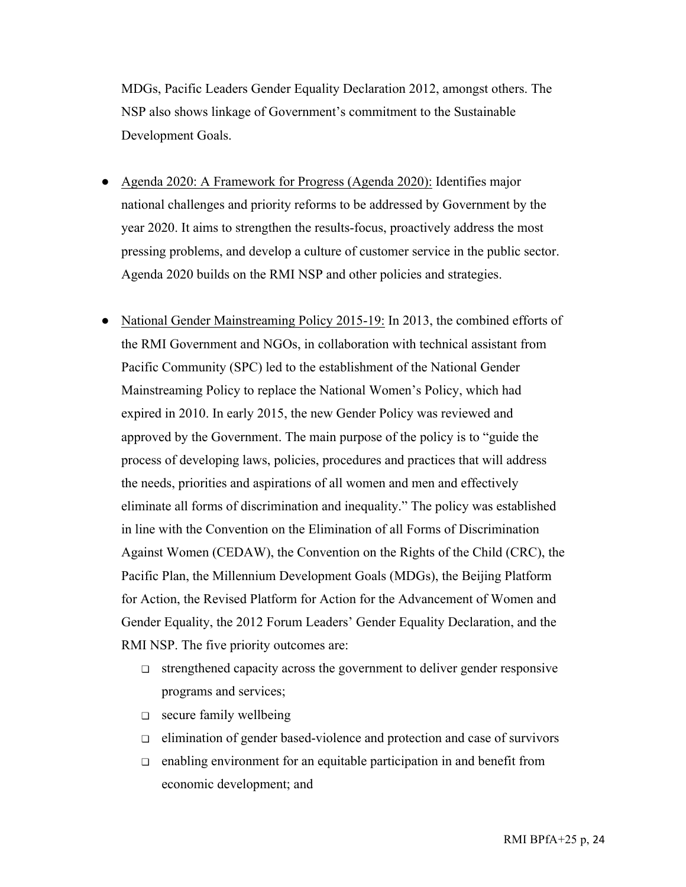MDGs, Pacific Leaders Gender Equality Declaration 2012, amongst others. The NSP also shows linkage of Government's commitment to the Sustainable Development Goals.

- Agenda 2020: A Framework for Progress (Agenda 2020): Identifies major national challenges and priority reforms to be addressed by Government by the year 2020. It aims to strengthen the results-focus, proactively address the most pressing problems, and develop a culture of customer service in the public sector. Agenda 2020 builds on the RMI NSP and other policies and strategies.

- National Gender Mainstreaming Policy 2015-19: In 2013, the combined efforts of the RMI Government and NGOs, in collaboration with technical assistant from Pacific Community (SPC) led to the establishment of the National Gender Mainstreaming Policy to replace the National Women's Policy, which had expired in 2010. In early 2015, the new Gender Policy was reviewed and approved by the Government. The main purpose of the policy is to "guide the process of developing laws, policies, procedures and practices that will address the needs, priorities and aspirations of all women and men and effectively eliminate all forms of discrimination and inequality." The policy was established in line with the Convention on the Elimination of all Forms of Discrimination Against Women (CEDAW), the Convention on the Rights of the Child (CRC), the Pacific Plan, the Millennium Development Goals (MDGs), the Beijing Platform for Action, the Revised Platform for Action for the Advancement of Women and Gender Equality, the 2012 Forum Leaders' Gender Equality Declaration, and the RMI NSP. The five priority outcomes are:
    - strengthened capacity across the government to deliver gender responsive programs and services;
    - secure family wellbeing
    - elimination of gender based-violence and protection and case of survivors
    - enabling environment for an equitable participation in and benefit from economic development; and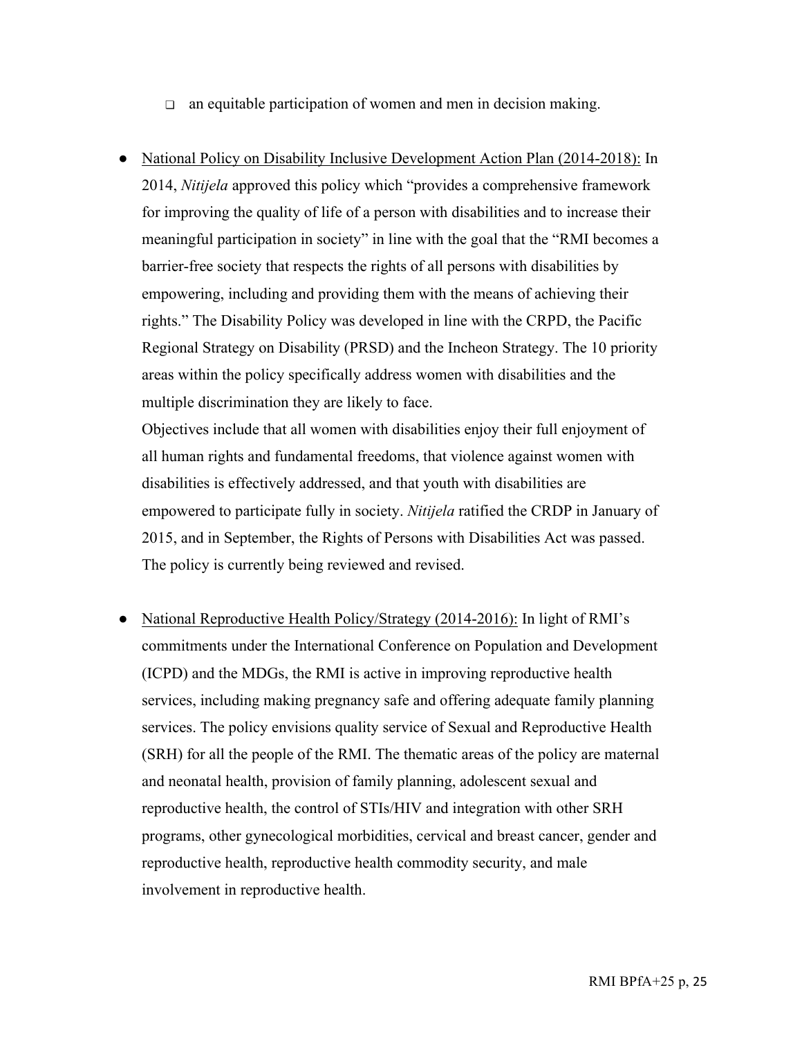- an equitable participation of women and men in decision making.

- National Policy on Disability Inclusive Development Action Plan (2014-2018): In 2014, *Nitijela* approved this policy which "provides a comprehensive framework for improving the quality of life of a person with disabilities and to increase their meaningful participation in society" in line with the goal that the "RMI becomes a barrier-free society that respects the rights of all persons with disabilities by empowering, including and providing them with the means of achieving their rights." The Disability Policy was developed in line with the CRPD, the Pacific Regional Strategy on Disability (PRSD) and the Incheon Strategy. The 10 priority areas within the policy specifically address women with disabilities and the multiple discrimination they are likely to face.
  Objectives include that all women with disabilities enjoy their full enjoyment of all human rights and fundamental freedoms, that violence against women with disabilities is effectively addressed, and that youth with disabilities are empowered to participate fully in society. *Nitijela* ratified the CRDP in January of 2015, and in September, the Rights of Persons with Disabilities Act was passed. The policy is currently being reviewed and revised.

- National Reproductive Health Policy/Strategy (2014-2016): In light of RMI's commitments under the International Conference on Population and Development (ICPD) and the MDGs, the RMI is active in improving reproductive health services, including making pregnancy safe and offering adequate family planning services. The policy envisions quality service of Sexual and Reproductive Health (SRH) for all the people of the RMI. The thematic areas of the policy are maternal and neonatal health, provision of family planning, adolescent sexual and reproductive health, the control of STIs/HIV and integration with other SRH programs, other gynecological morbidities, cervical and breast cancer, gender and reproductive health, reproductive health commodity security, and male involvement in reproductive health.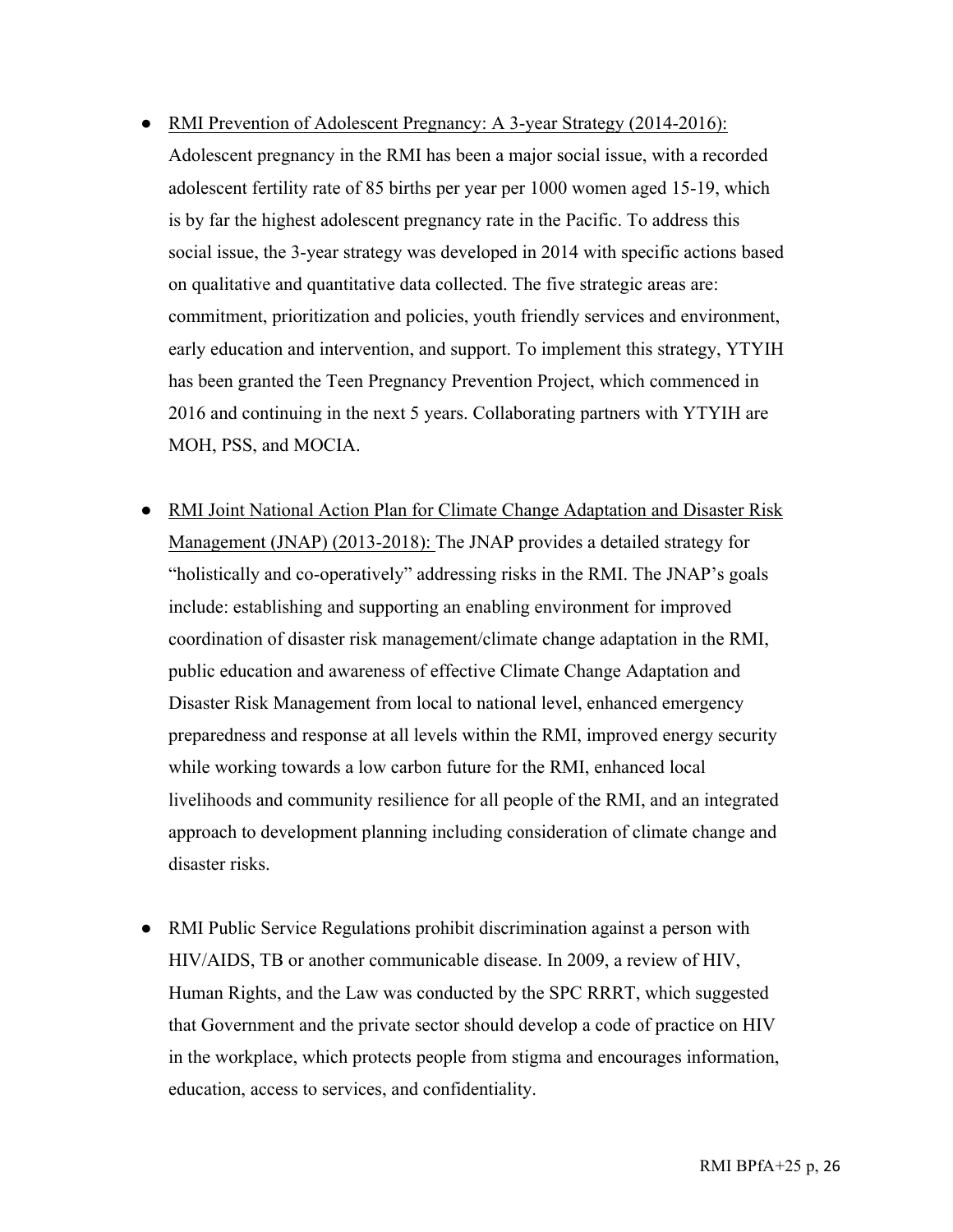- <u>RMI Prevention of Adolescent Pregnancy: A 3-year Strategy (2014-2016):</u> Adolescent pregnancy in the RMI has been a major social issue, with a recorded adolescent fertility rate of 85 births per year per 1000 women aged 15-19, which is by far the highest adolescent pregnancy rate in the Pacific. To address this social issue, the 3-year strategy was developed in 2014 with specific actions based on qualitative and quantitative data collected. The five strategic areas are: commitment, prioritization and policies, youth friendly services and environment, early education and intervention, and support. To implement this strategy, YTYIH has been granted the Teen Pregnancy Prevention Project, which commenced in 2016 and continuing in the next 5 years. Collaborating partners with YTYIH are MOH, PSS, and MOCIA.

- <u>RMI Joint National Action Plan for Climate Change Adaptation and Disaster Risk Management (JNAP) (2013-2018):</u> The JNAP provides a detailed strategy for "holistically and co-operatively" addressing risks in the RMI. The JNAP's goals include: establishing and supporting an enabling environment for improved coordination of disaster risk management/climate change adaptation in the RMI, public education and awareness of effective Climate Change Adaptation and Disaster Risk Management from local to national level, enhanced emergency preparedness and response at all levels within the RMI, improved energy security while working towards a low carbon future for the RMI, enhanced local livelihoods and community resilience for all people of the RMI, and an integrated approach to development planning including consideration of climate change and disaster risks.

- RMI Public Service Regulations prohibit discrimination against a person with HIV/AIDS, TB or another communicable disease. In 2009, a review of HIV, Human Rights, and the Law was conducted by the SPC RRRT, which suggested that Government and the private sector should develop a code of practice on HIV in the workplace, which protects people from stigma and encourages information, education, access to services, and confidentiality.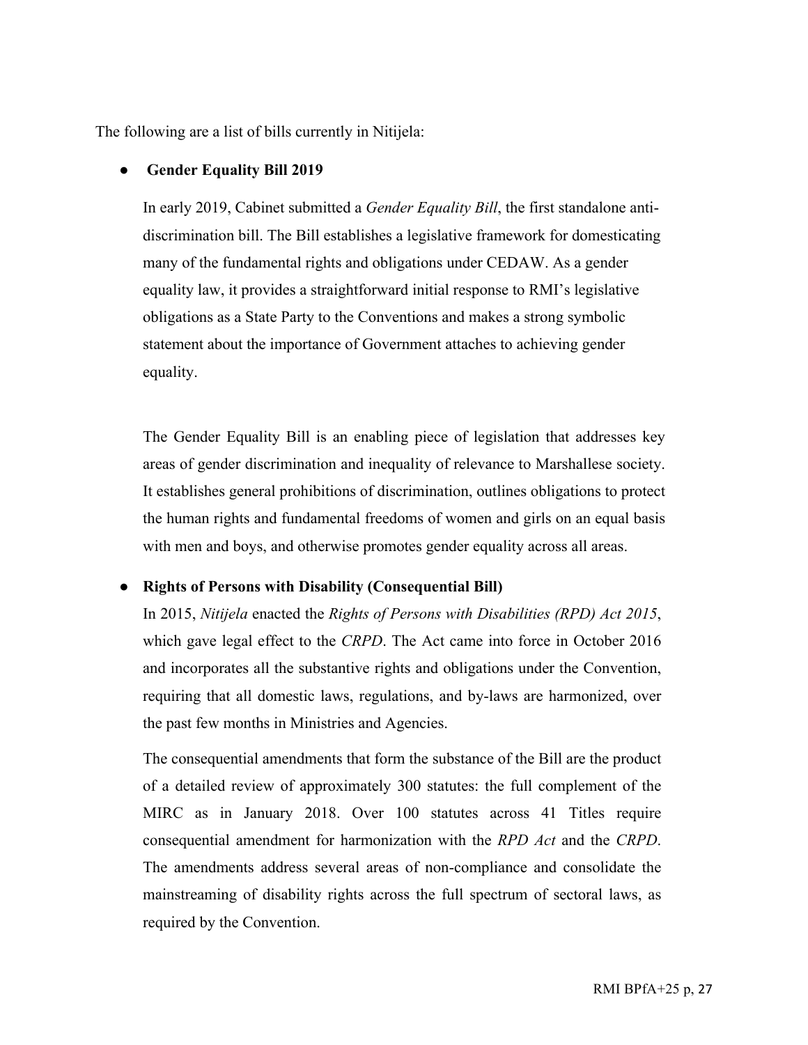The following are a list of bills currently in Nitijela:

- **Gender Equality Bill 2019**

  In early 2019, Cabinet submitted a *Gender Equality Bill*, the first standalone anti-discrimination bill. The Bill establishes a legislative framework for domesticating many of the fundamental rights and obligations under CEDAW. As a gender equality law, it provides a straightforward initial response to RMI's legislative obligations as a State Party to the Conventions and makes a strong symbolic statement about the importance of Government attaches to achieving gender equality.

  The Gender Equality Bill is an enabling piece of legislation that addresses key areas of gender discrimination and inequality of relevance to Marshallese society. It establishes general prohibitions of discrimination, outlines obligations to protect the human rights and fundamental freedoms of women and girls on an equal basis with men and boys, and otherwise promotes gender equality across all areas.

- **Rights of Persons with Disability (Consequential Bill)**

  In 2015, *Nitijela* enacted the *Rights of Persons with Disabilities (RPD) Act 2015*, which gave legal effect to the *CRPD*. The Act came into force in October 2016 and incorporates all the substantive rights and obligations under the Convention, requiring that all domestic laws, regulations, and by-laws are harmonized, over the past few months in Ministries and Agencies.

  The consequential amendments that form the substance of the Bill are the product of a detailed review of approximately 300 statutes: the full complement of the MIRC as in January 2018. Over 100 statutes across 41 Titles require consequential amendment for harmonization with the *RPD Act* and the *CRPD*. The amendments address several areas of non-compliance and consolidate the mainstreaming of disability rights across the full spectrum of sectoral laws, as required by the Convention.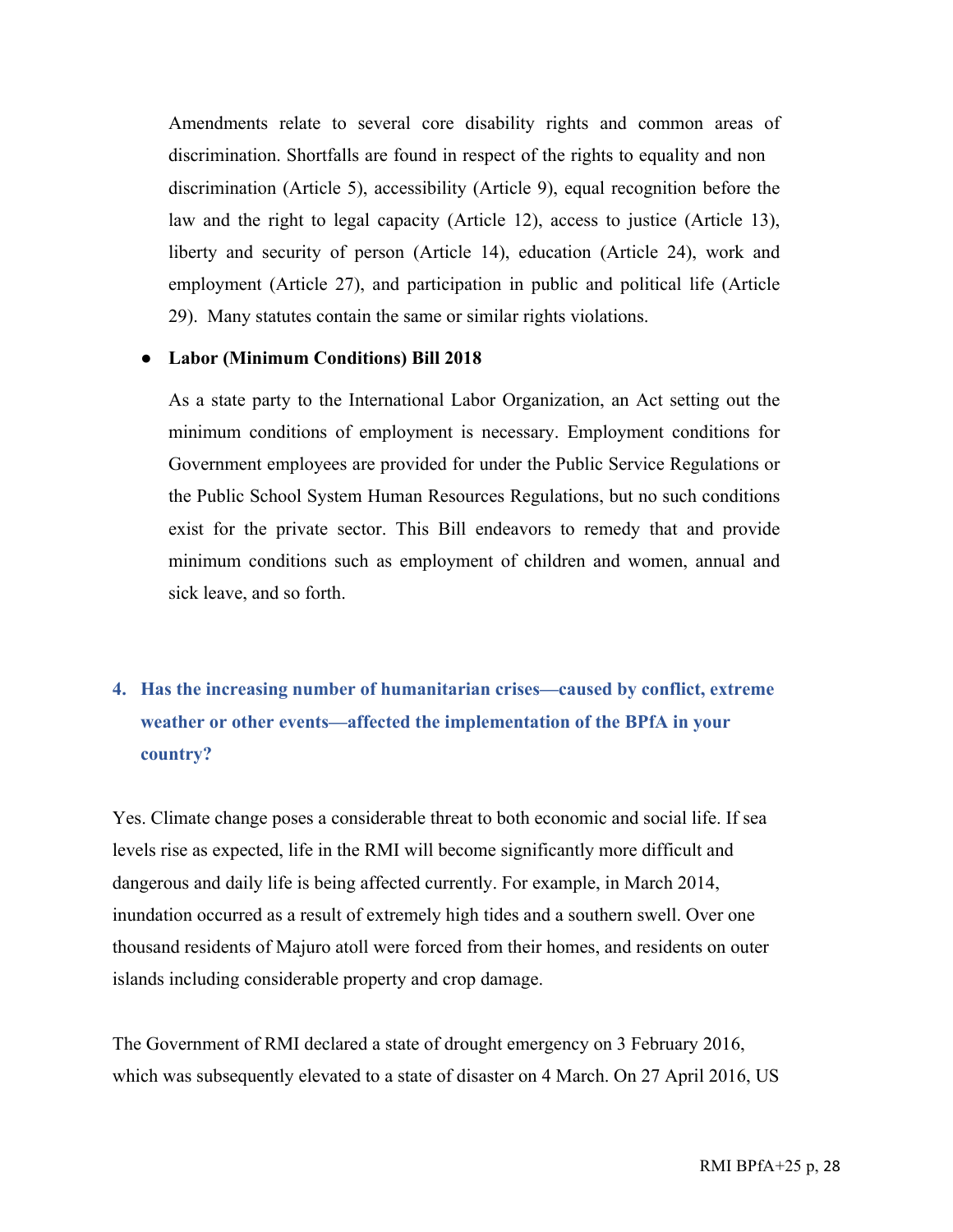Amendments relate to several core disability rights and common areas of discrimination. Shortfalls are found in respect of the rights to equality and non discrimination (Article 5), accessibility (Article 9), equal recognition before the law and the right to legal capacity (Article 12), access to justice (Article 13), liberty and security of person (Article 14), education (Article 24), work and employment (Article 27), and participation in public and political life (Article 29). Many statutes contain the same or similar rights violations.

- **Labor (Minimum Conditions) Bill 2018**

  As a state party to the International Labor Organization, an Act setting out the minimum conditions of employment is necessary. Employment conditions for Government employees are provided for under the Public Service Regulations or the Public School System Human Resources Regulations, but no such conditions exist for the private sector. This Bill endeavors to remedy that and provide minimum conditions such as employment of children and women, annual and sick leave, and so forth.

## 4. Has the increasing number of humanitarian crises—caused by conflict, extreme weather or other events—affected the implementation of the BPfA in your country?

Yes. Climate change poses a considerable threat to both economic and social life. If sea levels rise as expected, life in the RMI will become significantly more difficult and dangerous and daily life is being affected currently. For example, in March 2014, inundation occurred as a result of extremely high tides and a southern swell. Over one thousand residents of Majuro atoll were forced from their homes, and residents on outer islands including considerable property and crop damage.

The Government of RMI declared a state of drought emergency on 3 February 2016, which was subsequently elevated to a state of disaster on 4 March. On 27 April 2016, US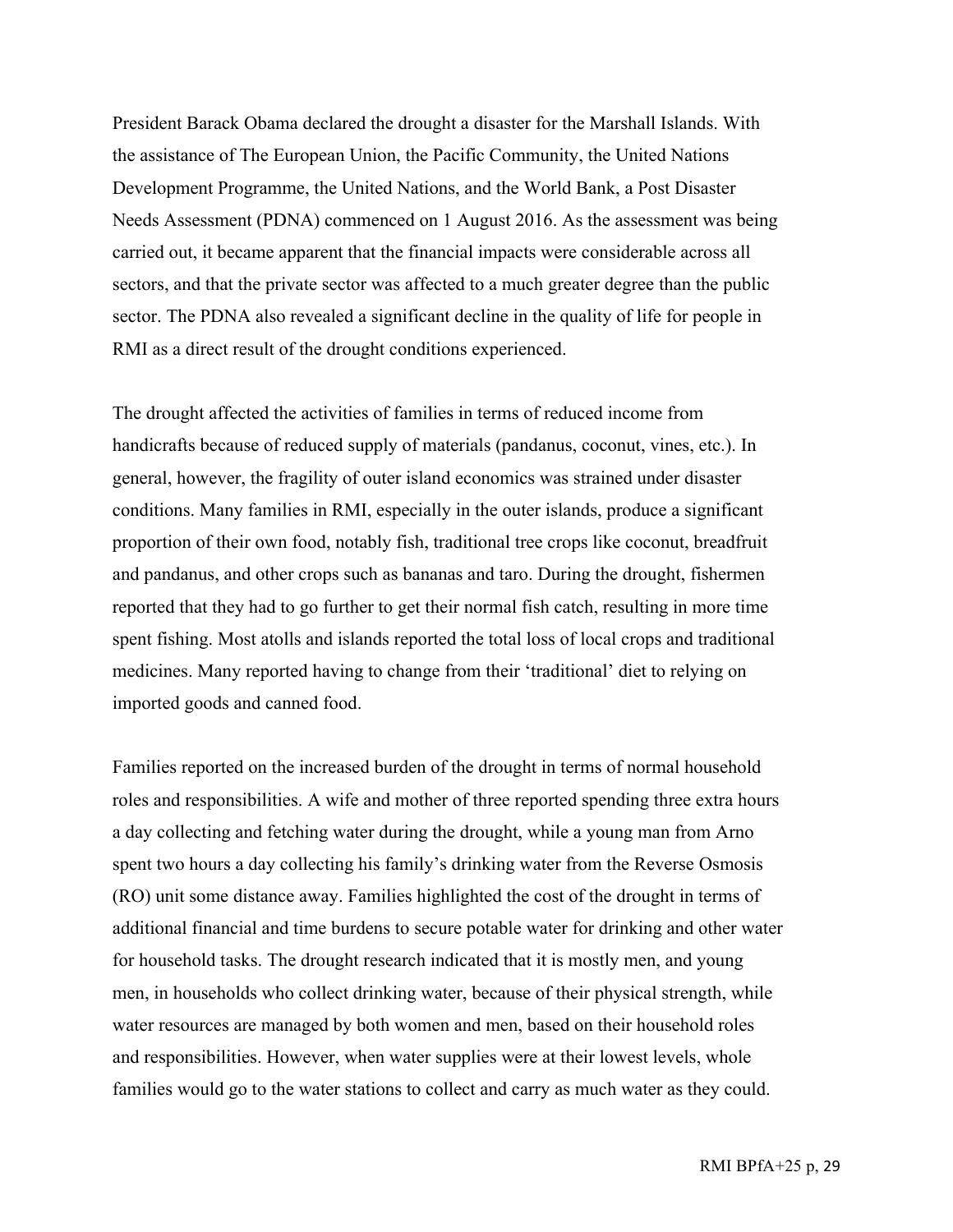President Barack Obama declared the drought a disaster for the Marshall Islands. With the assistance of The European Union, the Pacific Community, the United Nations Development Programme, the United Nations, and the World Bank, a Post Disaster Needs Assessment (PDNA) commenced on 1 August 2016. As the assessment was being carried out, it became apparent that the financial impacts were considerable across all sectors, and that the private sector was affected to a much greater degree than the public sector. The PDNA also revealed a significant decline in the quality of life for people in RMI as a direct result of the drought conditions experienced.

The drought affected the activities of families in terms of reduced income from handicrafts because of reduced supply of materials (pandanus, coconut, vines, etc.). In general, however, the fragility of outer island economics was strained under disaster conditions. Many families in RMI, especially in the outer islands, produce a significant proportion of their own food, notably fish, traditional tree crops like coconut, breadfruit and pandanus, and other crops such as bananas and taro. During the drought, fishermen reported that they had to go further to get their normal fish catch, resulting in more time spent fishing. Most atolls and islands reported the total loss of local crops and traditional medicines. Many reported having to change from their 'traditional' diet to relying on imported goods and canned food.

Families reported on the increased burden of the drought in terms of normal household roles and responsibilities. A wife and mother of three reported spending three extra hours a day collecting and fetching water during the drought, while a young man from Arno spent two hours a day collecting his family's drinking water from the Reverse Osmosis (RO) unit some distance away. Families highlighted the cost of the drought in terms of additional financial and time burdens to secure potable water for drinking and other water for household tasks. The drought research indicated that it is mostly men, and young men, in households who collect drinking water, because of their physical strength, while water resources are managed by both women and men, based on their household roles and responsibilities. However, when water supplies were at their lowest levels, whole families would go to the water stations to collect and carry as much water as they could.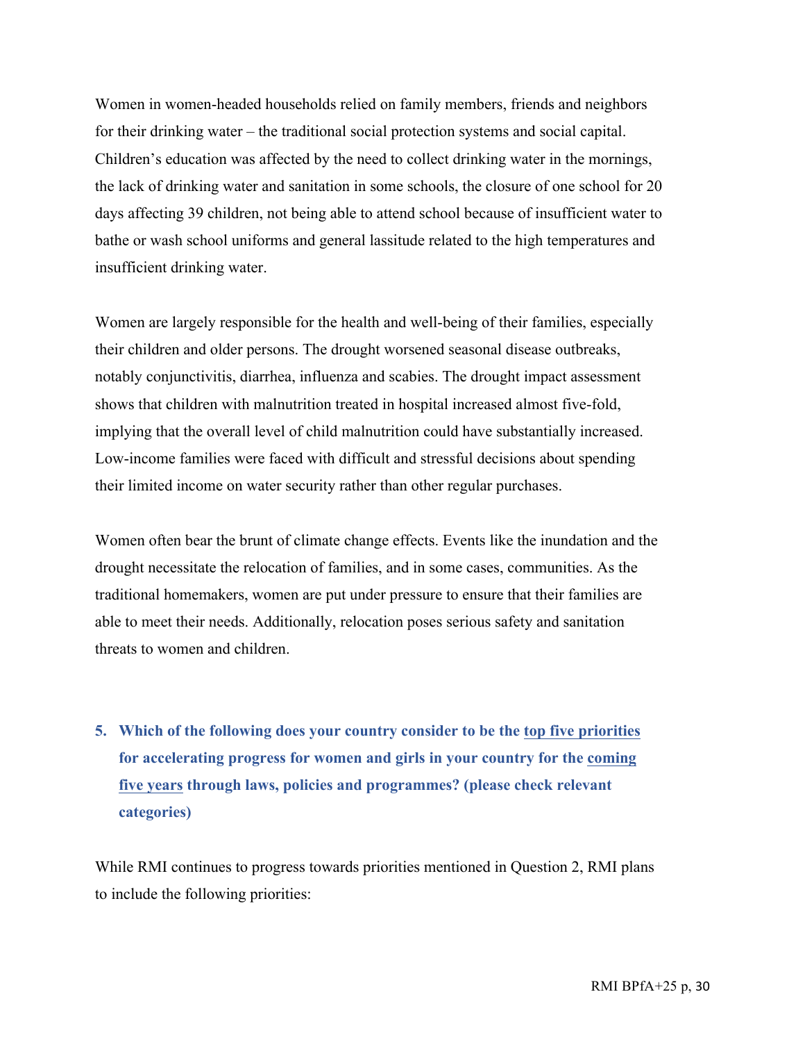Women in women-headed households relied on family members, friends and neighbors for their drinking water – the traditional social protection systems and social capital. Children's education was affected by the need to collect drinking water in the mornings, the lack of drinking water and sanitation in some schools, the closure of one school for 20 days affecting 39 children, not being able to attend school because of insufficient water to bathe or wash school uniforms and general lassitude related to the high temperatures and insufficient drinking water.

Women are largely responsible for the health and well-being of their families, especially their children and older persons. The drought worsened seasonal disease outbreaks, notably conjunctivitis, diarrhea, influenza and scabies. The drought impact assessment shows that children with malnutrition treated in hospital increased almost five-fold, implying that the overall level of child malnutrition could have substantially increased. Low-income families were faced with difficult and stressful decisions about spending their limited income on water security rather than other regular purchases.

Women often bear the brunt of climate change effects. Events like the inundation and the drought necessitate the relocation of families, and in some cases, communities. As the traditional homemakers, women are put under pressure to ensure that their families are able to meet their needs. Additionally, relocation poses serious safety and sanitation threats to women and children.

### 5. Which of the following does your country consider to be the top five priorities for accelerating progress for women and girls in your country for the coming five years through laws, policies and programmes? (please check relevant categories)

While RMI continues to progress towards priorities mentioned in Question 2, RMI plans to include the following priorities: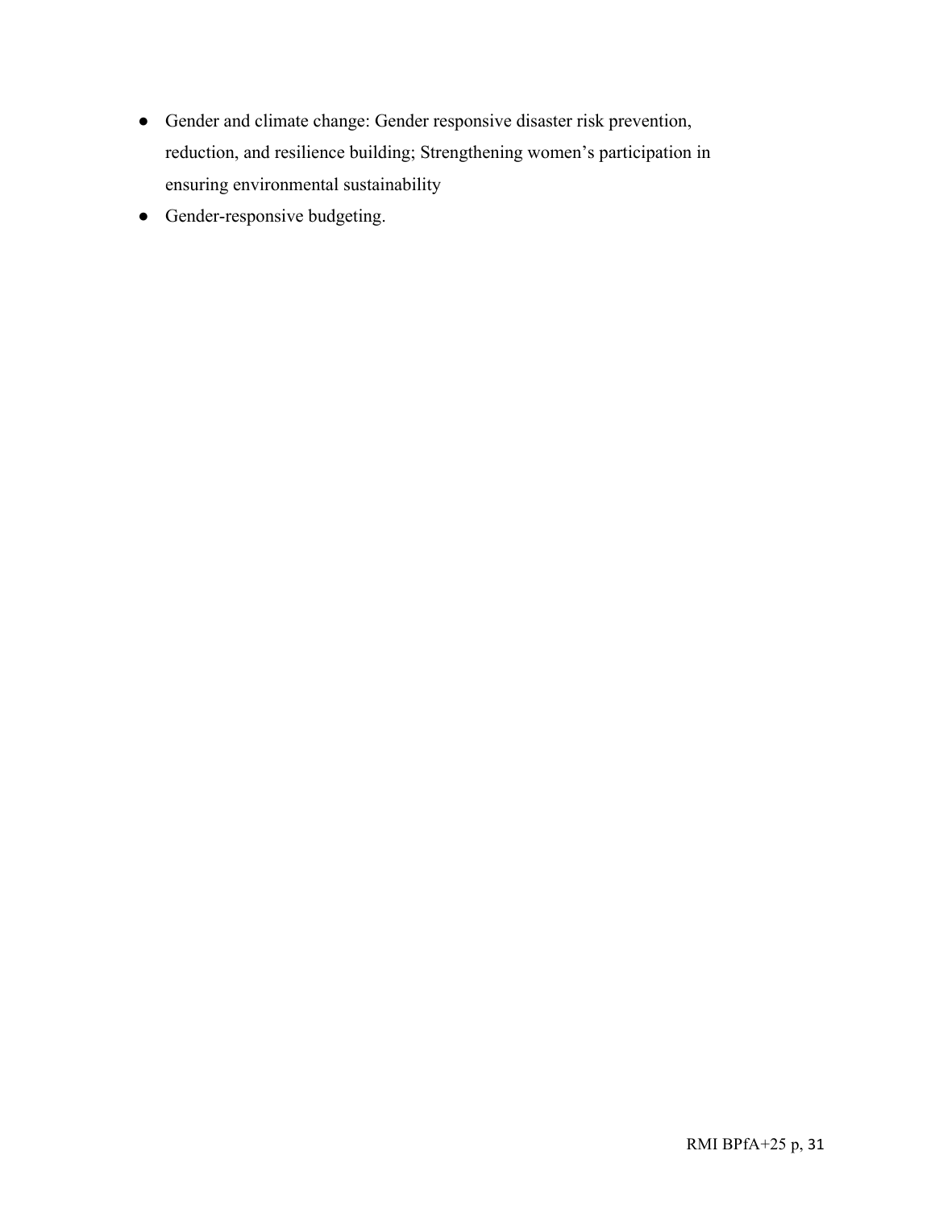- Gender and climate change: Gender responsive disaster risk prevention, reduction, and resilience building; Strengthening women's participation in ensuring environmental sustainability
- Gender-responsive budgeting.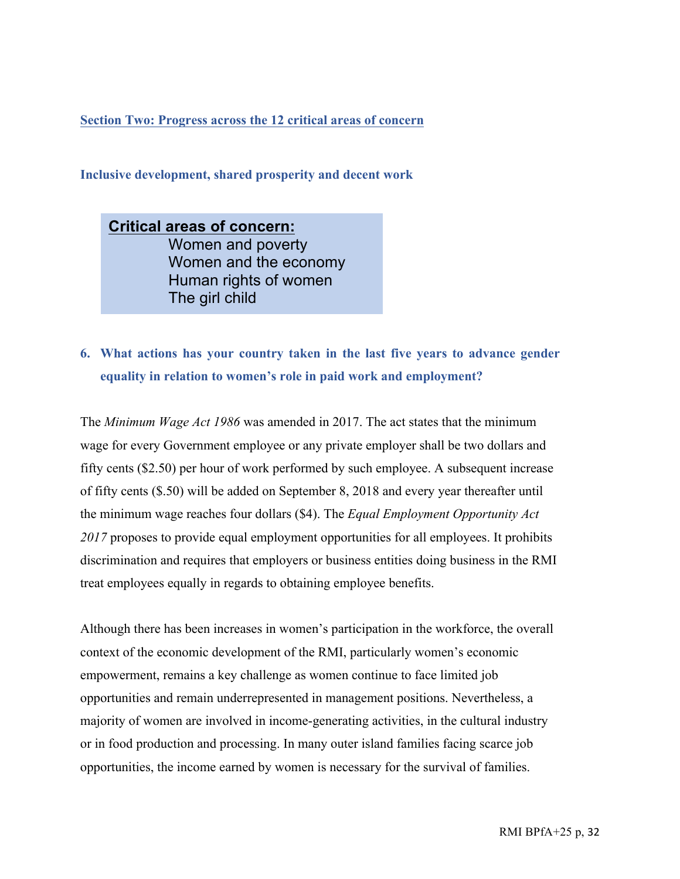## Section Two: Progress across the 12 critical areas of concern

### Inclusive development, shared prosperity and decent work

**Critical areas of concern:**

- Women and poverty
- Women and the economy
- Human rights of women
- The girl child

### 6. What actions has your country taken in the last five years to advance gender equality in relation to women's role in paid work and employment?

The *Minimum Wage Act 1986* was amended in 2017. The act states that the minimum wage for every Government employee or any private employer shall be two dollars and fifty cents ($2.50) per hour of work performed by such employee. A subsequent increase of fifty cents ($.50) will be added on September 8, 2018 and every year thereafter until the minimum wage reaches four dollars ($4). The *Equal Employment Opportunity Act 2017* proposes to provide equal employment opportunities for all employees. It prohibits discrimination and requires that employers or business entities doing business in the RMI treat employees equally in regards to obtaining employee benefits.

Although there has been increases in women's participation in the workforce, the overall context of the economic development of the RMI, particularly women's economic empowerment, remains a key challenge as women continue to face limited job opportunities and remain underrepresented in management positions. Nevertheless, a majority of women are involved in income-generating activities, in the cultural industry or in food production and processing. In many outer island families facing scarce job opportunities, the income earned by women is necessary for the survival of families.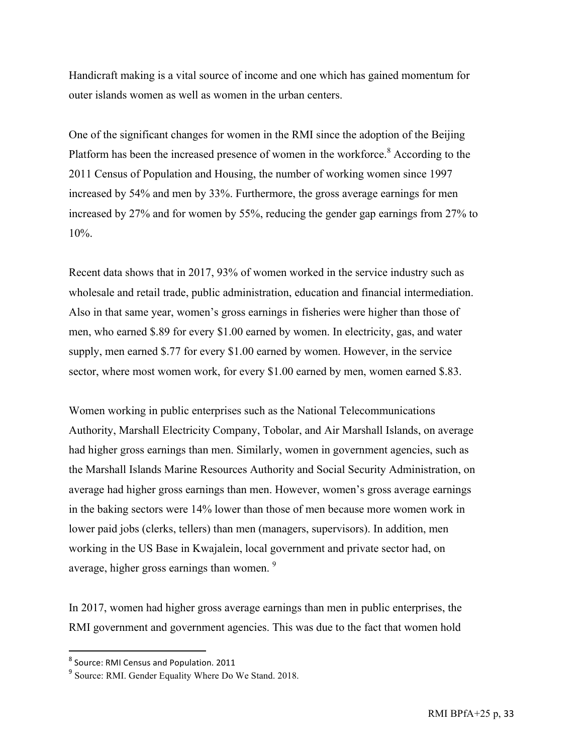Handicraft making is a vital source of income and one which has gained momentum for outer islands women as well as women in the urban centers.

One of the significant changes for women in the RMI since the adoption of the Beijing Platform has been the increased presence of women in the workforce.[8] According to the 2011 Census of Population and Housing, the number of working women since 1997 increased by 54% and men by 33%. Furthermore, the gross average earnings for men increased by 27% and for women by 55%, reducing the gender gap earnings from 27% to 10%.

Recent data shows that in 2017, 93% of women worked in the service industry such as wholesale and retail trade, public administration, education and financial intermediation. Also in that same year, women's gross earnings in fisheries were higher than those of men, who earned $.89 for every $1.00 earned by women. In electricity, gas, and water supply, men earned $.77 for every $1.00 earned by women. However, in the service sector, where most women work, for every $1.00 earned by men, women earned $.83.

Women working in public enterprises such as the National Telecommunications Authority, Marshall Electricity Company, Tobolar, and Air Marshall Islands, on average had higher gross earnings than men. Similarly, women in government agencies, such as the Marshall Islands Marine Resources Authority and Social Security Administration, on average had higher gross earnings than men. However, women's gross average earnings in the baking sectors were 14% lower than those of men because more women work in lower paid jobs (clerks, tellers) than men (managers, supervisors). In addition, men working in the US Base in Kwajalein, local government and private sector had, on average, higher gross earnings than women.[9]

In 2017, women had higher gross average earnings than men in public enterprises, the RMI government and government agencies. This was due to the fact that women hold

[8] Source: RMI Census and Population. 2011

[9] Source: RMI. Gender Equality Where Do We Stand. 2018.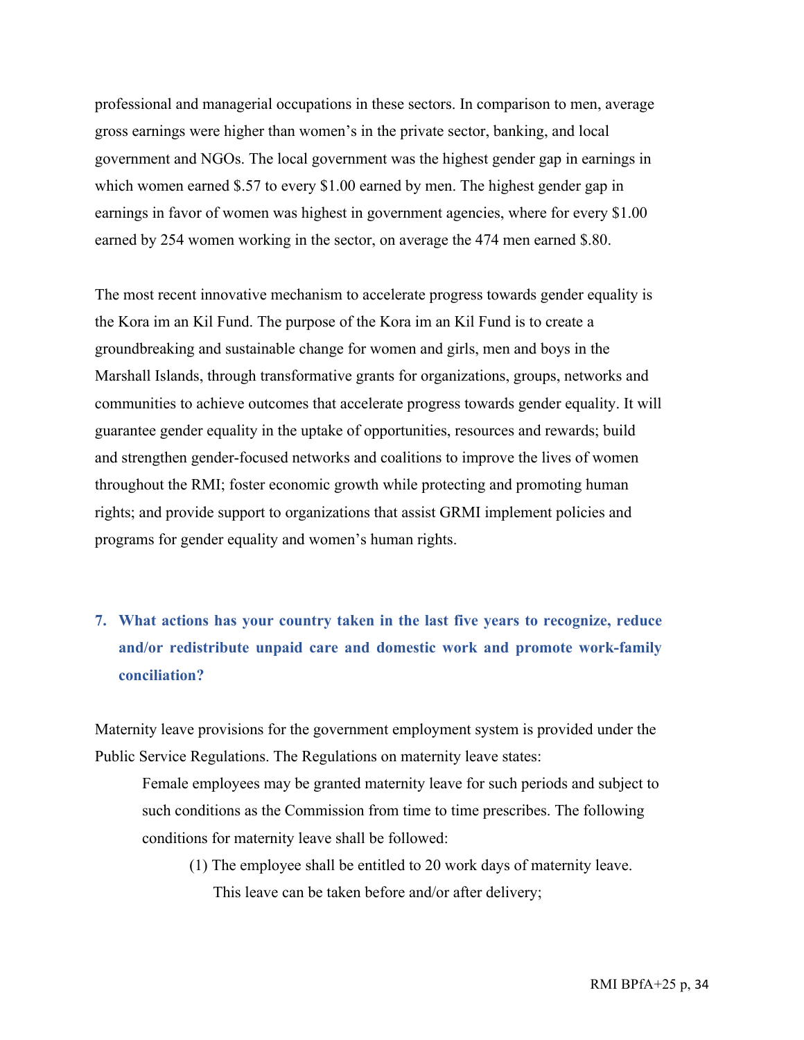professional and managerial occupations in these sectors. In comparison to men, average gross earnings were higher than women's in the private sector, banking, and local government and NGOs. The local government was the highest gender gap in earnings in which women earned $.57 to every $1.00 earned by men. The highest gender gap in earnings in favor of women was highest in government agencies, where for every $1.00 earned by 254 women working in the sector, on average the 474 men earned $.80.

The most recent innovative mechanism to accelerate progress towards gender equality is the Kora im an Kil Fund. The purpose of the Kora im an Kil Fund is to create a groundbreaking and sustainable change for women and girls, men and boys in the Marshall Islands, through transformative grants for organizations, groups, networks and communities to achieve outcomes that accelerate progress towards gender equality. It will guarantee gender equality in the uptake of opportunities, resources and rewards; build and strengthen gender-focused networks and coalitions to improve the lives of women throughout the RMI; foster economic growth while protecting and promoting human rights; and provide support to organizations that assist GRMI implement policies and programs for gender equality and women's human rights.

### 7. What actions has your country taken in the last five years to recognize, reduce and/or redistribute unpaid care and domestic work and promote work-family conciliation?

Maternity leave provisions for the government employment system is provided under the Public Service Regulations. The Regulations on maternity leave states:

> Female employees may be granted maternity leave for such periods and subject to such conditions as the Commission from time to time prescribes. The following conditions for maternity leave shall be followed:
>
> (1) The employee shall be entitled to 20 work days of maternity leave. This leave can be taken before and/or after delivery;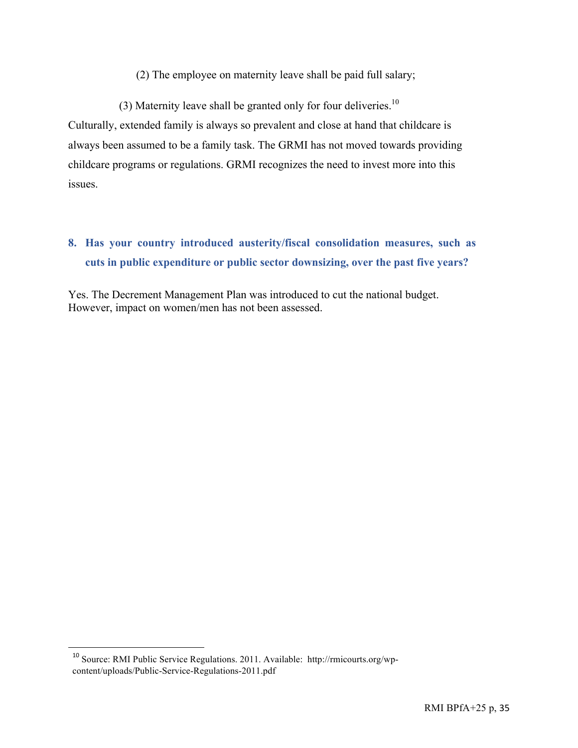(2) The employee on maternity leave shall be paid full salary;

(3) Maternity leave shall be granted only for four deliveries.[10]

Culturally, extended family is always so prevalent and close at hand that childcare is always been assumed to be a family task. The GRMI has not moved towards providing childcare programs or regulations. GRMI recognizes the need to invest more into this issues.

## 8. Has your country introduced austerity/fiscal consolidation measures, such as cuts in public expenditure or public sector downsizing, over the past five years?

Yes. The Decrement Management Plan was introduced to cut the national budget. However, impact on women/men has not been assessed.

---

[10] Source: RMI Public Service Regulations. 2011. Available: http://rmicourts.org/wp-content/uploads/Public-Service-Regulations-2011.pdf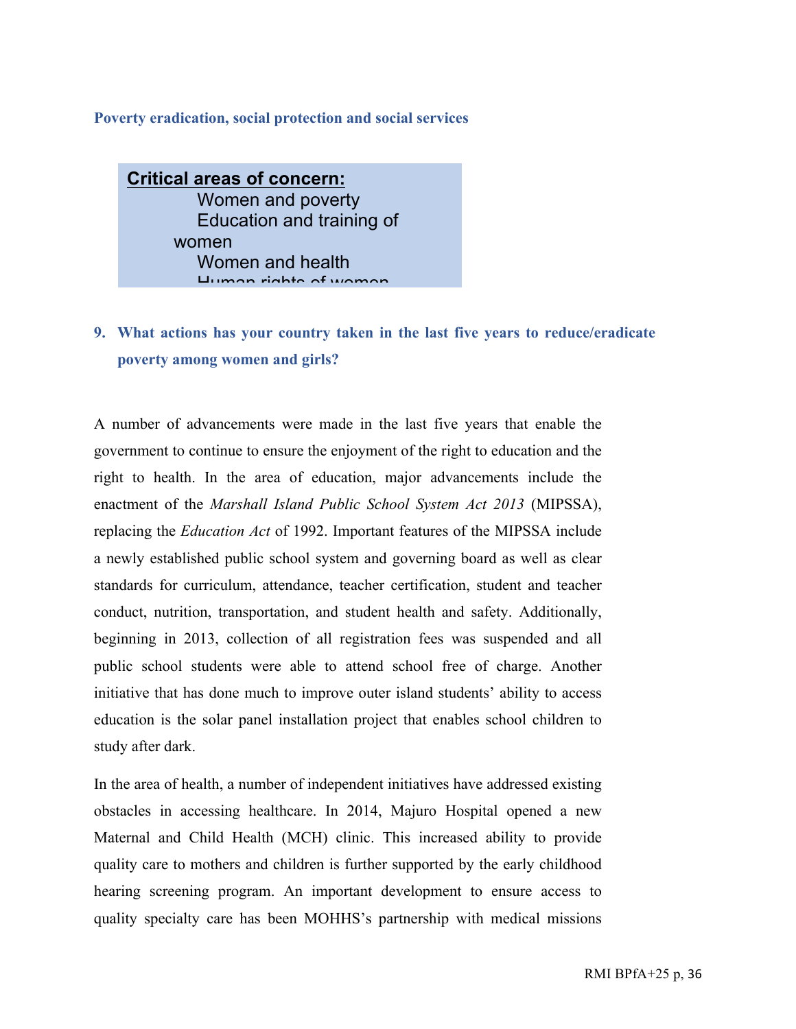### Poverty eradication, social protection and social services

**Critical areas of concern:**

Women and poverty
Education and training of women
Women and health
Human rights of women

### 9. What actions has your country taken in the last five years to reduce/eradicate poverty among women and girls?

A number of advancements were made in the last five years that enable the government to continue to ensure the enjoyment of the right to education and the right to health. In the area of education, major advancements include the enactment of the *Marshall Island Public School System Act 2013* (MIPSSA), replacing the *Education Act* of 1992. Important features of the MIPSSA include a newly established public school system and governing board as well as clear standards for curriculum, attendance, teacher certification, student and teacher conduct, nutrition, transportation, and student health and safety. Additionally, beginning in 2013, collection of all registration fees was suspended and all public school students were able to attend school free of charge. Another initiative that has done much to improve outer island students' ability to access education is the solar panel installation project that enables school children to study after dark.

In the area of health, a number of independent initiatives have addressed existing obstacles in accessing healthcare. In 2014, Majuro Hospital opened a new Maternal and Child Health (MCH) clinic. This increased ability to provide quality care to mothers and children is further supported by the early childhood hearing screening program. An important development to ensure access to quality specialty care has been MOHHS's partnership with medical missions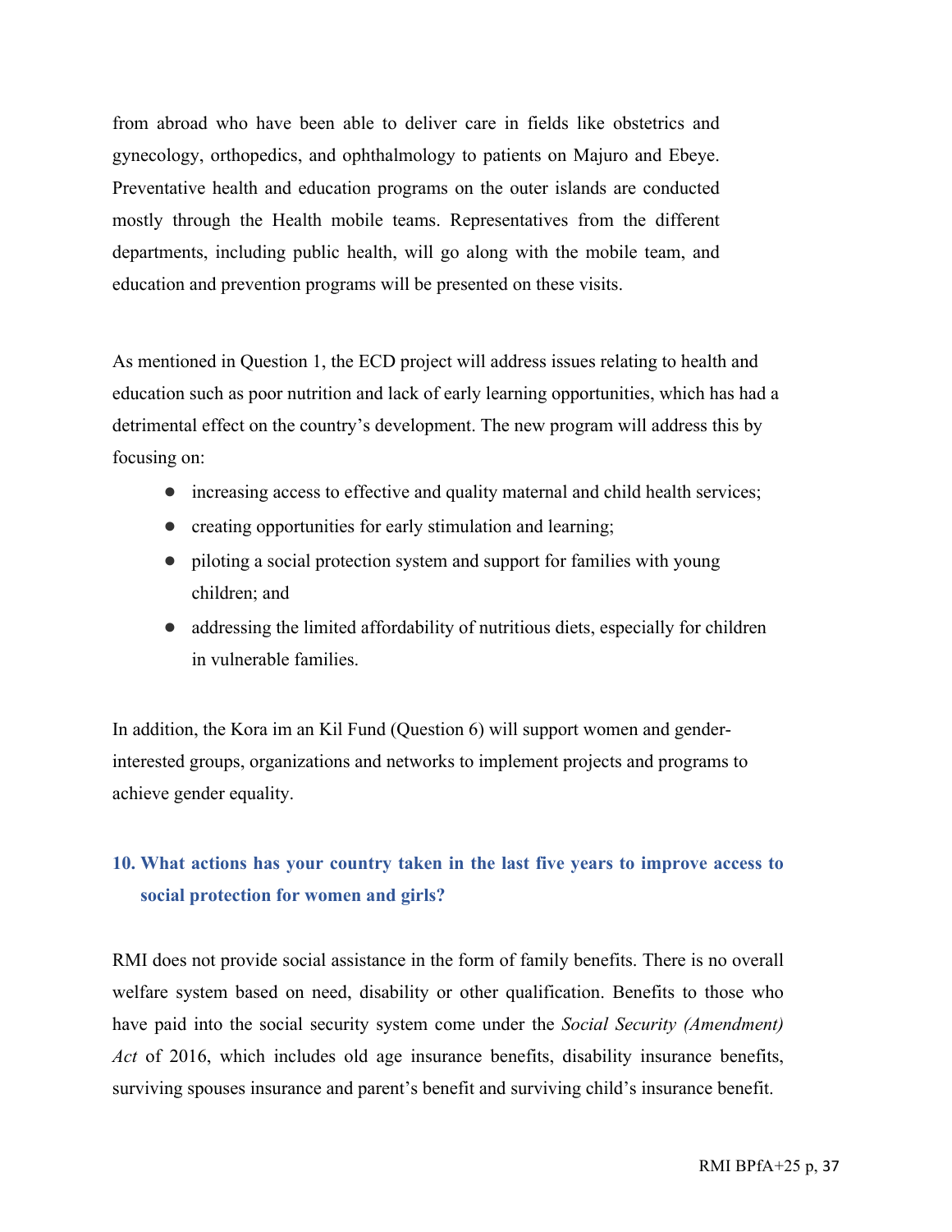from abroad who have been able to deliver care in fields like obstetrics and gynecology, orthopedics, and ophthalmology to patients on Majuro and Ebeye. Preventative health and education programs on the outer islands are conducted mostly through the Health mobile teams. Representatives from the different departments, including public health, will go along with the mobile team, and education and prevention programs will be presented on these visits.

As mentioned in Question 1, the ECD project will address issues relating to health and education such as poor nutrition and lack of early learning opportunities, which has had a detrimental effect on the country's development. The new program will address this by focusing on:

- increasing access to effective and quality maternal and child health services;
- creating opportunities for early stimulation and learning;
- piloting a social protection system and support for families with young children; and
- addressing the limited affordability of nutritious diets, especially for children in vulnerable families.

In addition, the Kora im an Kil Fund (Question 6) will support women and gender-interested groups, organizations and networks to implement projects and programs to achieve gender equality.

### 10. What actions has your country taken in the last five years to improve access to social protection for women and girls?

RMI does not provide social assistance in the form of family benefits. There is no overall welfare system based on need, disability or other qualification. Benefits to those who have paid into the social security system come under the *Social Security (Amendment) Act* of 2016, which includes old age insurance benefits, disability insurance benefits, surviving spouses insurance and parent's benefit and surviving child's insurance benefit.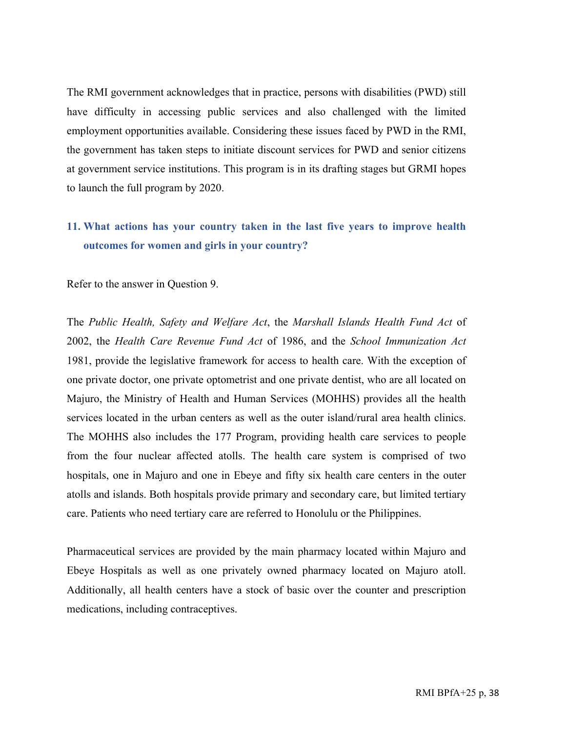The RMI government acknowledges that in practice, persons with disabilities (PWD) still have difficulty in accessing public services and also challenged with the limited employment opportunities available. Considering these issues faced by PWD in the RMI, the government has taken steps to initiate discount services for PWD and senior citizens at government service institutions. This program is in its drafting stages but GRMI hopes to launch the full program by 2020.

### 11. What actions has your country taken in the last five years to improve health outcomes for women and girls in your country?

Refer to the answer in Question 9.

The *Public Health, Safety and Welfare Act*, the *Marshall Islands Health Fund Act* of 2002, the *Health Care Revenue Fund Act* of 1986, and the *School Immunization Act* 1981, provide the legislative framework for access to health care. With the exception of one private doctor, one private optometrist and one private dentist, who are all located on Majuro, the Ministry of Health and Human Services (MOHHS) provides all the health services located in the urban centers as well as the outer island/rural area health clinics. The MOHHS also includes the 177 Program, providing health care services to people from the four nuclear affected atolls. The health care system is comprised of two hospitals, one in Majuro and one in Ebeye and fifty six health care centers in the outer atolls and islands. Both hospitals provide primary and secondary care, but limited tertiary care. Patients who need tertiary care are referred to Honolulu or the Philippines.

Pharmaceutical services are provided by the main pharmacy located within Majuro and Ebeye Hospitals as well as one privately owned pharmacy located on Majuro atoll. Additionally, all health centers have a stock of basic over the counter and prescription medications, including contraceptives.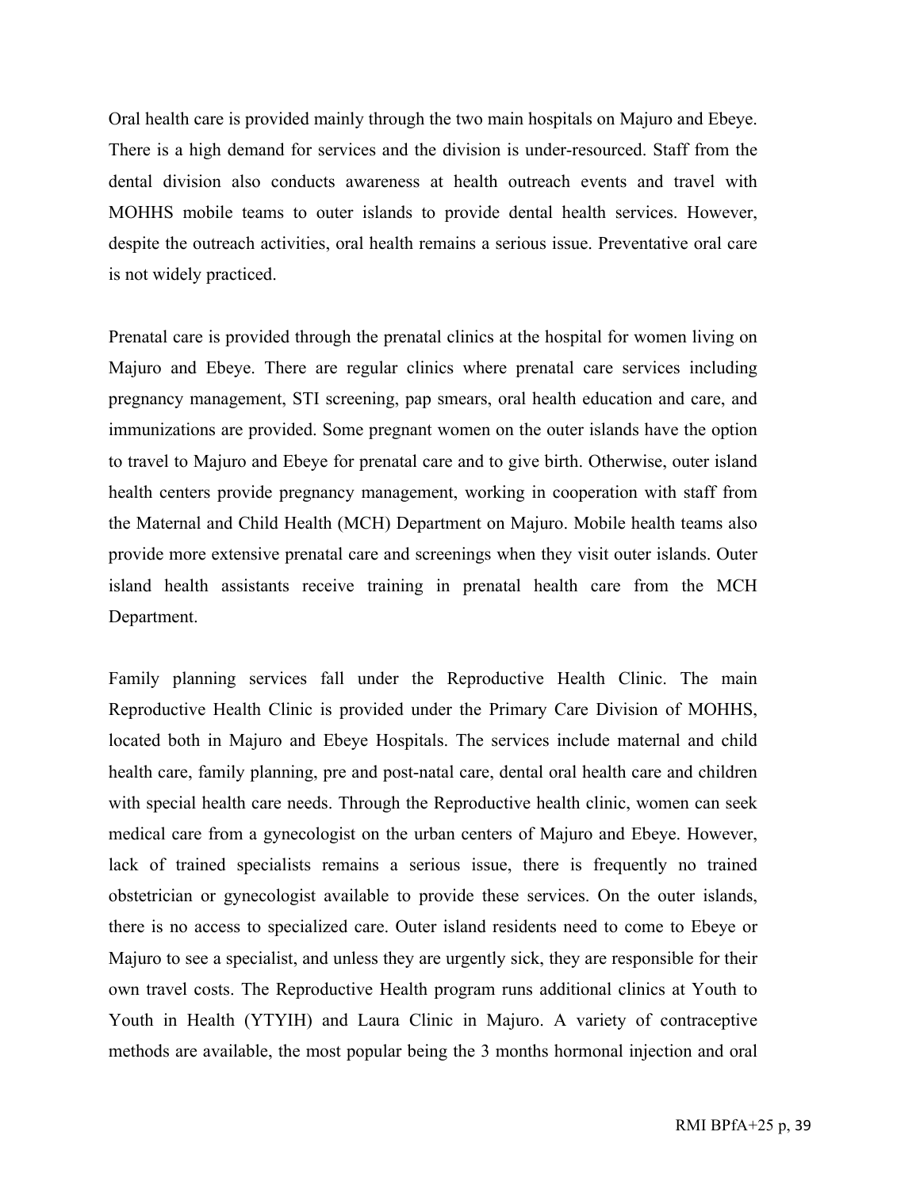Oral health care is provided mainly through the two main hospitals on Majuro and Ebeye. There is a high demand for services and the division is under-resourced. Staff from the dental division also conducts awareness at health outreach events and travel with MOHHS mobile teams to outer islands to provide dental health services. However, despite the outreach activities, oral health remains a serious issue. Preventative oral care is not widely practiced.

Prenatal care is provided through the prenatal clinics at the hospital for women living on Majuro and Ebeye. There are regular clinics where prenatal care services including pregnancy management, STI screening, pap smears, oral health education and care, and immunizations are provided. Some pregnant women on the outer islands have the option to travel to Majuro and Ebeye for prenatal care and to give birth. Otherwise, outer island health centers provide pregnancy management, working in cooperation with staff from the Maternal and Child Health (MCH) Department on Majuro. Mobile health teams also provide more extensive prenatal care and screenings when they visit outer islands. Outer island health assistants receive training in prenatal health care from the MCH Department.

Family planning services fall under the Reproductive Health Clinic. The main Reproductive Health Clinic is provided under the Primary Care Division of MOHHS, located both in Majuro and Ebeye Hospitals. The services include maternal and child health care, family planning, pre and post-natal care, dental oral health care and children with special health care needs. Through the Reproductive health clinic, women can seek medical care from a gynecologist on the urban centers of Majuro and Ebeye. However, lack of trained specialists remains a serious issue, there is frequently no trained obstetrician or gynecologist available to provide these services. On the outer islands, there is no access to specialized care. Outer island residents need to come to Ebeye or Majuro to see a specialist, and unless they are urgently sick, they are responsible for their own travel costs. The Reproductive Health program runs additional clinics at Youth to Youth in Health (YTYIH) and Laura Clinic in Majuro. A variety of contraceptive methods are available, the most popular being the 3 months hormonal injection and oral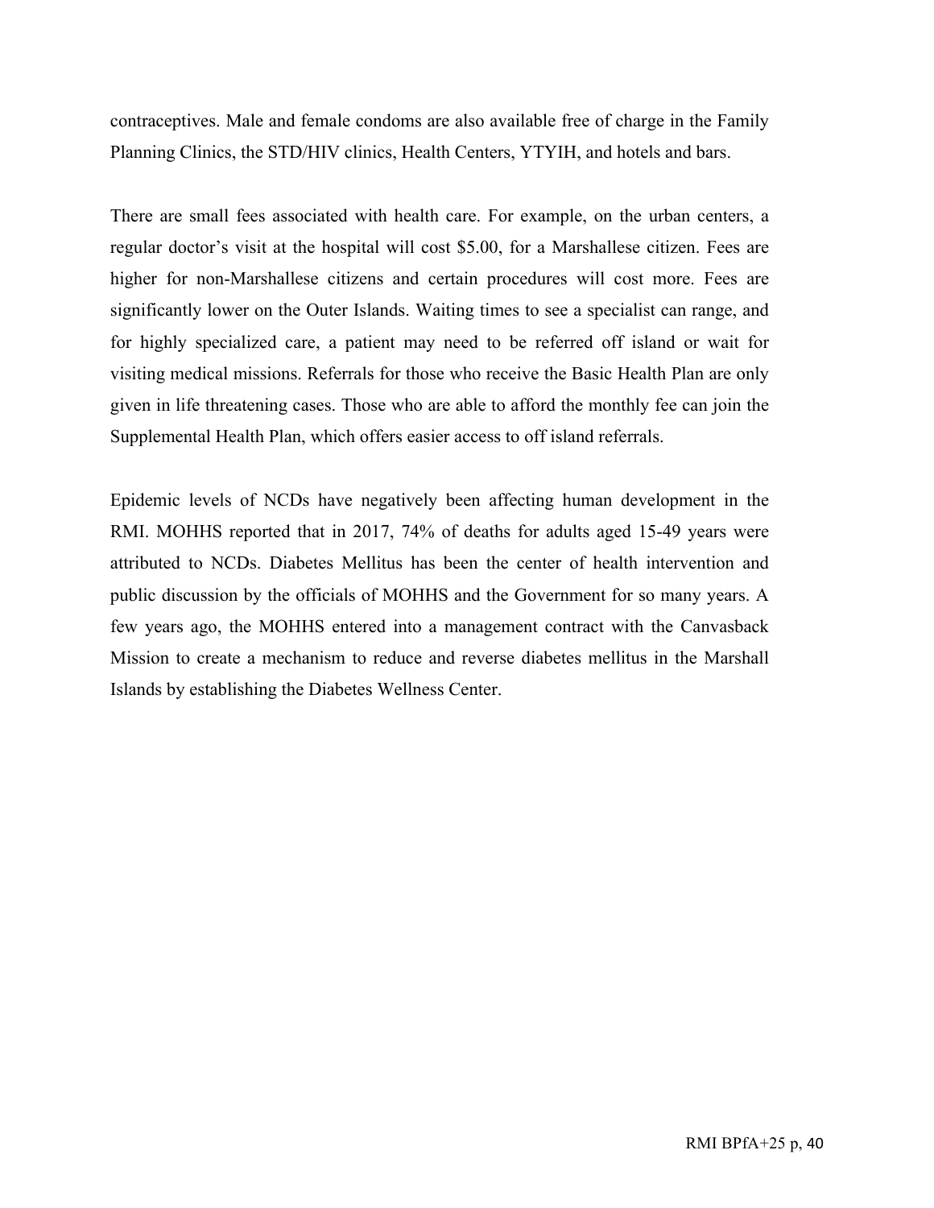contraceptives. Male and female condoms are also available free of charge in the Family Planning Clinics, the STD/HIV clinics, Health Centers, YTYIH, and hotels and bars.

There are small fees associated with health care. For example, on the urban centers, a regular doctor's visit at the hospital will cost $5.00, for a Marshallese citizen. Fees are higher for non-Marshallese citizens and certain procedures will cost more. Fees are significantly lower on the Outer Islands. Waiting times to see a specialist can range, and for highly specialized care, a patient may need to be referred off island or wait for visiting medical missions. Referrals for those who receive the Basic Health Plan are only given in life threatening cases. Those who are able to afford the monthly fee can join the Supplemental Health Plan, which offers easier access to off island referrals.

Epidemic levels of NCDs have negatively been affecting human development in the RMI. MOHHS reported that in 2017, 74% of deaths for adults aged 15-49 years were attributed to NCDs. Diabetes Mellitus has been the center of health intervention and public discussion by the officials of MOHHS and the Government for so many years. A few years ago, the MOHHS entered into a management contract with the Canvasback Mission to create a mechanism to reduce and reverse diabetes mellitus in the Marshall Islands by establishing the Diabetes Wellness Center.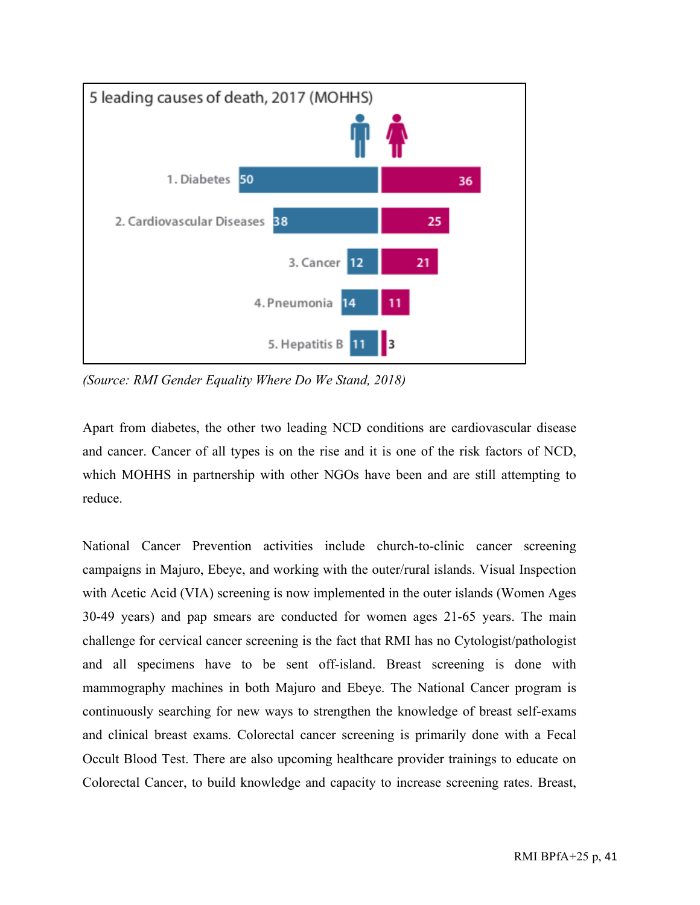**5 leading causes of death, 2017 (MOHHS)**

| Cause | Male | Female |
|---|---|---|
| 1. Diabetes | 50 | 36 |
| 2. Cardiovascular Diseases | 38 | 25 |
| 3. Cancer | 12 | 21 |
| 4. Pneumonia | 14 | 11 |
| 5. Hepatitis B | 11 | 3 |

*(Source: RMI Gender Equality Where Do We Stand, 2018)*

Apart from diabetes, the other two leading NCD conditions are cardiovascular disease and cancer. Cancer of all types is on the rise and it is one of the risk factors of NCD, which MOHHS in partnership with other NGOs have been and are still attempting to reduce.

National Cancer Prevention activities include church-to-clinic cancer screening campaigns in Majuro, Ebeye, and working with the outer/rural islands. Visual Inspection with Acetic Acid (VIA) screening is now implemented in the outer islands (Women Ages 30-49 years) and pap smears are conducted for women ages 21-65 years. The main challenge for cervical cancer screening is the fact that RMI has no Cytologist/pathologist and all specimens have to be sent off-island. Breast screening is done with mammography machines in both Majuro and Ebeye. The National Cancer program is continuously searching for new ways to strengthen the knowledge of breast self-exams and clinical breast exams. Colorectal cancer screening is primarily done with a Fecal Occult Blood Test. There are also upcoming healthcare provider trainings to educate on Colorectal Cancer, to build knowledge and capacity to increase screening rates. Breast,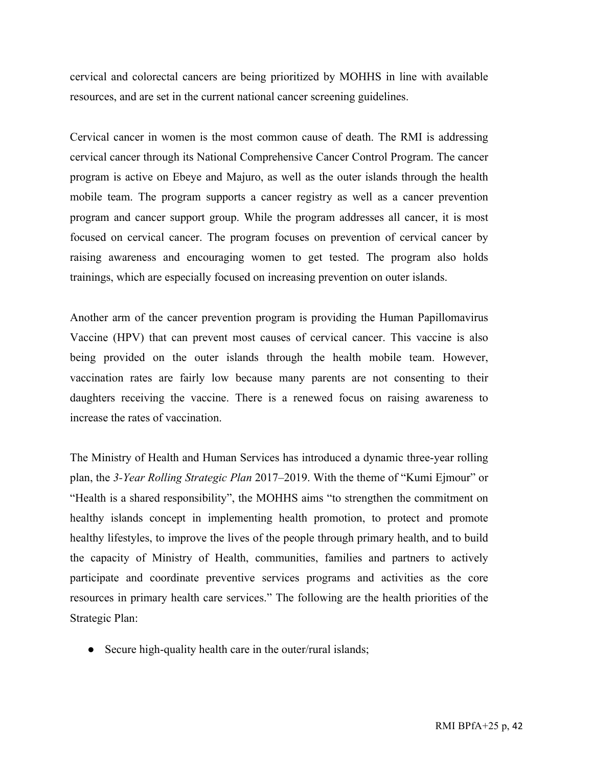cervical and colorectal cancers are being prioritized by MOHHS in line with available resources, and are set in the current national cancer screening guidelines.

Cervical cancer in women is the most common cause of death. The RMI is addressing cervical cancer through its National Comprehensive Cancer Control Program. The cancer program is active on Ebeye and Majuro, as well as the outer islands through the health mobile team. The program supports a cancer registry as well as a cancer prevention program and cancer support group. While the program addresses all cancer, it is most focused on cervical cancer. The program focuses on prevention of cervical cancer by raising awareness and encouraging women to get tested. The program also holds trainings, which are especially focused on increasing prevention on outer islands.

Another arm of the cancer prevention program is providing the Human Papillomavirus Vaccine (HPV) that can prevent most causes of cervical cancer. This vaccine is also being provided on the outer islands through the health mobile team. However, vaccination rates are fairly low because many parents are not consenting to their daughters receiving the vaccine. There is a renewed focus on raising awareness to increase the rates of vaccination.

The Ministry of Health and Human Services has introduced a dynamic three-year rolling plan, the *3-Year Rolling Strategic Plan* 2017–2019. With the theme of "Kumi Ejmour" or "Health is a shared responsibility", the MOHHS aims "to strengthen the commitment on healthy islands concept in implementing health promotion, to protect and promote healthy lifestyles, to improve the lives of the people through primary health, and to build the capacity of Ministry of Health, communities, families and partners to actively participate and coordinate preventive services programs and activities as the core resources in primary health care services." The following are the health priorities of the Strategic Plan:

- Secure high-quality health care in the outer/rural islands;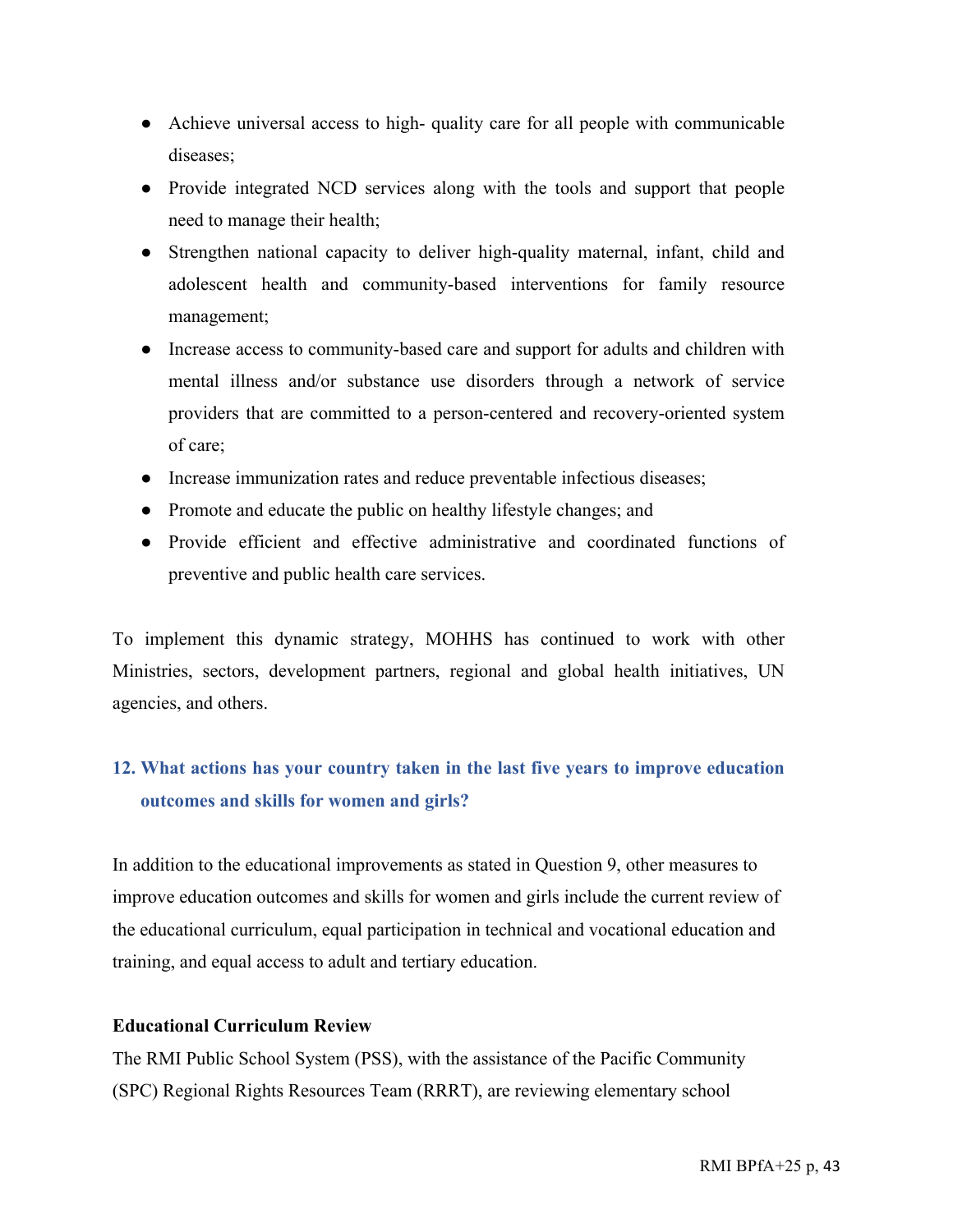- Achieve universal access to high- quality care for all people with communicable diseases;
- Provide integrated NCD services along with the tools and support that people need to manage their health;
- Strengthen national capacity to deliver high-quality maternal, infant, child and adolescent health and community-based interventions for family resource management;
- Increase access to community-based care and support for adults and children with mental illness and/or substance use disorders through a network of service providers that are committed to a person-centered and recovery-oriented system of care;
- Increase immunization rates and reduce preventable infectious diseases;
- Promote and educate the public on healthy lifestyle changes; and
- Provide efficient and effective administrative and coordinated functions of preventive and public health care services.

To implement this dynamic strategy, MOHHS has continued to work with other Ministries, sectors, development partners, regional and global health initiatives, UN agencies, and others.

## 12. What actions has your country taken in the last five years to improve education outcomes and skills for women and girls?

In addition to the educational improvements as stated in Question 9, other measures to improve education outcomes and skills for women and girls include the current review of the educational curriculum, equal participation in technical and vocational education and training, and equal access to adult and tertiary education.

**Educational Curriculum Review**

The RMI Public School System (PSS), with the assistance of the Pacific Community (SPC) Regional Rights Resources Team (RRRT), are reviewing elementary school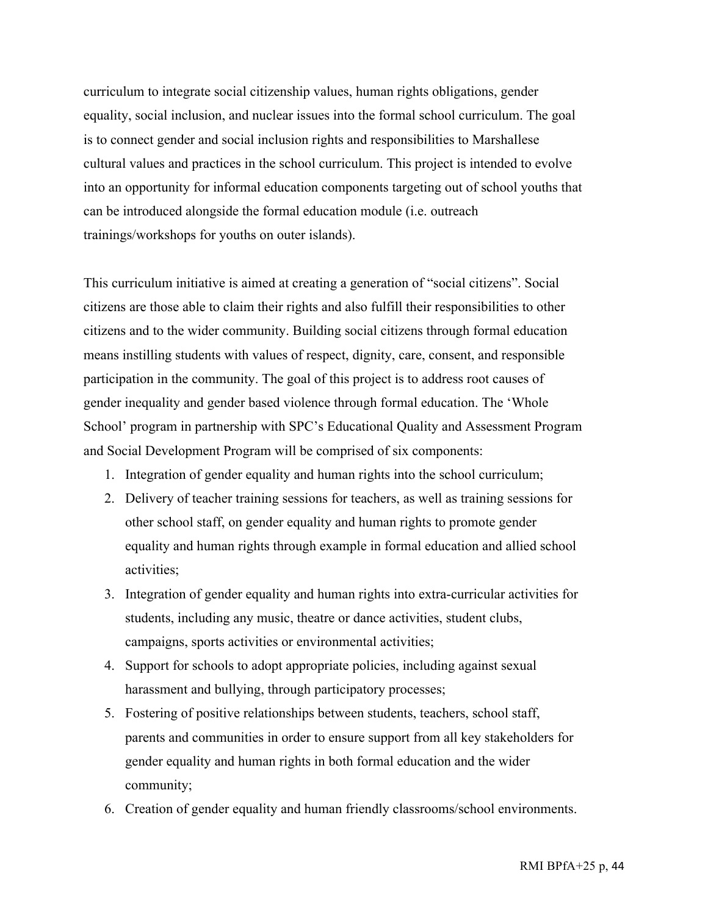curriculum to integrate social citizenship values, human rights obligations, gender equality, social inclusion, and nuclear issues into the formal school curriculum. The goal is to connect gender and social inclusion rights and responsibilities to Marshallese cultural values and practices in the school curriculum. This project is intended to evolve into an opportunity for informal education components targeting out of school youths that can be introduced alongside the formal education module (i.e. outreach trainings/workshops for youths on outer islands).

This curriculum initiative is aimed at creating a generation of "social citizens". Social citizens are those able to claim their rights and also fulfill their responsibilities to other citizens and to the wider community. Building social citizens through formal education means instilling students with values of respect, dignity, care, consent, and responsible participation in the community. The goal of this project is to address root causes of gender inequality and gender based violence through formal education. The 'Whole School' program in partnership with SPC's Educational Quality and Assessment Program and Social Development Program will be comprised of six components:

1. Integration of gender equality and human rights into the school curriculum;
2. Delivery of teacher training sessions for teachers, as well as training sessions for other school staff, on gender equality and human rights to promote gender equality and human rights through example in formal education and allied school activities;
3. Integration of gender equality and human rights into extra-curricular activities for students, including any music, theatre or dance activities, student clubs, campaigns, sports activities or environmental activities;
4. Support for schools to adopt appropriate policies, including against sexual harassment and bullying, through participatory processes;
5. Fostering of positive relationships between students, teachers, school staff, parents and communities in order to ensure support from all key stakeholders for gender equality and human rights in both formal education and the wider community;
6. Creation of gender equality and human friendly classrooms/school environments.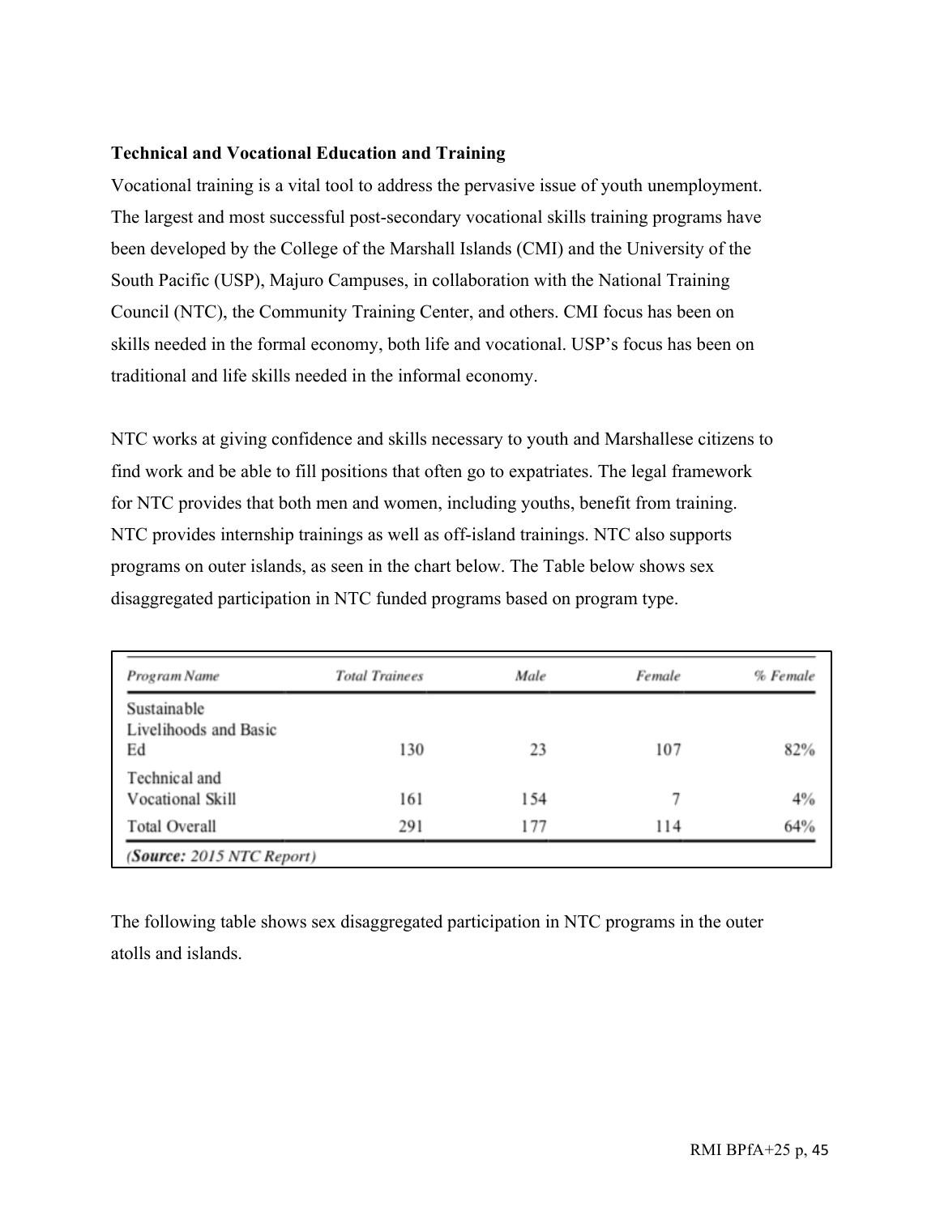**Technical and Vocational Education and Training**

Vocational training is a vital tool to address the pervasive issue of youth unemployment. The largest and most successful post-secondary vocational skills training programs have been developed by the College of the Marshall Islands (CMI) and the University of the South Pacific (USP), Majuro Campuses, in collaboration with the National Training Council (NTC), the Community Training Center, and others. CMI focus has been on skills needed in the formal economy, both life and vocational. USP's focus has been on traditional and life skills needed in the informal economy.

NTC works at giving confidence and skills necessary to youth and Marshallese citizens to find work and be able to fill positions that often go to expatriates. The legal framework for NTC provides that both men and women, including youths, benefit from training. NTC provides internship trainings as well as off-island trainings. NTC also supports programs on outer islands, as seen in the chart below. The Table below shows sex disaggregated participation in NTC funded programs based on program type.

| *Program Name* | *Total Trainees* | *Male* | *Female* | *% Female* |
|---|---|---|---|---|
| Sustainable Livelihoods and Basic Ed | 130 | 23 | 107 | 82% |
| Technical and Vocational Skill | 161 | 154 | 7 | 4% |
| Total Overall | 291 | 177 | 114 | 64% |

*(**Source:** 2015 NTC Report)*

The following table shows sex disaggregated participation in NTC programs in the outer atolls and islands.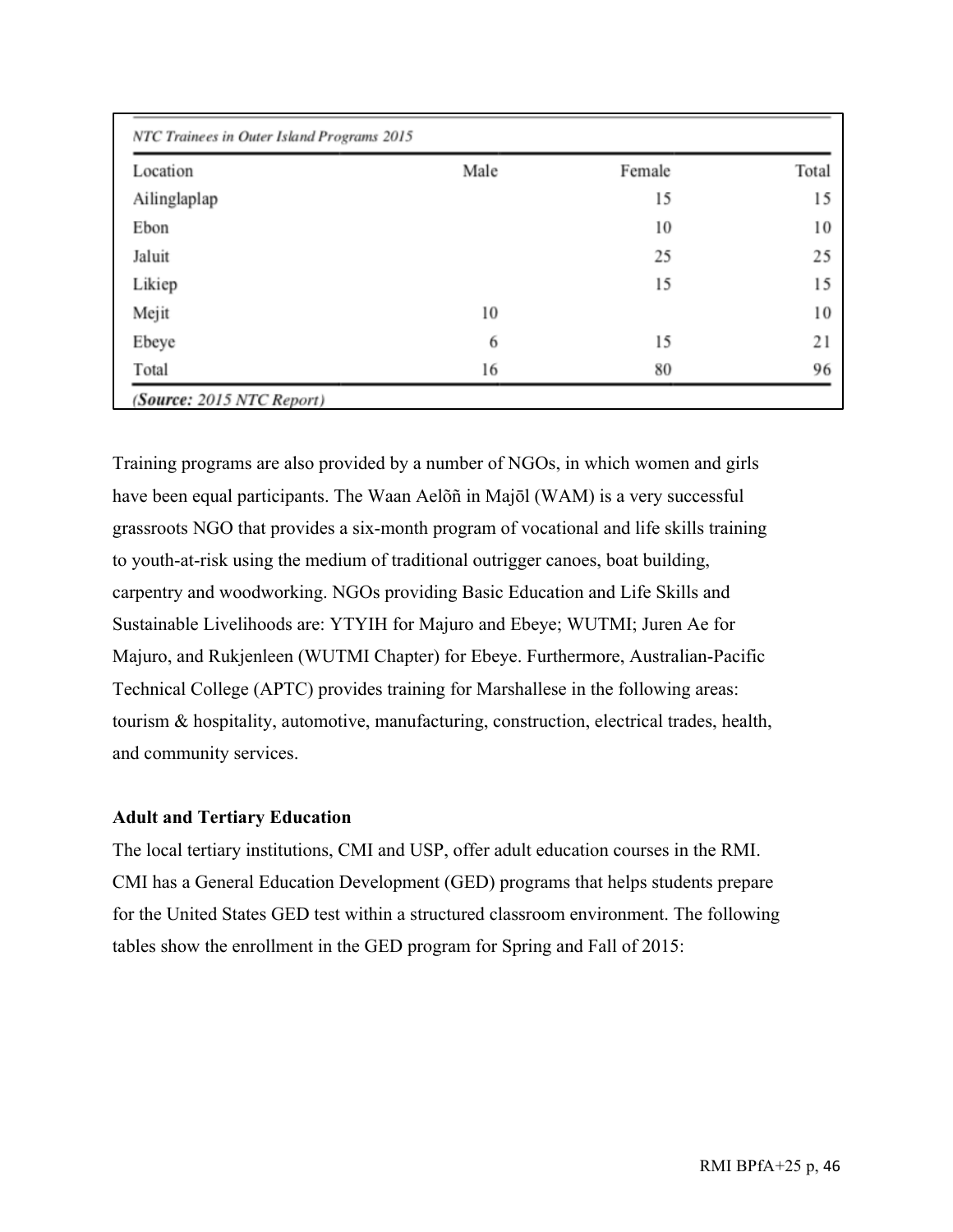*NTC Trainees in Outer Island Programs 2015*

| Location | Male | Female | Total |
|---|---|---|---|
| Ailinglaplap | | 15 | 15 |
| Ebon | | 10 | 10 |
| Jaluit | | 25 | 25 |
| Likiep | | 15 | 15 |
| Mejit | 10 | | 10 |
| Ebeye | 6 | 15 | 21 |
| Total | 16 | 80 | 96 |

(*Source:* *2015 NTC Report*)

Training programs are also provided by a number of NGOs, in which women and girls have been equal participants. The Waan Aelõñ in Majōl (WAM) is a very successful grassroots NGO that provides a six-month program of vocational and life skills training to youth-at-risk using the medium of traditional outrigger canoes, boat building, carpentry and woodworking. NGOs providing Basic Education and Life Skills and Sustainable Livelihoods are: YTYIH for Majuro and Ebeye; WUTMI; Juren Ae for Majuro, and Rukjenleen (WUTMI Chapter) for Ebeye. Furthermore, Australian-Pacific Technical College (APTC) provides training for Marshallese in the following areas: tourism & hospitality, automotive, manufacturing, construction, electrical trades, health, and community services.

**Adult and Tertiary Education**

The local tertiary institutions, CMI and USP, offer adult education courses in the RMI. CMI has a General Education Development (GED) programs that helps students prepare for the United States GED test within a structured classroom environment. The following tables show the enrollment in the GED program for Spring and Fall of 2015: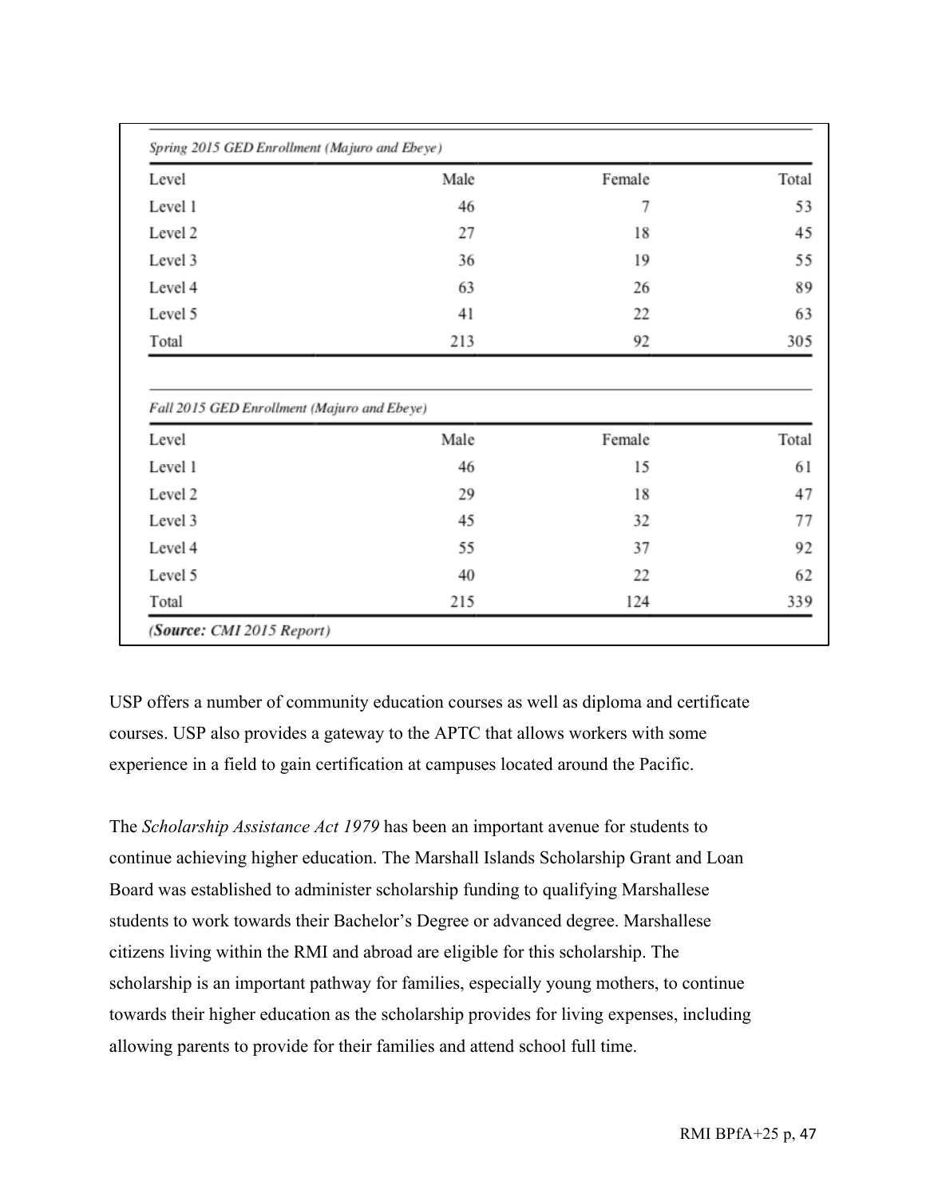*Spring 2015 GED Enrollment (Majuro and Ebeye)*

| Level | Male | Female | Total |
|---|---|---|---|
| Level 1 | 46 | 7 | 53 |
| Level 2 | 27 | 18 | 45 |
| Level 3 | 36 | 19 | 55 |
| Level 4 | 63 | 26 | 89 |
| Level 5 | 41 | 22 | 63 |
| Total | 213 | 92 | 305 |

*Fall 2015 GED Enrollment (Majuro and Ebeye)*

| Level | Male | Female | Total |
|---|---|---|---|
| Level 1 | 46 | 15 | 61 |
| Level 2 | 29 | 18 | 47 |
| Level 3 | 45 | 32 | 77 |
| Level 4 | 55 | 37 | 92 |
| Level 5 | 40 | 22 | 62 |
| Total | 215 | 124 | 339 |

*(**Source:** CMI 2015 Report)*

USP offers a number of community education courses as well as diploma and certificate courses. USP also provides a gateway to the APTC that allows workers with some experience in a field to gain certification at campuses located around the Pacific.

The *Scholarship Assistance Act 1979* has been an important avenue for students to continue achieving higher education. The Marshall Islands Scholarship Grant and Loan Board was established to administer scholarship funding to qualifying Marshallese students to work towards their Bachelor's Degree or advanced degree. Marshallese citizens living within the RMI and abroad are eligible for this scholarship. The scholarship is an important pathway for families, especially young mothers, to continue towards their higher education as the scholarship provides for living expenses, including allowing parents to provide for their families and attend school full time.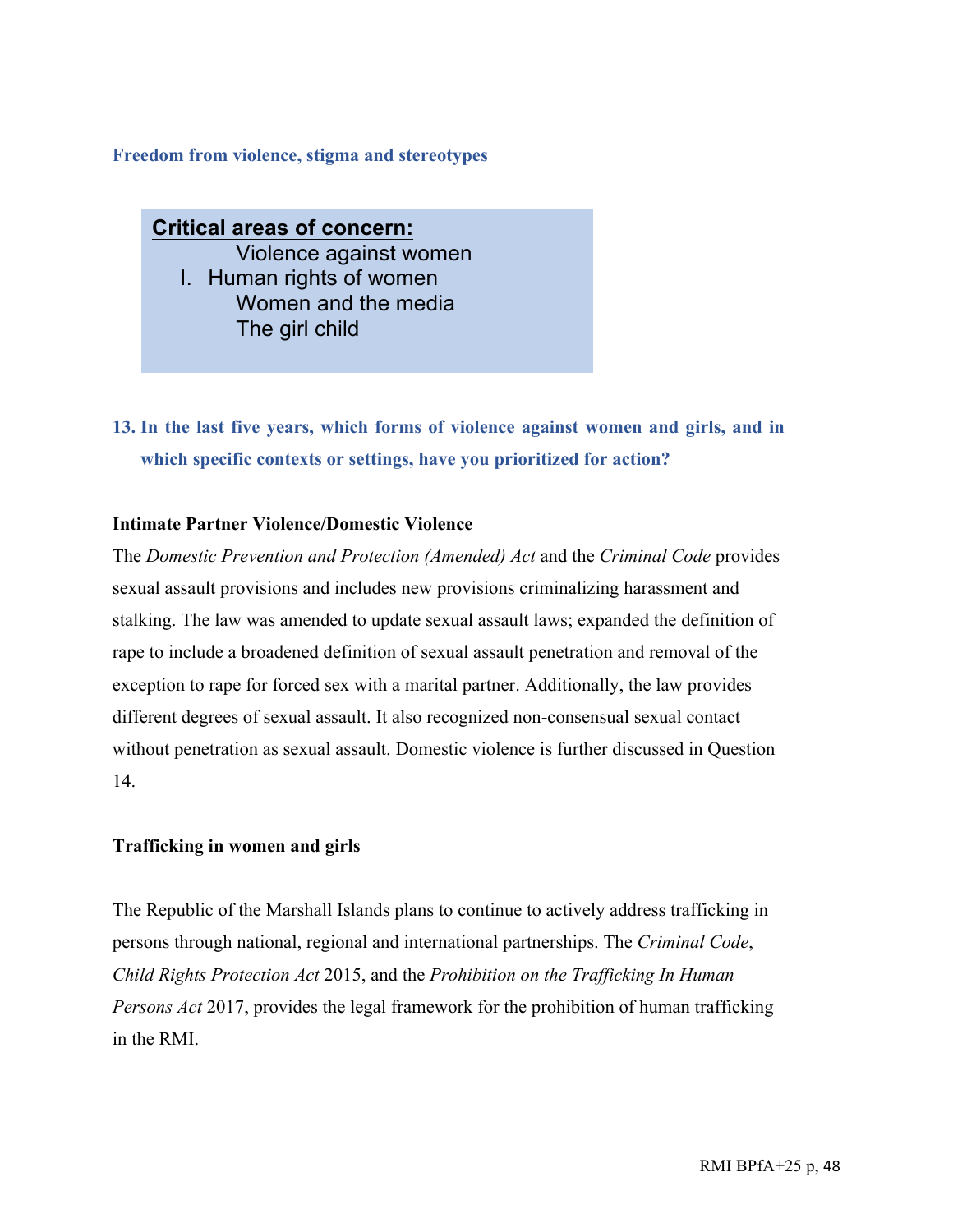### Freedom from violence, stigma and stereotypes

**Critical areas of concern:**

Violence against women

I. Human rights of women

Women and the media

The girl child

### 13. In the last five years, which forms of violence against women and girls, and in which specific contexts or settings, have you prioritized for action?

**Intimate Partner Violence/Domestic Violence**

The *Domestic Prevention and Protection (Amended) Act* and the *Criminal Code* provides sexual assault provisions and includes new provisions criminalizing harassment and stalking. The law was amended to update sexual assault laws; expanded the definition of rape to include a broadened definition of sexual assault penetration and removal of the exception to rape for forced sex with a marital partner. Additionally, the law provides different degrees of sexual assault. It also recognized non-consensual sexual contact without penetration as sexual assault. Domestic violence is further discussed in Question 14.

**Trafficking in women and girls**

The Republic of the Marshall Islands plans to continue to actively address trafficking in persons through national, regional and international partnerships. The *Criminal Code*, *Child Rights Protection Act* 2015, and the *Prohibition on the Trafficking In Human Persons Act* 2017, provides the legal framework for the prohibition of human trafficking in the RMI.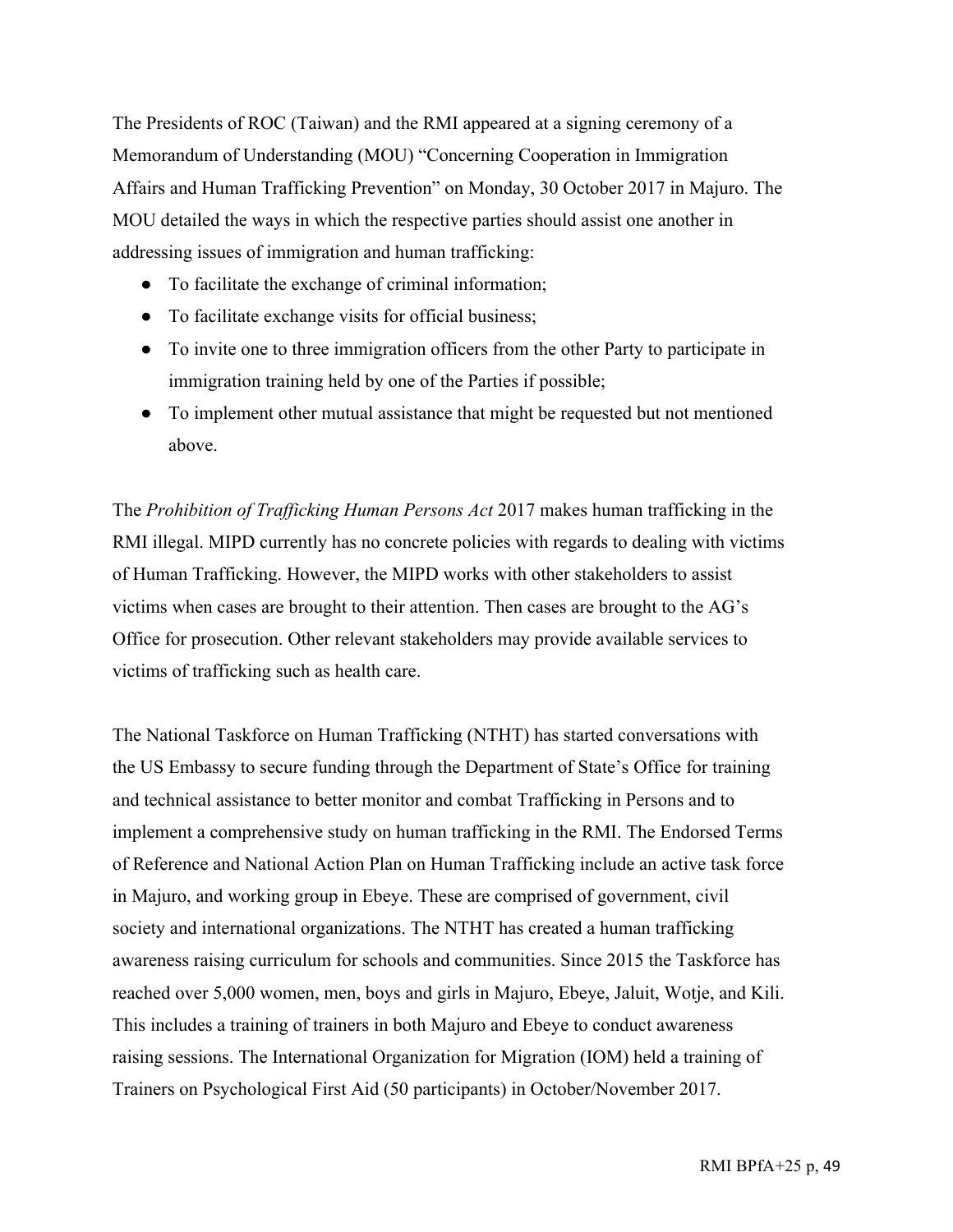The Presidents of ROC (Taiwan) and the RMI appeared at a signing ceremony of a Memorandum of Understanding (MOU) "Concerning Cooperation in Immigration Affairs and Human Trafficking Prevention" on Monday, 30 October 2017 in Majuro. The MOU detailed the ways in which the respective parties should assist one another in addressing issues of immigration and human trafficking:

- To facilitate the exchange of criminal information;
- To facilitate exchange visits for official business;
- To invite one to three immigration officers from the other Party to participate in immigration training held by one of the Parties if possible;
- To implement other mutual assistance that might be requested but not mentioned above.

The *Prohibition of Trafficking Human Persons Act* 2017 makes human trafficking in the RMI illegal. MIPD currently has no concrete policies with regards to dealing with victims of Human Trafficking. However, the MIPD works with other stakeholders to assist victims when cases are brought to their attention. Then cases are brought to the AG's Office for prosecution. Other relevant stakeholders may provide available services to victims of trafficking such as health care.

The National Taskforce on Human Trafficking (NTHT) has started conversations with the US Embassy to secure funding through the Department of State's Office for training and technical assistance to better monitor and combat Trafficking in Persons and to implement a comprehensive study on human trafficking in the RMI. The Endorsed Terms of Reference and National Action Plan on Human Trafficking include an active task force in Majuro, and working group in Ebeye. These are comprised of government, civil society and international organizations. The NTHT has created a human trafficking awareness raising curriculum for schools and communities. Since 2015 the Taskforce has reached over 5,000 women, men, boys and girls in Majuro, Ebeye, Jaluit, Wotje, and Kili. This includes a training of trainers in both Majuro and Ebeye to conduct awareness raising sessions. The International Organization for Migration (IOM) held a training of Trainers on Psychological First Aid (50 participants) in October/November 2017.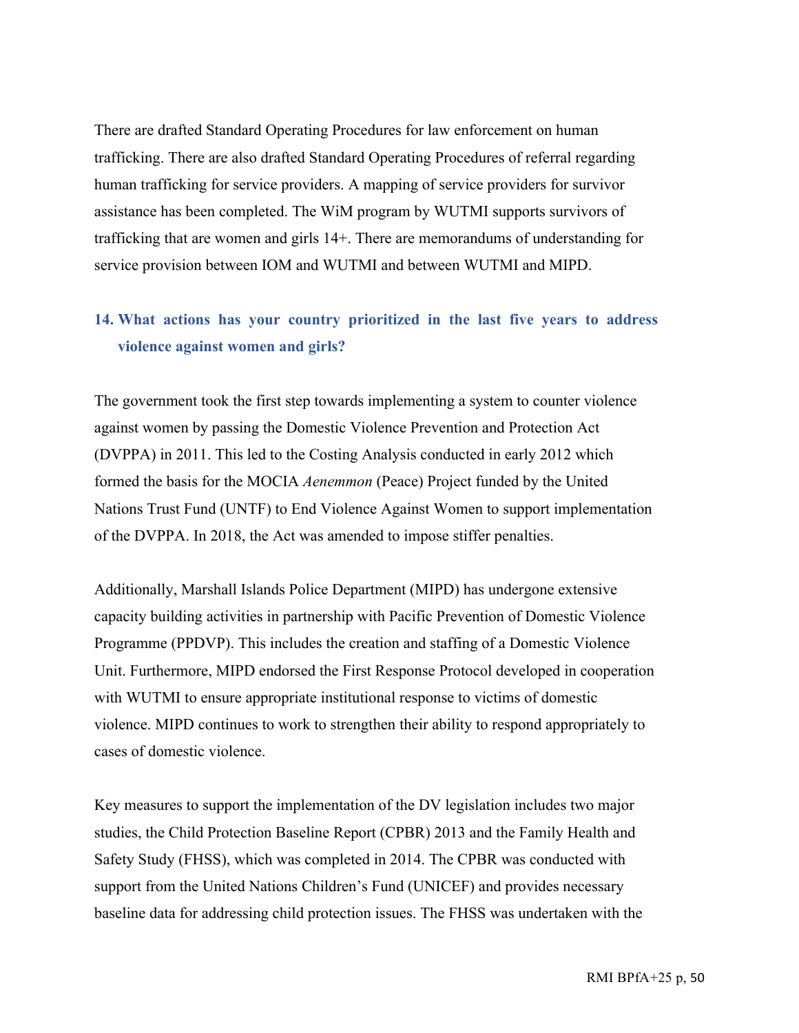There are drafted Standard Operating Procedures for law enforcement on human trafficking. There are also drafted Standard Operating Procedures of referral regarding human trafficking for service providers. A mapping of service providers for survivor assistance has been completed. The WiM program by WUTMI supports survivors of trafficking that are women and girls 14+. There are memorandums of understanding for service provision between IOM and WUTMI and between WUTMI and MIPD.

### 14. What actions has your country prioritized in the last five years to address violence against women and girls?

The government took the first step towards implementing a system to counter violence against women by passing the Domestic Violence Prevention and Protection Act (DVPPA) in 2011. This led to the Costing Analysis conducted in early 2012 which formed the basis for the MOCIA *Aenemmon* (Peace) Project funded by the United Nations Trust Fund (UNTF) to End Violence Against Women to support implementation of the DVPPA. In 2018, the Act was amended to impose stiffer penalties.

Additionally, Marshall Islands Police Department (MIPD) has undergone extensive capacity building activities in partnership with Pacific Prevention of Domestic Violence Programme (PPDVP). This includes the creation and staffing of a Domestic Violence Unit. Furthermore, MIPD endorsed the First Response Protocol developed in cooperation with WUTMI to ensure appropriate institutional response to victims of domestic violence. MIPD continues to work to strengthen their ability to respond appropriately to cases of domestic violence.

Key measures to support the implementation of the DV legislation includes two major studies, the Child Protection Baseline Report (CPBR) 2013 and the Family Health and Safety Study (FHSS), which was completed in 2014. The CPBR was conducted with support from the United Nations Children's Fund (UNICEF) and provides necessary baseline data for addressing child protection issues. The FHSS was undertaken with the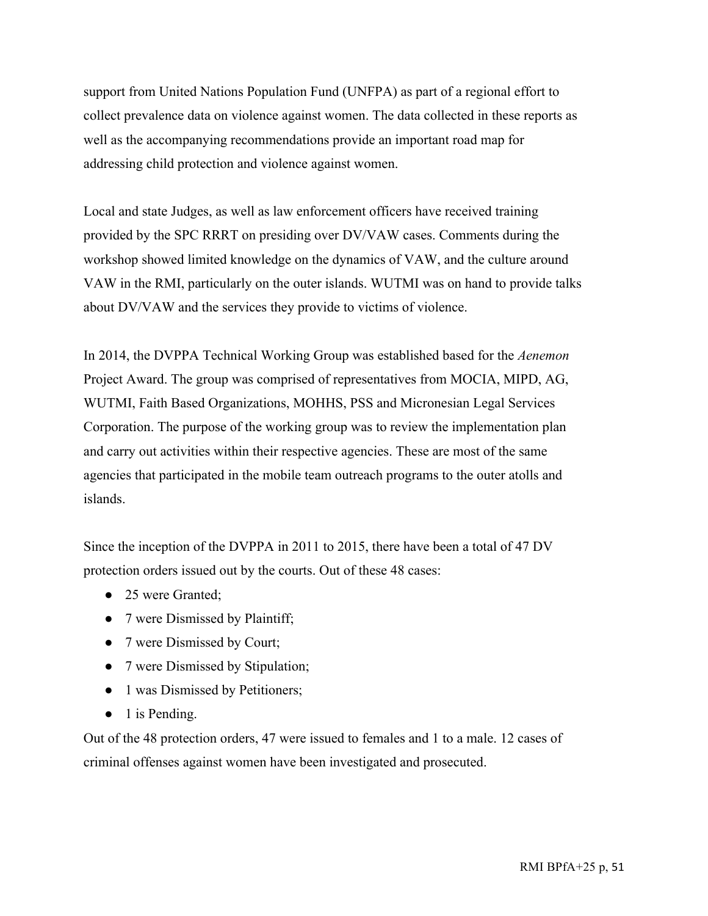support from United Nations Population Fund (UNFPA) as part of a regional effort to collect prevalence data on violence against women. The data collected in these reports as well as the accompanying recommendations provide an important road map for addressing child protection and violence against women.

Local and state Judges, as well as law enforcement officers have received training provided by the SPC RRRT on presiding over DV/VAW cases. Comments during the workshop showed limited knowledge on the dynamics of VAW, and the culture around VAW in the RMI, particularly on the outer islands. WUTMI was on hand to provide talks about DV/VAW and the services they provide to victims of violence.

In 2014, the DVPPA Technical Working Group was established based for the *Aenemon* Project Award. The group was comprised of representatives from MOCIA, MIPD, AG, WUTMI, Faith Based Organizations, MOHHS, PSS and Micronesian Legal Services Corporation. The purpose of the working group was to review the implementation plan and carry out activities within their respective agencies. These are most of the same agencies that participated in the mobile team outreach programs to the outer atolls and islands.

Since the inception of the DVPPA in 2011 to 2015, there have been a total of 47 DV protection orders issued out by the courts. Out of these 48 cases:

- 25 were Granted;
- 7 were Dismissed by Plaintiff;
- 7 were Dismissed by Court;
- 7 were Dismissed by Stipulation;
- 1 was Dismissed by Petitioners;
- 1 is Pending.

Out of the 48 protection orders, 47 were issued to females and 1 to a male. 12 cases of criminal offenses against women have been investigated and prosecuted.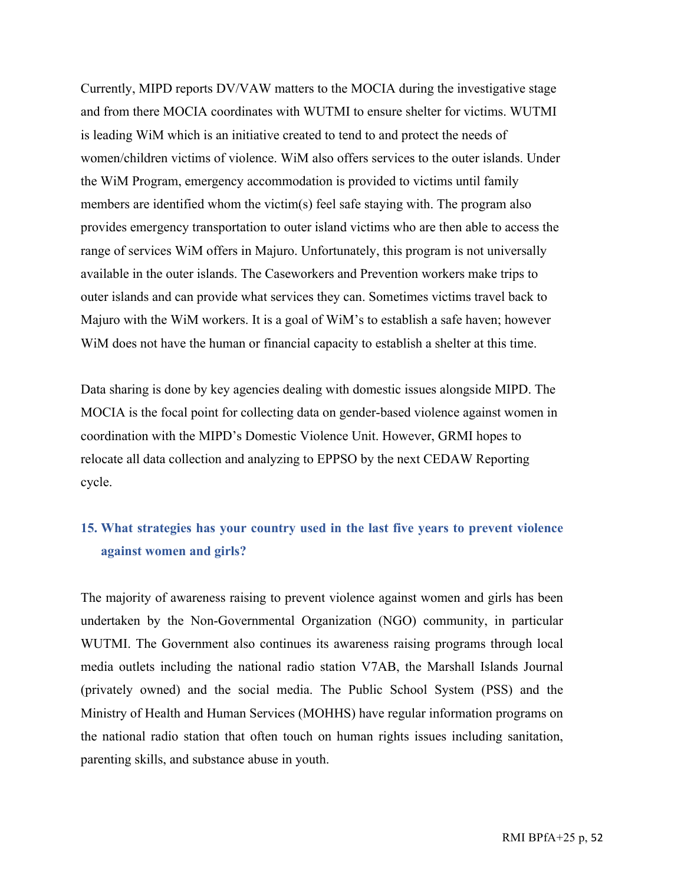Currently, MIPD reports DV/VAW matters to the MOCIA during the investigative stage and from there MOCIA coordinates with WUTMI to ensure shelter for victims. WUTMI is leading WiM which is an initiative created to tend to and protect the needs of women/children victims of violence. WiM also offers services to the outer islands. Under the WiM Program, emergency accommodation is provided to victims until family members are identified whom the victim(s) feel safe staying with. The program also provides emergency transportation to outer island victims who are then able to access the range of services WiM offers in Majuro. Unfortunately, this program is not universally available in the outer islands. The Caseworkers and Prevention workers make trips to outer islands and can provide what services they can. Sometimes victims travel back to Majuro with the WiM workers. It is a goal of WiM's to establish a safe haven; however WiM does not have the human or financial capacity to establish a shelter at this time.

Data sharing is done by key agencies dealing with domestic issues alongside MIPD. The MOCIA is the focal point for collecting data on gender-based violence against women in coordination with the MIPD's Domestic Violence Unit. However, GRMI hopes to relocate all data collection and analyzing to EPPSO by the next CEDAW Reporting cycle.

## 15. What strategies has your country used in the last five years to prevent violence against women and girls?

The majority of awareness raising to prevent violence against women and girls has been undertaken by the Non-Governmental Organization (NGO) community, in particular WUTMI. The Government also continues its awareness raising programs through local media outlets including the national radio station V7AB, the Marshall Islands Journal (privately owned) and the social media. The Public School System (PSS) and the Ministry of Health and Human Services (MOHHS) have regular information programs on the national radio station that often touch on human rights issues including sanitation, parenting skills, and substance abuse in youth.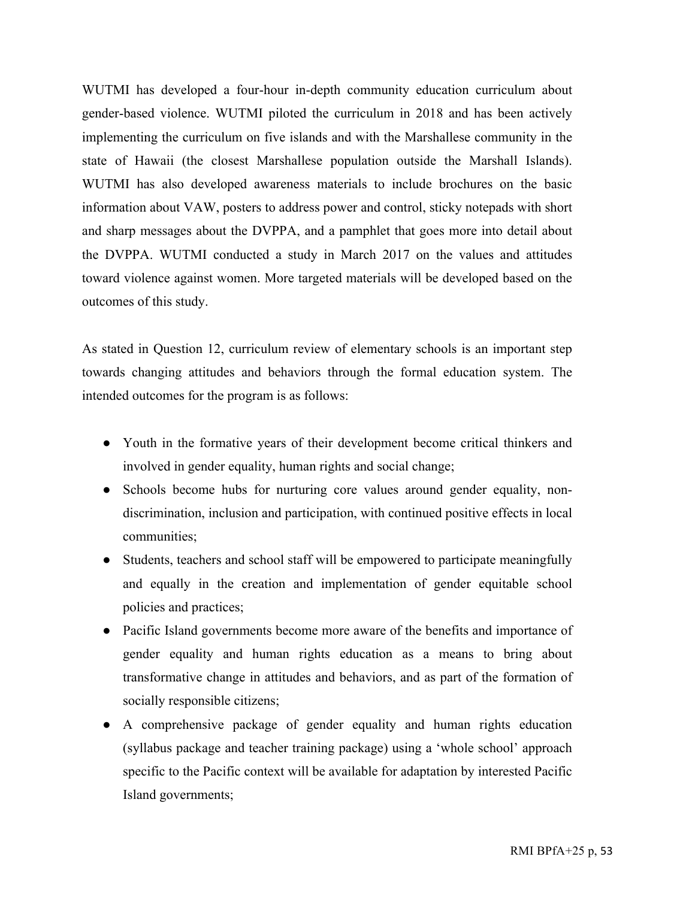WUTMI has developed a four-hour in-depth community education curriculum about gender-based violence. WUTMI piloted the curriculum in 2018 and has been actively implementing the curriculum on five islands and with the Marshallese community in the state of Hawaii (the closest Marshallese population outside the Marshall Islands). WUTMI has also developed awareness materials to include brochures on the basic information about VAW, posters to address power and control, sticky notepads with short and sharp messages about the DVPPA, and a pamphlet that goes more into detail about the DVPPA. WUTMI conducted a study in March 2017 on the values and attitudes toward violence against women. More targeted materials will be developed based on the outcomes of this study.

As stated in Question 12, curriculum review of elementary schools is an important step towards changing attitudes and behaviors through the formal education system. The intended outcomes for the program is as follows:

- Youth in the formative years of their development become critical thinkers and involved in gender equality, human rights and social change;
- Schools become hubs for nurturing core values around gender equality, non-discrimination, inclusion and participation, with continued positive effects in local communities;
- Students, teachers and school staff will be empowered to participate meaningfully and equally in the creation and implementation of gender equitable school policies and practices;
- Pacific Island governments become more aware of the benefits and importance of gender equality and human rights education as a means to bring about transformative change in attitudes and behaviors, and as part of the formation of socially responsible citizens;
- A comprehensive package of gender equality and human rights education (syllabus package and teacher training package) using a 'whole school' approach specific to the Pacific context will be available for adaptation by interested Pacific Island governments;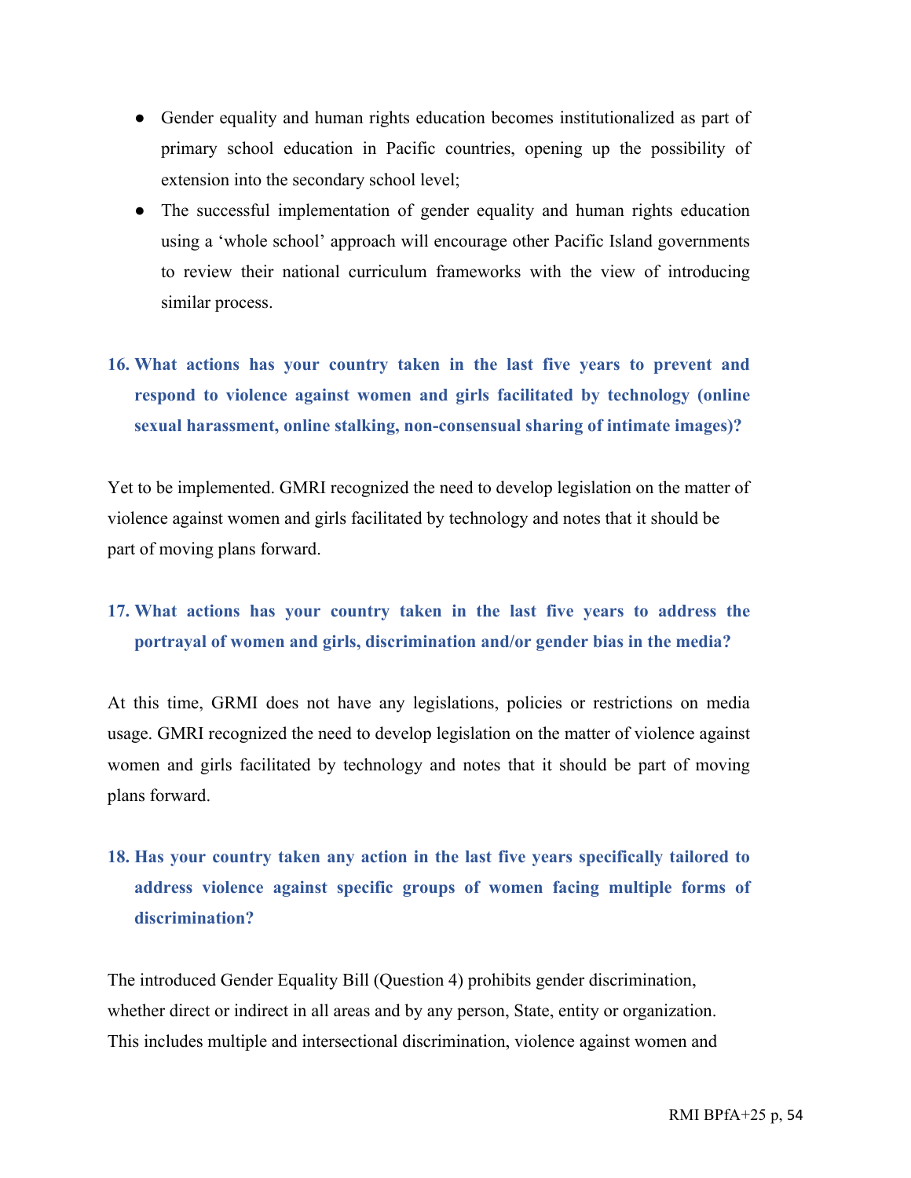- Gender equality and human rights education becomes institutionalized as part of primary school education in Pacific countries, opening up the possibility of extension into the secondary school level;
- The successful implementation of gender equality and human rights education using a 'whole school' approach will encourage other Pacific Island governments to review their national curriculum frameworks with the view of introducing similar process.

### 16. What actions has your country taken in the last five years to prevent and respond to violence against women and girls facilitated by technology (online sexual harassment, online stalking, non-consensual sharing of intimate images)?

Yet to be implemented. GMRI recognized the need to develop legislation on the matter of violence against women and girls facilitated by technology and notes that it should be part of moving plans forward.

### 17. What actions has your country taken in the last five years to address the portrayal of women and girls, discrimination and/or gender bias in the media?

At this time, GRMI does not have any legislations, policies or restrictions on media usage. GMRI recognized the need to develop legislation on the matter of violence against women and girls facilitated by technology and notes that it should be part of moving plans forward.

### 18. Has your country taken any action in the last five years specifically tailored to address violence against specific groups of women facing multiple forms of discrimination?

The introduced Gender Equality Bill (Question 4) prohibits gender discrimination, whether direct or indirect in all areas and by any person, State, entity or organization. This includes multiple and intersectional discrimination, violence against women and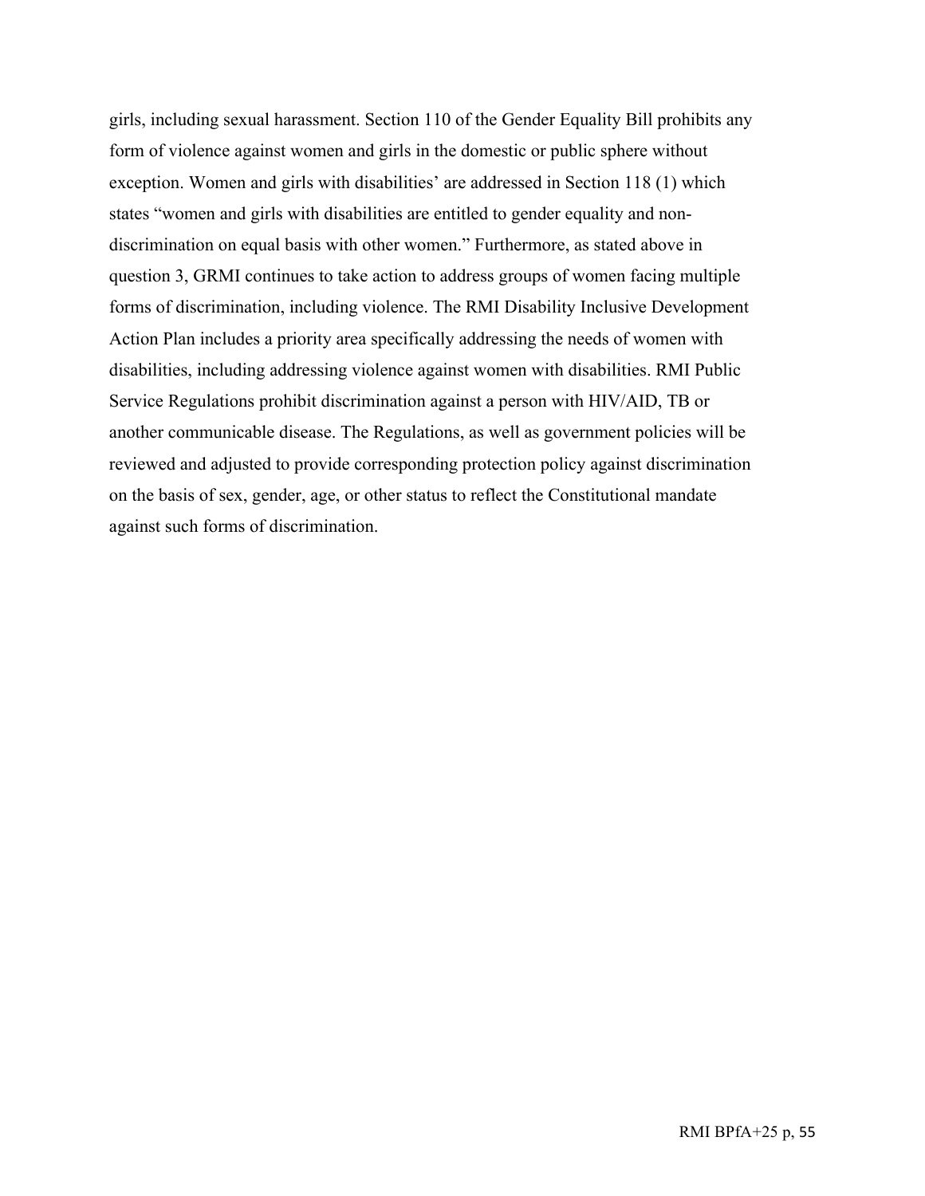girls, including sexual harassment. Section 110 of the Gender Equality Bill prohibits any form of violence against women and girls in the domestic or public sphere without exception. Women and girls with disabilities' are addressed in Section 118 (1) which states "women and girls with disabilities are entitled to gender equality and non-discrimination on equal basis with other women." Furthermore, as stated above in question 3, GRMI continues to take action to address groups of women facing multiple forms of discrimination, including violence. The RMI Disability Inclusive Development Action Plan includes a priority area specifically addressing the needs of women with disabilities, including addressing violence against women with disabilities. RMI Public Service Regulations prohibit discrimination against a person with HIV/AID, TB or another communicable disease. The Regulations, as well as government policies will be reviewed and adjusted to provide corresponding protection policy against discrimination on the basis of sex, gender, age, or other status to reflect the Constitutional mandate against such forms of discrimination.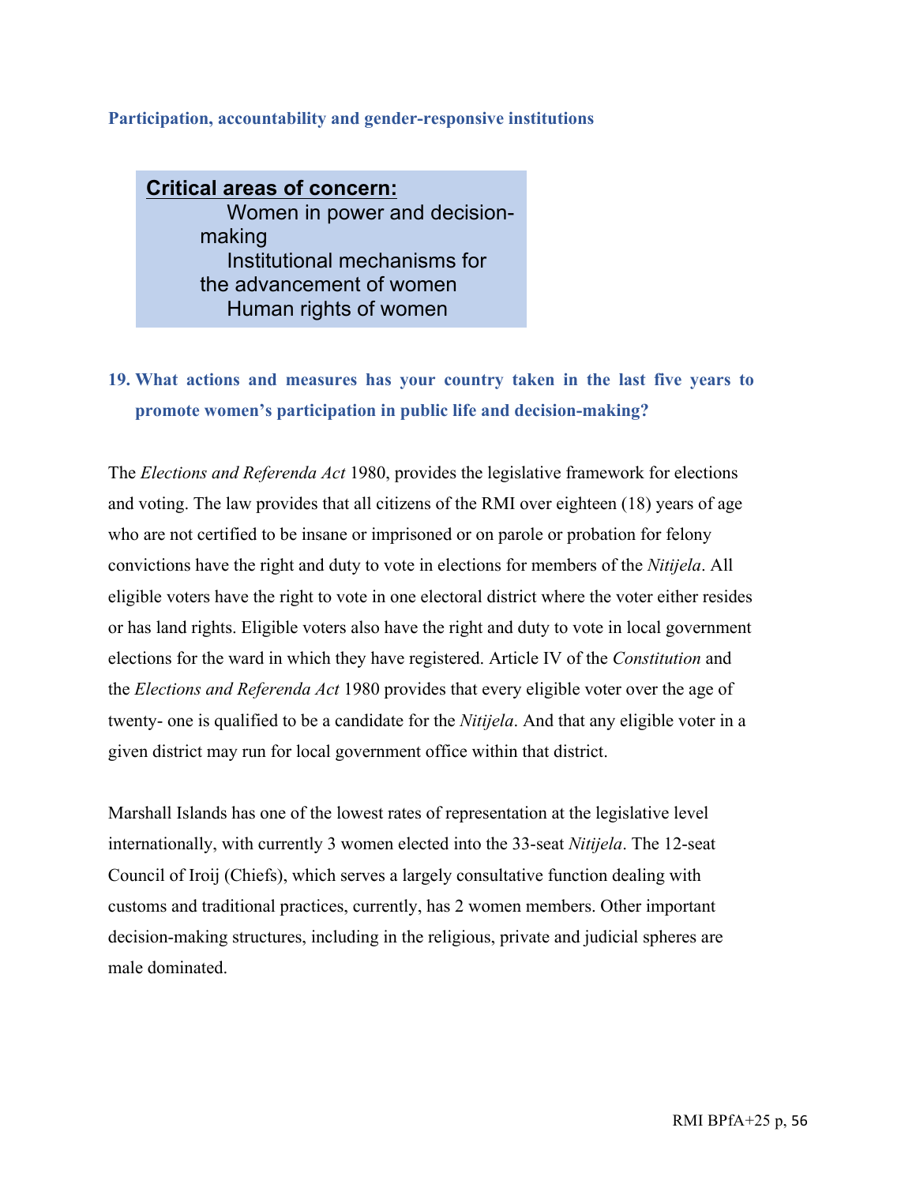### Participation, accountability and gender-responsive institutions

**Critical areas of concern:**

- Women in power and decision-making
- Institutional mechanisms for the advancement of women
- Human rights of women

### 19. What actions and measures has your country taken in the last five years to promote women's participation in public life and decision-making?

The *Elections and Referenda Act* 1980, provides the legislative framework for elections and voting. The law provides that all citizens of the RMI over eighteen (18) years of age who are not certified to be insane or imprisoned or on parole or probation for felony convictions have the right and duty to vote in elections for members of the *Nitijela*. All eligible voters have the right to vote in one electoral district where the voter either resides or has land rights. Eligible voters also have the right and duty to vote in local government elections for the ward in which they have registered. Article IV of the *Constitution* and the *Elections and Referenda Act* 1980 provides that every eligible voter over the age of twenty- one is qualified to be a candidate for the *Nitijela*. And that any eligible voter in a given district may run for local government office within that district.

Marshall Islands has one of the lowest rates of representation at the legislative level internationally, with currently 3 women elected into the 33-seat *Nitijela*. The 12-seat Council of Iroij (Chiefs), which serves a largely consultative function dealing with customs and traditional practices, currently, has 2 women members. Other important decision-making structures, including in the religious, private and judicial spheres are male dominated.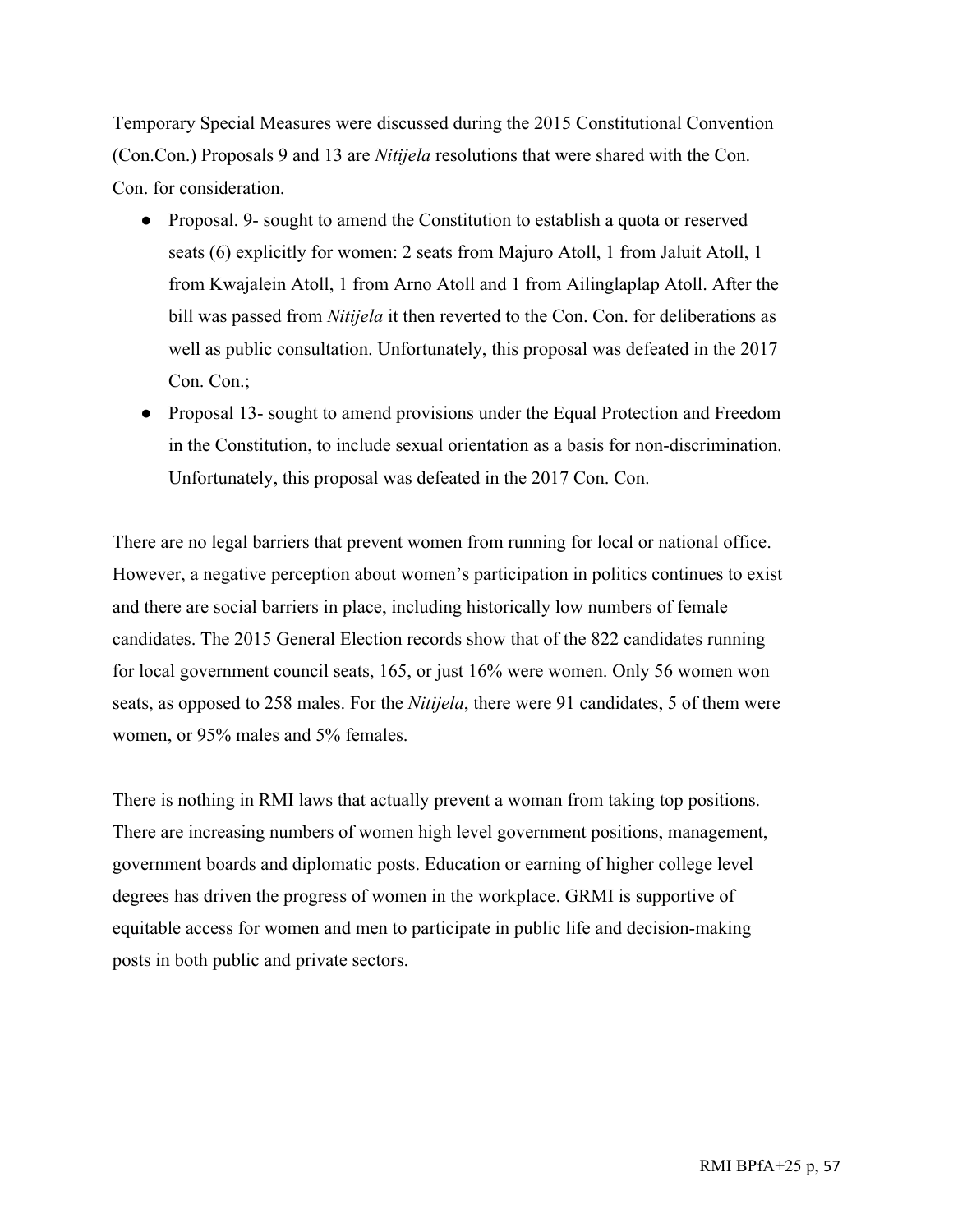Temporary Special Measures were discussed during the 2015 Constitutional Convention (Con.Con.) Proposals 9 and 13 are *Nitijela* resolutions that were shared with the Con. Con. for consideration.

- Proposal. 9- sought to amend the Constitution to establish a quota or reserved seats (6) explicitly for women: 2 seats from Majuro Atoll, 1 from Jaluit Atoll, 1 from Kwajalein Atoll, 1 from Arno Atoll and 1 from Ailinglaplap Atoll. After the bill was passed from *Nitijela* it then reverted to the Con. Con. for deliberations as well as public consultation. Unfortunately, this proposal was defeated in the 2017 Con. Con.;
- Proposal 13- sought to amend provisions under the Equal Protection and Freedom in the Constitution, to include sexual orientation as a basis for non-discrimination. Unfortunately, this proposal was defeated in the 2017 Con. Con.

There are no legal barriers that prevent women from running for local or national office. However, a negative perception about women's participation in politics continues to exist and there are social barriers in place, including historically low numbers of female candidates. The 2015 General Election records show that of the 822 candidates running for local government council seats, 165, or just 16% were women. Only 56 women won seats, as opposed to 258 males. For the *Nitijela*, there were 91 candidates, 5 of them were women, or 95% males and 5% females.

There is nothing in RMI laws that actually prevent a woman from taking top positions. There are increasing numbers of women high level government positions, management, government boards and diplomatic posts. Education or earning of higher college level degrees has driven the progress of women in the workplace. GRMI is supportive of equitable access for women and men to participate in public life and decision-making posts in both public and private sectors.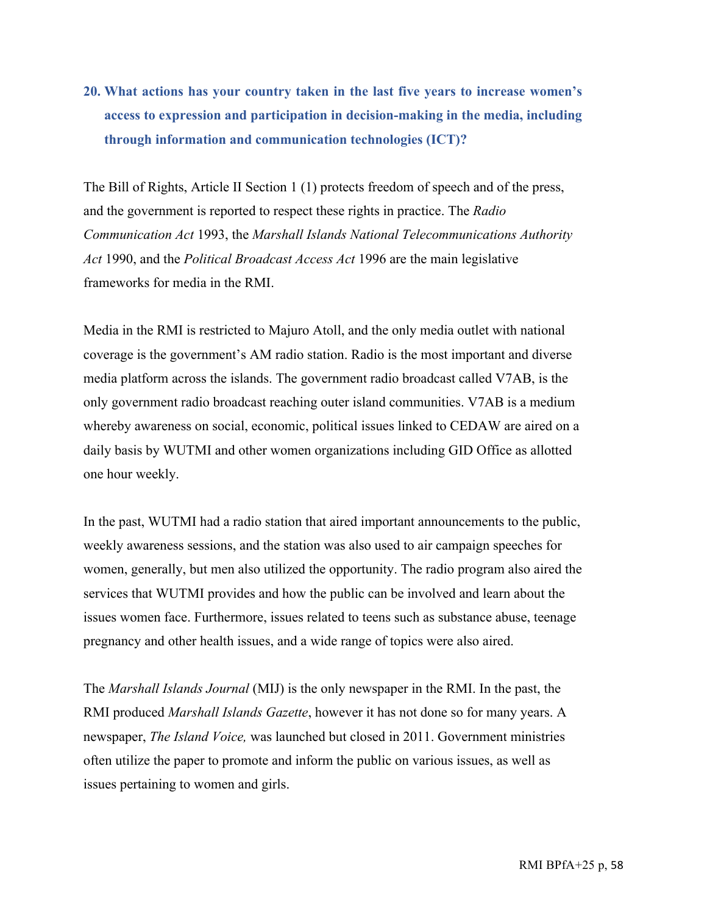**20. What actions has your country taken in the last five years to increase women's access to expression and participation in decision-making in the media, including through information and communication technologies (ICT)?**

The Bill of Rights, Article II Section 1 (1) protects freedom of speech and of the press, and the government is reported to respect these rights in practice. The *Radio Communication Act* 1993, the *Marshall Islands National Telecommunications Authority Act* 1990, and the *Political Broadcast Access Act* 1996 are the main legislative frameworks for media in the RMI.

Media in the RMI is restricted to Majuro Atoll, and the only media outlet with national coverage is the government's AM radio station. Radio is the most important and diverse media platform across the islands. The government radio broadcast called V7AB, is the only government radio broadcast reaching outer island communities. V7AB is a medium whereby awareness on social, economic, political issues linked to CEDAW are aired on a daily basis by WUTMI and other women organizations including GID Office as allotted one hour weekly.

In the past, WUTMI had a radio station that aired important announcements to the public, weekly awareness sessions, and the station was also used to air campaign speeches for women, generally, but men also utilized the opportunity. The radio program also aired the services that WUTMI provides and how the public can be involved and learn about the issues women face. Furthermore, issues related to teens such as substance abuse, teenage pregnancy and other health issues, and a wide range of topics were also aired.

The *Marshall Islands Journal* (MIJ) is the only newspaper in the RMI. In the past, the RMI produced *Marshall Islands Gazette*, however it has not done so for many years. A newspaper, *The Island Voice,* was launched but closed in 2011. Government ministries often utilize the paper to promote and inform the public on various issues, as well as issues pertaining to women and girls.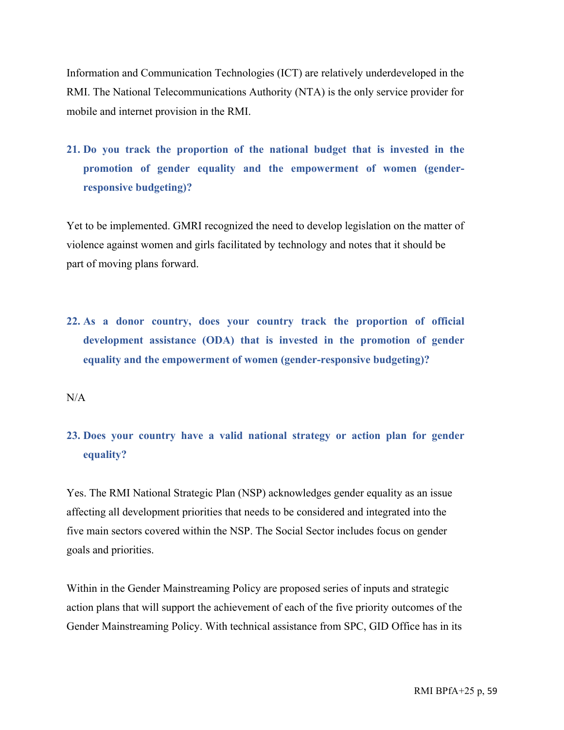Information and Communication Technologies (ICT) are relatively underdeveloped in the RMI. The National Telecommunications Authority (NTA) is the only service provider for mobile and internet provision in the RMI.

**21. Do you track the proportion of the national budget that is invested in the promotion of gender equality and the empowerment of women (gender-responsive budgeting)?**

Yet to be implemented. GMRI recognized the need to develop legislation on the matter of violence against women and girls facilitated by technology and notes that it should be part of moving plans forward.

**22. As a donor country, does your country track the proportion of official development assistance (ODA) that is invested in the promotion of gender equality and the empowerment of women (gender-responsive budgeting)?**

N/A

**23. Does your country have a valid national strategy or action plan for gender equality?**

Yes. The RMI National Strategic Plan (NSP) acknowledges gender equality as an issue affecting all development priorities that needs to be considered and integrated into the five main sectors covered within the NSP. The Social Sector includes focus on gender goals and priorities.

Within in the Gender Mainstreaming Policy are proposed series of inputs and strategic action plans that will support the achievement of each of the five priority outcomes of the Gender Mainstreaming Policy. With technical assistance from SPC, GID Office has in its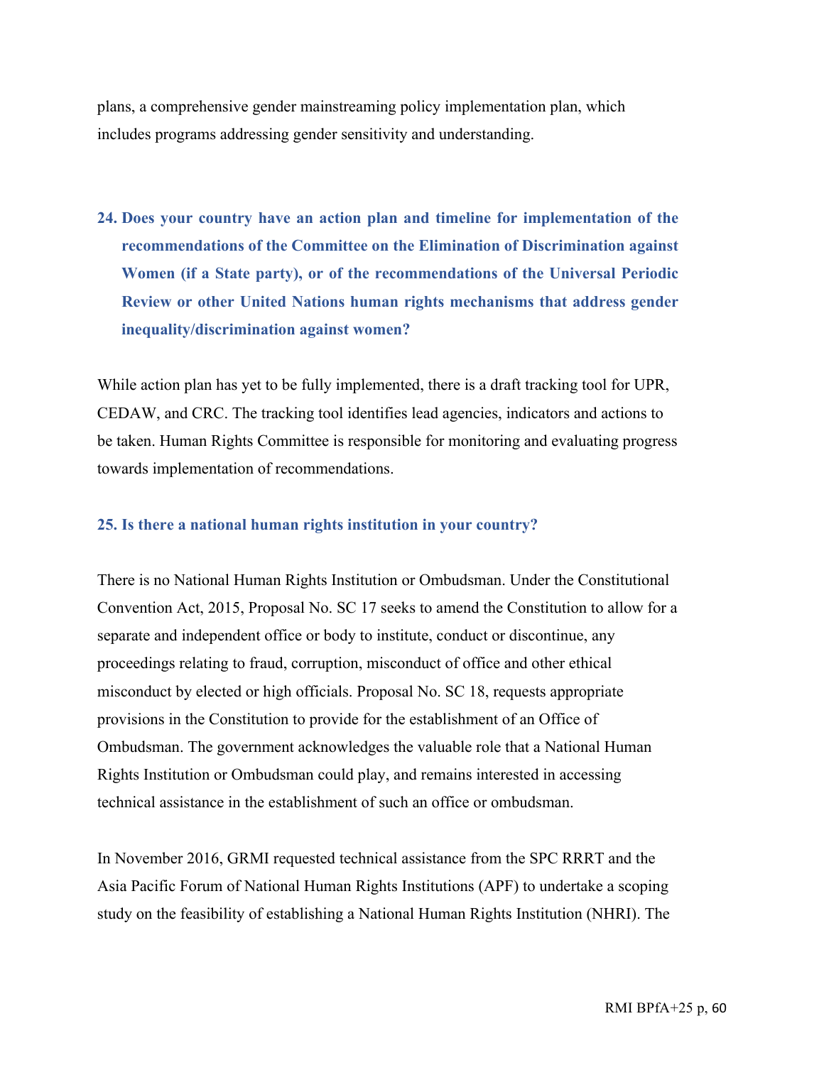plans, a comprehensive gender mainstreaming policy implementation plan, which includes programs addressing gender sensitivity and understanding.

**24. Does your country have an action plan and timeline for implementation of the recommendations of the Committee on the Elimination of Discrimination against Women (if a State party), or of the recommendations of the Universal Periodic Review or other United Nations human rights mechanisms that address gender inequality/discrimination against women?**

While action plan has yet to be fully implemented, there is a draft tracking tool for UPR, CEDAW, and CRC. The tracking tool identifies lead agencies, indicators and actions to be taken. Human Rights Committee is responsible for monitoring and evaluating progress towards implementation of recommendations.

**25. Is there a national human rights institution in your country?**

There is no National Human Rights Institution or Ombudsman. Under the Constitutional Convention Act, 2015, Proposal No. SC 17 seeks to amend the Constitution to allow for a separate and independent office or body to institute, conduct or discontinue, any proceedings relating to fraud, corruption, misconduct of office and other ethical misconduct by elected or high officials. Proposal No. SC 18, requests appropriate provisions in the Constitution to provide for the establishment of an Office of Ombudsman. The government acknowledges the valuable role that a National Human Rights Institution or Ombudsman could play, and remains interested in accessing technical assistance in the establishment of such an office or ombudsman.

In November 2016, GRMI requested technical assistance from the SPC RRRT and the Asia Pacific Forum of National Human Rights Institutions (APF) to undertake a scoping study on the feasibility of establishing a National Human Rights Institution (NHRI). The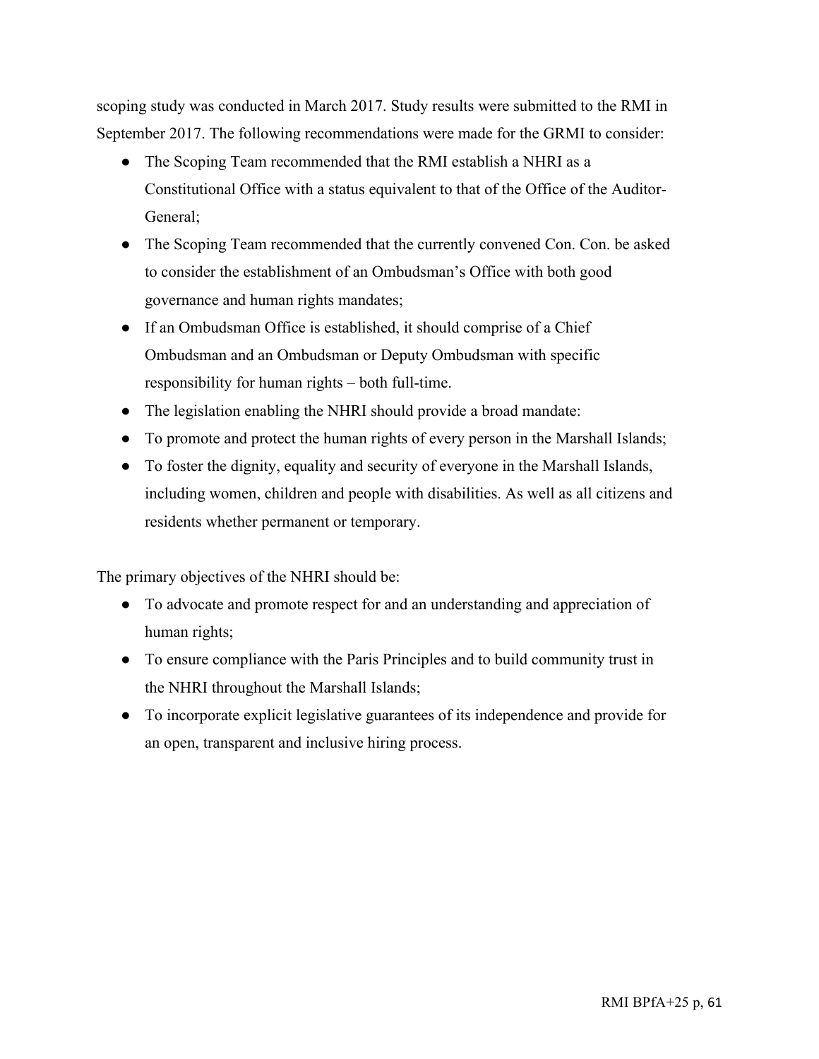scoping study was conducted in March 2017. Study results were submitted to the RMI in September 2017. The following recommendations were made for the GRMI to consider:

- The Scoping Team recommended that the RMI establish a NHRI as a Constitutional Office with a status equivalent to that of the Office of the Auditor-General;
- The Scoping Team recommended that the currently convened Con. Con. be asked to consider the establishment of an Ombudsman's Office with both good governance and human rights mandates;
- If an Ombudsman Office is established, it should comprise of a Chief Ombudsman and an Ombudsman or Deputy Ombudsman with specific responsibility for human rights – both full-time.
- The legislation enabling the NHRI should provide a broad mandate:
- To promote and protect the human rights of every person in the Marshall Islands;
- To foster the dignity, equality and security of everyone in the Marshall Islands, including women, children and people with disabilities. As well as all citizens and residents whether permanent or temporary.

The primary objectives of the NHRI should be:

- To advocate and promote respect for and an understanding and appreciation of human rights;
- To ensure compliance with the Paris Principles and to build community trust in the NHRI throughout the Marshall Islands;
- To incorporate explicit legislative guarantees of its independence and provide for an open, transparent and inclusive hiring process.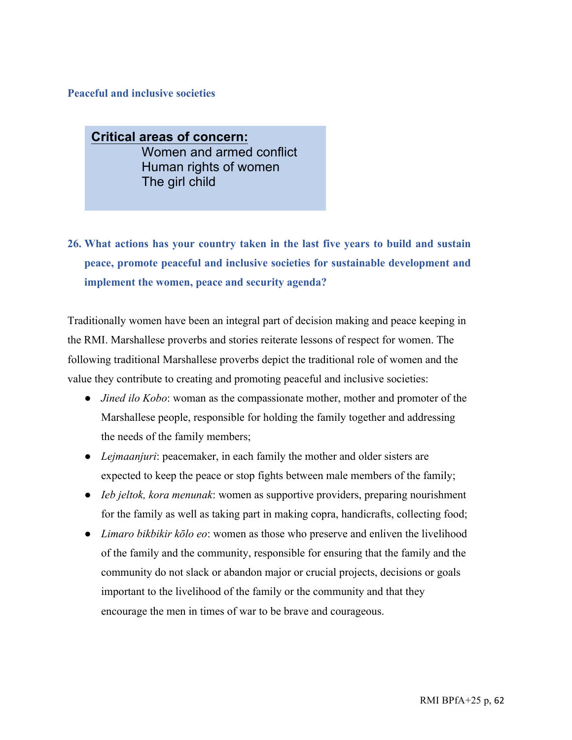### Peaceful and inclusive societies

**Critical areas of concern:**

Women and armed conflict
Human rights of women
The girl child

### 26. What actions has your country taken in the last five years to build and sustain peace, promote peaceful and inclusive societies for sustainable development and implement the women, peace and security agenda?

Traditionally women have been an integral part of decision making and peace keeping in the RMI. Marshallese proverbs and stories reiterate lessons of respect for women. The following traditional Marshallese proverbs depict the traditional role of women and the value they contribute to creating and promoting peaceful and inclusive societies:

- *Jined ilo Kobo*: woman as the compassionate mother, mother and promoter of the Marshallese people, responsible for holding the family together and addressing the needs of the family members;
- *Lejmaanjuri*: peacemaker, in each family the mother and older sisters are expected to keep the peace or stop fights between male members of the family;
- *Ieb jeltok, kora menunak*: women as supportive providers, preparing nourishment for the family as well as taking part in making copra, handicrafts, collecting food;
- *Limaro bikbikir kōlo eo*: women as those who preserve and enliven the livelihood of the family and the community, responsible for ensuring that the family and the community do not slack or abandon major or crucial projects, decisions or goals important to the livelihood of the family or the community and that they encourage the men in times of war to be brave and courageous.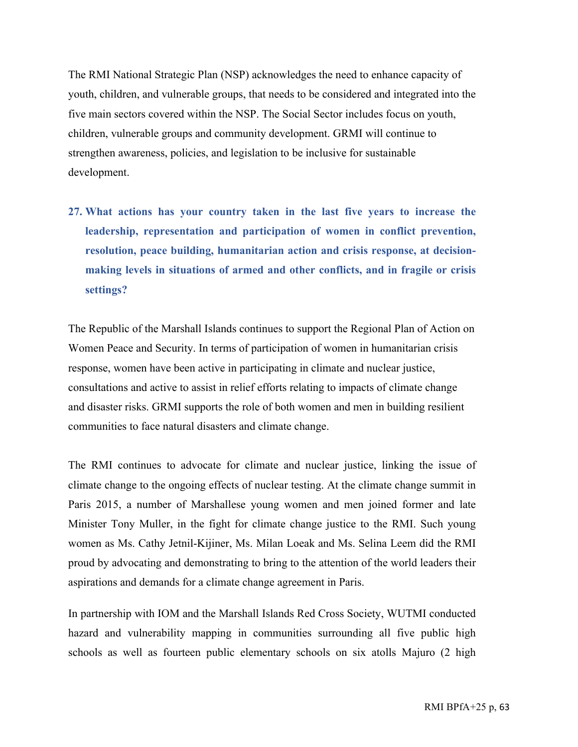The RMI National Strategic Plan (NSP) acknowledges the need to enhance capacity of youth, children, and vulnerable groups, that needs to be considered and integrated into the five main sectors covered within the NSP. The Social Sector includes focus on youth, children, vulnerable groups and community development. GRMI will continue to strengthen awareness, policies, and legislation to be inclusive for sustainable development.

**27. What actions has your country taken in the last five years to increase the leadership, representation and participation of women in conflict prevention, resolution, peace building, humanitarian action and crisis response, at decision-making levels in situations of armed and other conflicts, and in fragile or crisis settings?**

The Republic of the Marshall Islands continues to support the Regional Plan of Action on Women Peace and Security. In terms of participation of women in humanitarian crisis response, women have been active in participating in climate and nuclear justice, consultations and active to assist in relief efforts relating to impacts of climate change and disaster risks. GRMI supports the role of both women and men in building resilient communities to face natural disasters and climate change.

The RMI continues to advocate for climate and nuclear justice, linking the issue of climate change to the ongoing effects of nuclear testing. At the climate change summit in Paris 2015, a number of Marshallese young women and men joined former and late Minister Tony Muller, in the fight for climate change justice to the RMI. Such young women as Ms. Cathy Jetnil-Kijiner, Ms. Milan Loeak and Ms. Selina Leem did the RMI proud by advocating and demonstrating to bring to the attention of the world leaders their aspirations and demands for a climate change agreement in Paris.

In partnership with IOM and the Marshall Islands Red Cross Society, WUTMI conducted hazard and vulnerability mapping in communities surrounding all five public high schools as well as fourteen public elementary schools on six atolls Majuro (2 high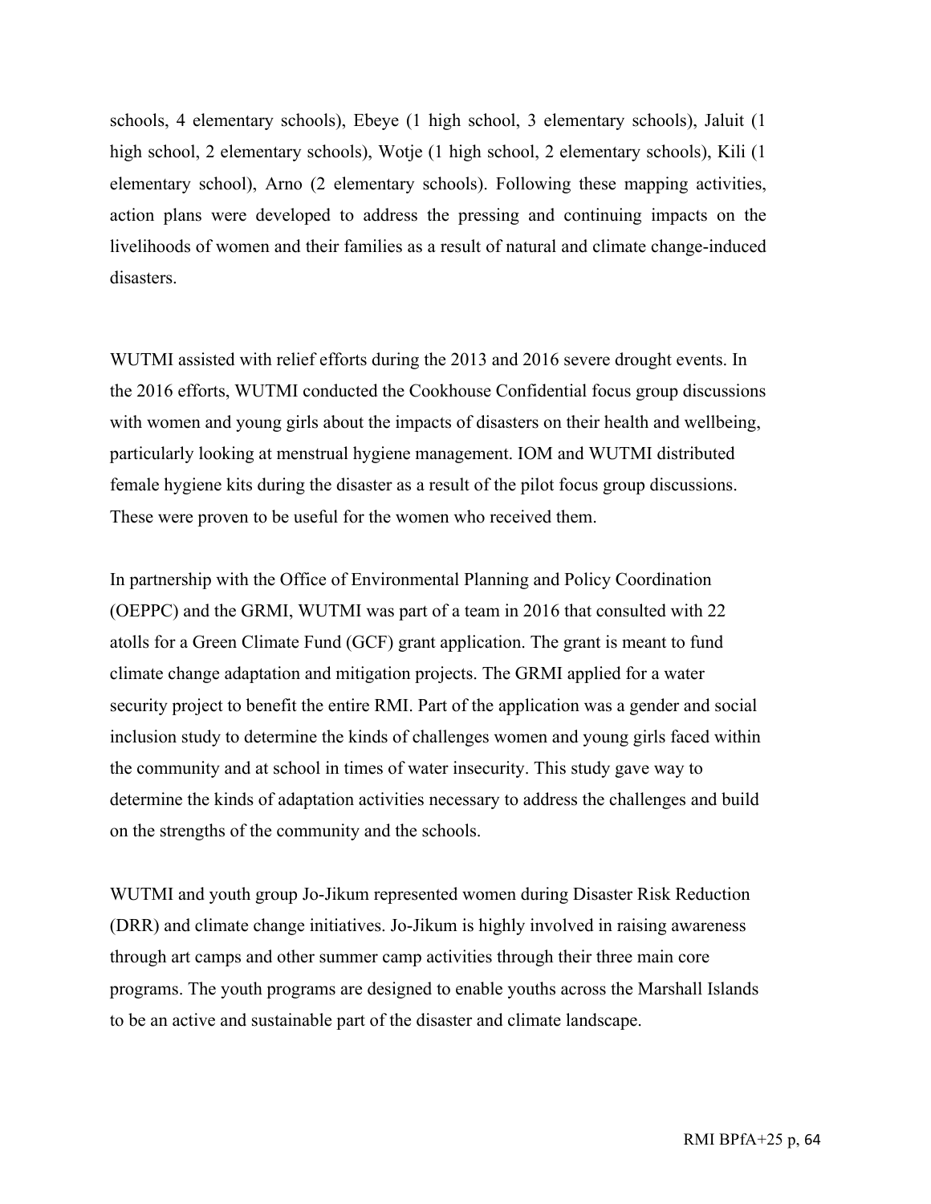schools, 4 elementary schools), Ebeye (1 high school, 3 elementary schools), Jaluit (1 high school, 2 elementary schools), Wotje (1 high school, 2 elementary schools), Kili (1 elementary school), Arno (2 elementary schools). Following these mapping activities, action plans were developed to address the pressing and continuing impacts on the livelihoods of women and their families as a result of natural and climate change-induced disasters.

WUTMI assisted with relief efforts during the 2013 and 2016 severe drought events. In the 2016 efforts, WUTMI conducted the Cookhouse Confidential focus group discussions with women and young girls about the impacts of disasters on their health and wellbeing, particularly looking at menstrual hygiene management. IOM and WUTMI distributed female hygiene kits during the disaster as a result of the pilot focus group discussions. These were proven to be useful for the women who received them.

In partnership with the Office of Environmental Planning and Policy Coordination (OEPPC) and the GRMI, WUTMI was part of a team in 2016 that consulted with 22 atolls for a Green Climate Fund (GCF) grant application. The grant is meant to fund climate change adaptation and mitigation projects. The GRMI applied for a water security project to benefit the entire RMI. Part of the application was a gender and social inclusion study to determine the kinds of challenges women and young girls faced within the community and at school in times of water insecurity. This study gave way to determine the kinds of adaptation activities necessary to address the challenges and build on the strengths of the community and the schools.

WUTMI and youth group Jo-Jikum represented women during Disaster Risk Reduction (DRR) and climate change initiatives. Jo-Jikum is highly involved in raising awareness through art camps and other summer camp activities through their three main core programs. The youth programs are designed to enable youths across the Marshall Islands to be an active and sustainable part of the disaster and climate landscape.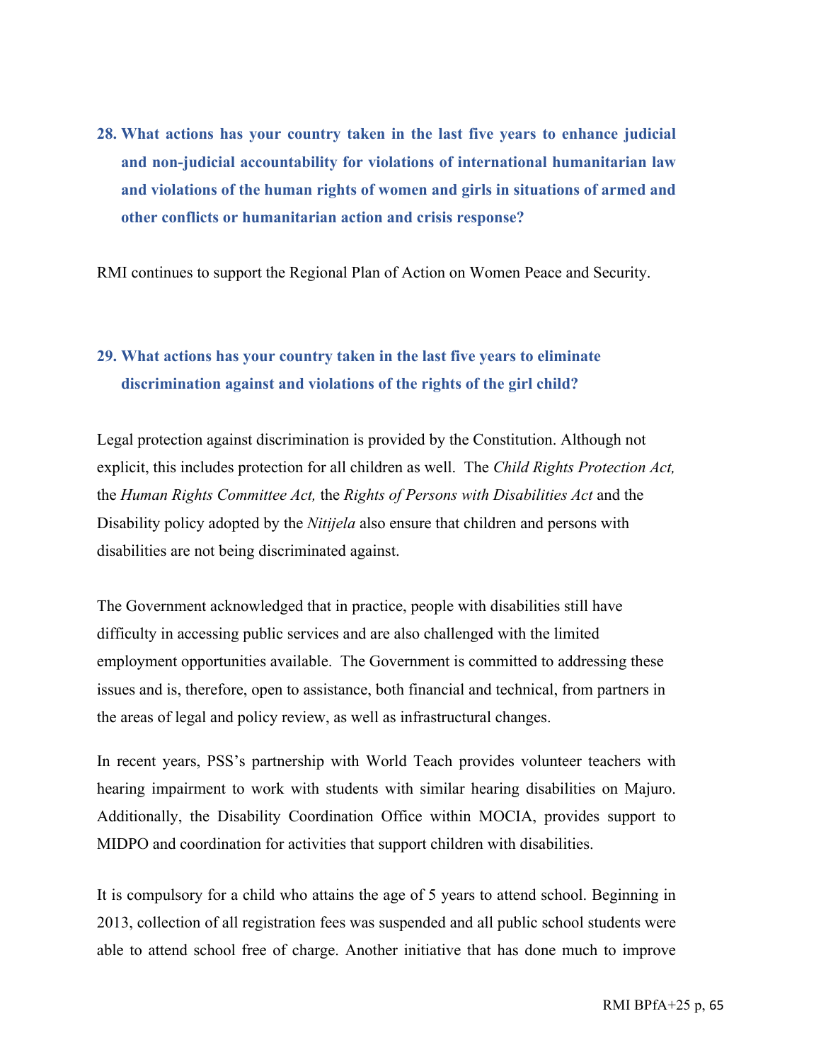**28. What actions has your country taken in the last five years to enhance judicial and non-judicial accountability for violations of international humanitarian law and violations of the human rights of women and girls in situations of armed and other conflicts or humanitarian action and crisis response?**

RMI continues to support the Regional Plan of Action on Women Peace and Security.

**29. What actions has your country taken in the last five years to eliminate discrimination against and violations of the rights of the girl child?**

Legal protection against discrimination is provided by the Constitution. Although not explicit, this includes protection for all children as well. The *Child Rights Protection Act,* the *Human Rights Committee Act,* the *Rights of Persons with Disabilities Act* and the Disability policy adopted by the *Nitijela* also ensure that children and persons with disabilities are not being discriminated against.

The Government acknowledged that in practice, people with disabilities still have difficulty in accessing public services and are also challenged with the limited employment opportunities available. The Government is committed to addressing these issues and is, therefore, open to assistance, both financial and technical, from partners in the areas of legal and policy review, as well as infrastructural changes.

In recent years, PSS's partnership with World Teach provides volunteer teachers with hearing impairment to work with students with similar hearing disabilities on Majuro. Additionally, the Disability Coordination Office within MOCIA, provides support to MIDPO and coordination for activities that support children with disabilities.

It is compulsory for a child who attains the age of 5 years to attend school. Beginning in 2013, collection of all registration fees was suspended and all public school students were able to attend school free of charge. Another initiative that has done much to improve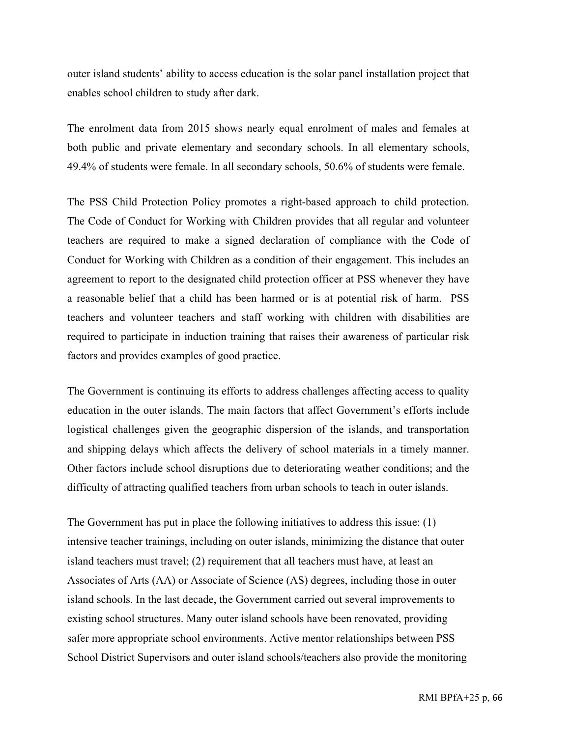outer island students' ability to access education is the solar panel installation project that enables school children to study after dark.

The enrolment data from 2015 shows nearly equal enrolment of males and females at both public and private elementary and secondary schools. In all elementary schools, 49.4% of students were female. In all secondary schools, 50.6% of students were female.

The PSS Child Protection Policy promotes a right-based approach to child protection. The Code of Conduct for Working with Children provides that all regular and volunteer teachers are required to make a signed declaration of compliance with the Code of Conduct for Working with Children as a condition of their engagement. This includes an agreement to report to the designated child protection officer at PSS whenever they have a reasonable belief that a child has been harmed or is at potential risk of harm. PSS teachers and volunteer teachers and staff working with children with disabilities are required to participate in induction training that raises their awareness of particular risk factors and provides examples of good practice.

The Government is continuing its efforts to address challenges affecting access to quality education in the outer islands. The main factors that affect Government's efforts include logistical challenges given the geographic dispersion of the islands, and transportation and shipping delays which affects the delivery of school materials in a timely manner. Other factors include school disruptions due to deteriorating weather conditions; and the difficulty of attracting qualified teachers from urban schools to teach in outer islands.

The Government has put in place the following initiatives to address this issue: (1) intensive teacher trainings, including on outer islands, minimizing the distance that outer island teachers must travel; (2) requirement that all teachers must have, at least an Associates of Arts (AA) or Associate of Science (AS) degrees, including those in outer island schools. In the last decade, the Government carried out several improvements to existing school structures. Many outer island schools have been renovated, providing safer more appropriate school environments. Active mentor relationships between PSS School District Supervisors and outer island schools/teachers also provide the monitoring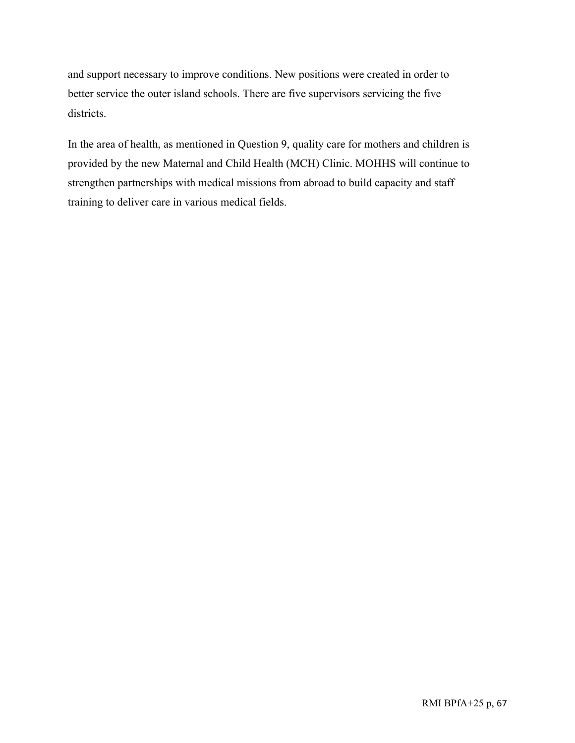and support necessary to improve conditions. New positions were created in order to better service the outer island schools. There are five supervisors servicing the five districts.

In the area of health, as mentioned in Question 9, quality care for mothers and children is provided by the new Maternal and Child Health (MCH) Clinic. MOHHS will continue to strengthen partnerships with medical missions from abroad to build capacity and staff training to deliver care in various medical fields.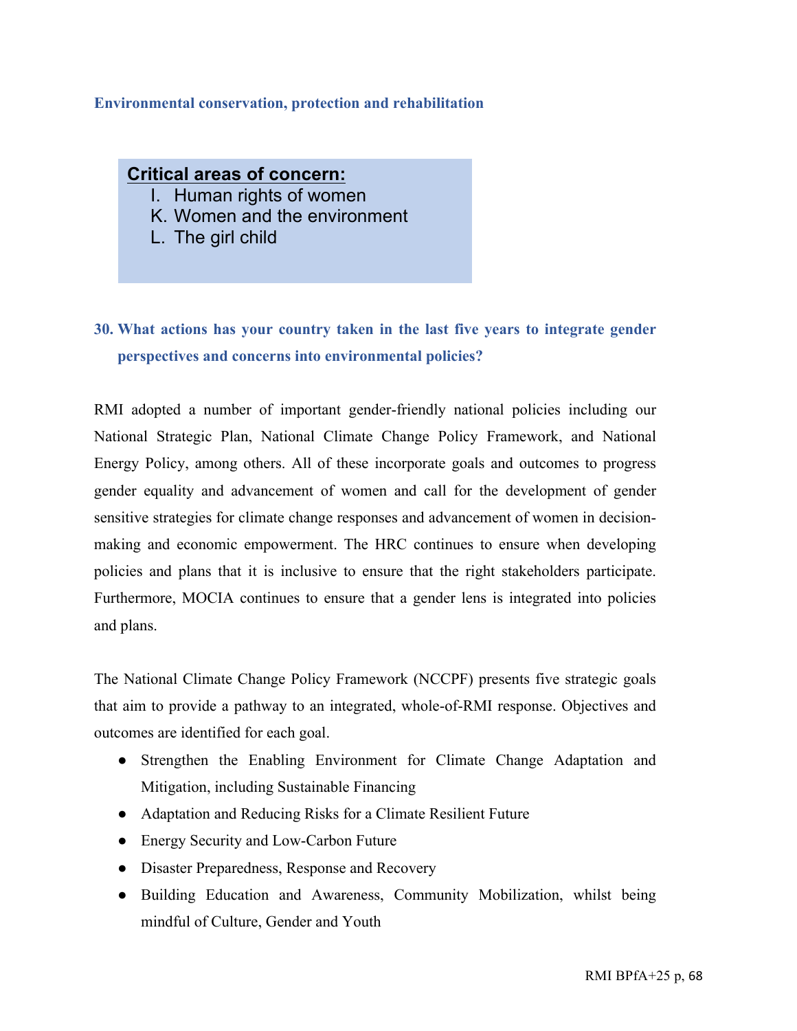### Environmental conservation, protection and rehabilitation

> **Critical areas of concern:**
> 
> I. Human rights of women
> 
> K. Women and the environment
> 
> L. The girl child

### 30. What actions has your country taken in the last five years to integrate gender perspectives and concerns into environmental policies?

RMI adopted a number of important gender-friendly national policies including our National Strategic Plan, National Climate Change Policy Framework, and National Energy Policy, among others. All of these incorporate goals and outcomes to progress gender equality and advancement of women and call for the development of gender sensitive strategies for climate change responses and advancement of women in decision-making and economic empowerment. The HRC continues to ensure when developing policies and plans that it is inclusive to ensure that the right stakeholders participate. Furthermore, MOCIA continues to ensure that a gender lens is integrated into policies and plans.

The National Climate Change Policy Framework (NCCPF) presents five strategic goals that aim to provide a pathway to an integrated, whole-of-RMI response. Objectives and outcomes are identified for each goal.

- Strengthen the Enabling Environment for Climate Change Adaptation and Mitigation, including Sustainable Financing
- Adaptation and Reducing Risks for a Climate Resilient Future
- Energy Security and Low-Carbon Future
- Disaster Preparedness, Response and Recovery
- Building Education and Awareness, Community Mobilization, whilst being mindful of Culture, Gender and Youth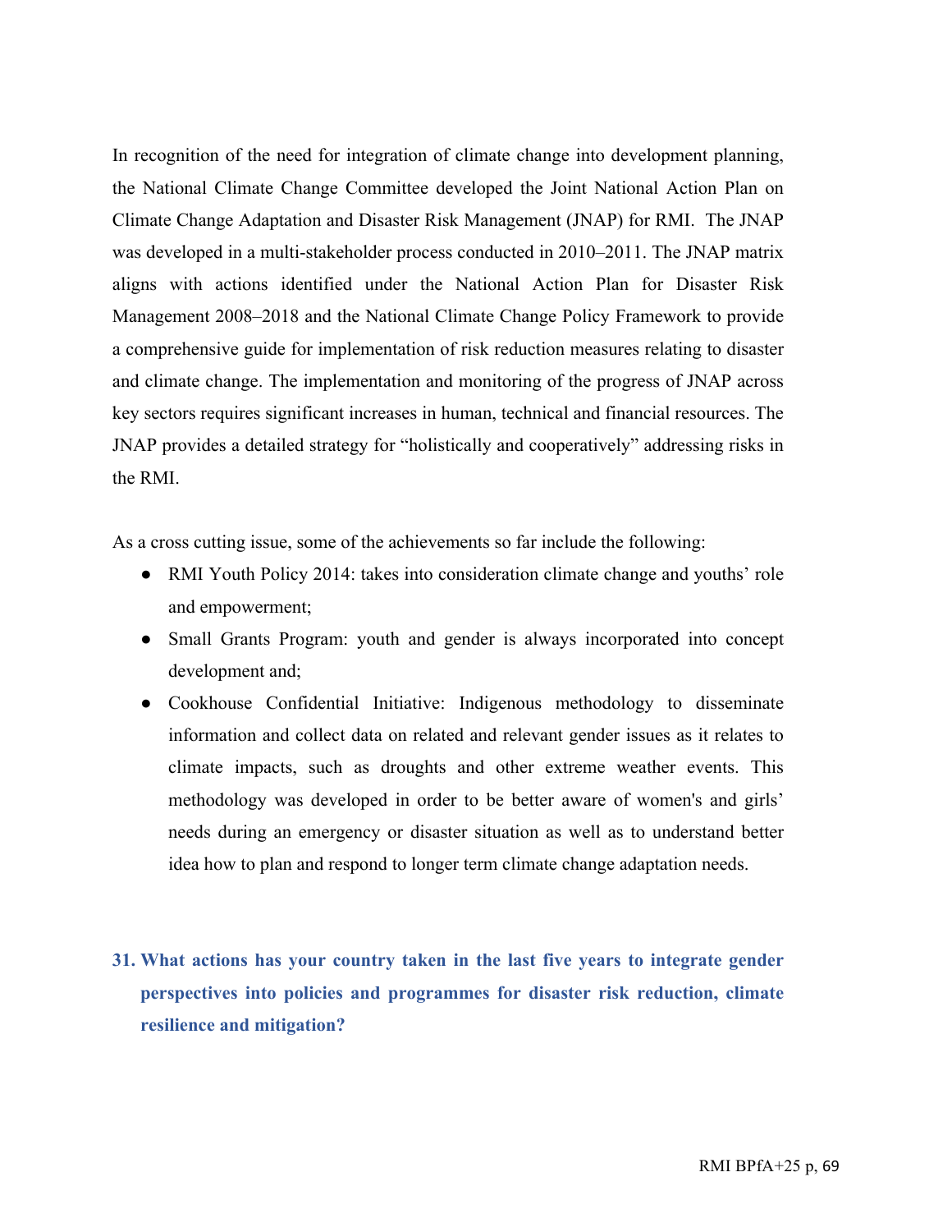In recognition of the need for integration of climate change into development planning, the National Climate Change Committee developed the Joint National Action Plan on Climate Change Adaptation and Disaster Risk Management (JNAP) for RMI. The JNAP was developed in a multi-stakeholder process conducted in 2010–2011. The JNAP matrix aligns with actions identified under the National Action Plan for Disaster Risk Management 2008–2018 and the National Climate Change Policy Framework to provide a comprehensive guide for implementation of risk reduction measures relating to disaster and climate change. The implementation and monitoring of the progress of JNAP across key sectors requires significant increases in human, technical and financial resources. The JNAP provides a detailed strategy for "holistically and cooperatively" addressing risks in the RMI.

As a cross cutting issue, some of the achievements so far include the following:

- RMI Youth Policy 2014: takes into consideration climate change and youths' role and empowerment;
- Small Grants Program: youth and gender is always incorporated into concept development and;
- Cookhouse Confidential Initiative: Indigenous methodology to disseminate information and collect data on related and relevant gender issues as it relates to climate impacts, such as droughts and other extreme weather events. This methodology was developed in order to be better aware of women's and girls' needs during an emergency or disaster situation as well as to understand better idea how to plan and respond to longer term climate change adaptation needs.

### 31. What actions has your country taken in the last five years to integrate gender perspectives into policies and programmes for disaster risk reduction, climate resilience and mitigation?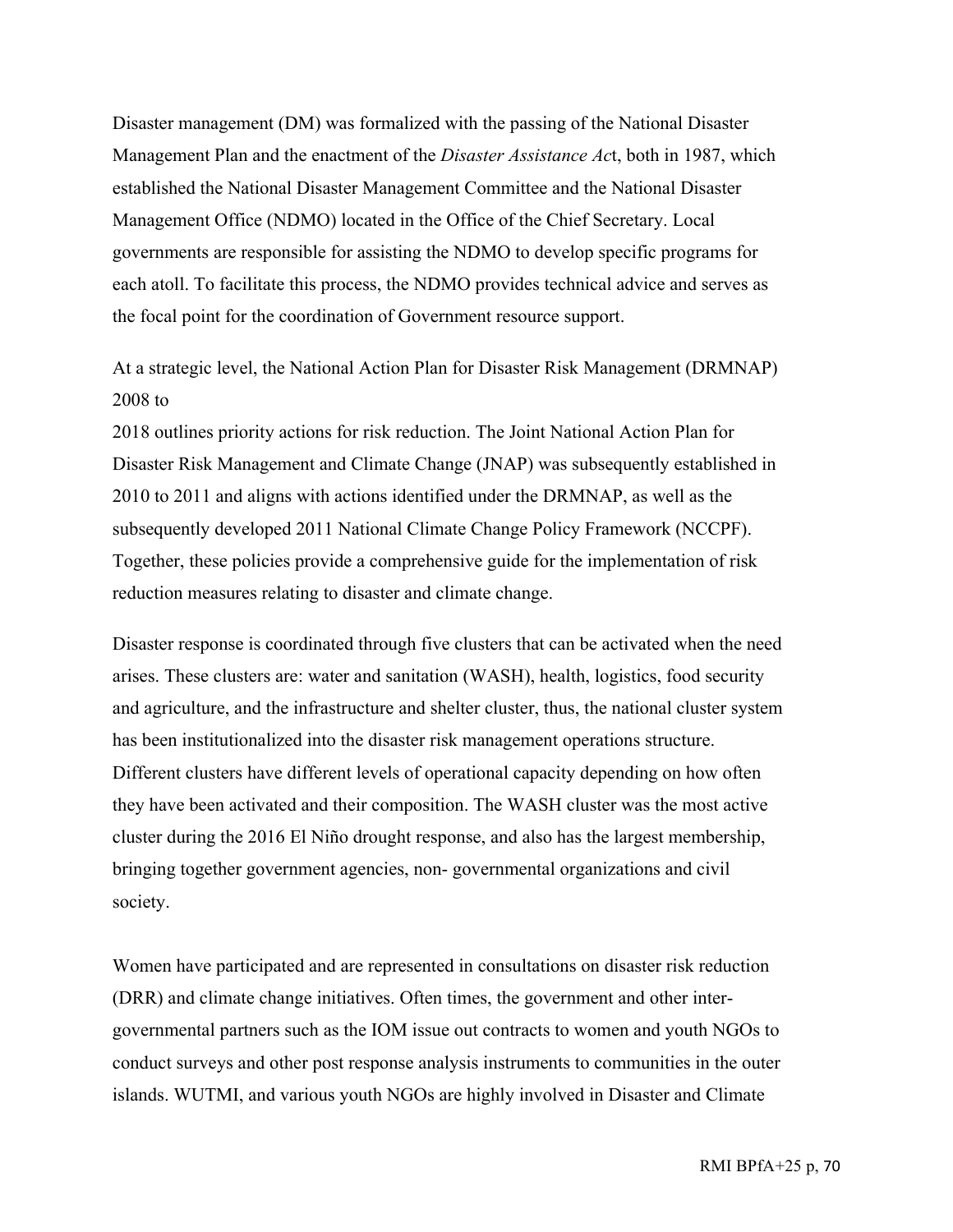Disaster management (DM) was formalized with the passing of the National Disaster Management Plan and the enactment of the *Disaster Assistance Act*, both in 1987, which established the National Disaster Management Committee and the National Disaster Management Office (NDMO) located in the Office of the Chief Secretary. Local governments are responsible for assisting the NDMO to develop specific programs for each atoll. To facilitate this process, the NDMO provides technical advice and serves as the focal point for the coordination of Government resource support.

At a strategic level, the National Action Plan for Disaster Risk Management (DRMNAP) 2008 to 2018 outlines priority actions for risk reduction. The Joint National Action Plan for Disaster Risk Management and Climate Change (JNAP) was subsequently established in 2010 to 2011 and aligns with actions identified under the DRMNAP, as well as the subsequently developed 2011 National Climate Change Policy Framework (NCCPF). Together, these policies provide a comprehensive guide for the implementation of risk reduction measures relating to disaster and climate change.

Disaster response is coordinated through five clusters that can be activated when the need arises. These clusters are: water and sanitation (WASH), health, logistics, food security and agriculture, and the infrastructure and shelter cluster, thus, the national cluster system has been institutionalized into the disaster risk management operations structure. Different clusters have different levels of operational capacity depending on how often they have been activated and their composition. The WASH cluster was the most active cluster during the 2016 El Niño drought response, and also has the largest membership, bringing together government agencies, non- governmental organizations and civil society.

Women have participated and are represented in consultations on disaster risk reduction (DRR) and climate change initiatives. Often times, the government and other inter-governmental partners such as the IOM issue out contracts to women and youth NGOs to conduct surveys and other post response analysis instruments to communities in the outer islands. WUTMI, and various youth NGOs are highly involved in Disaster and Climate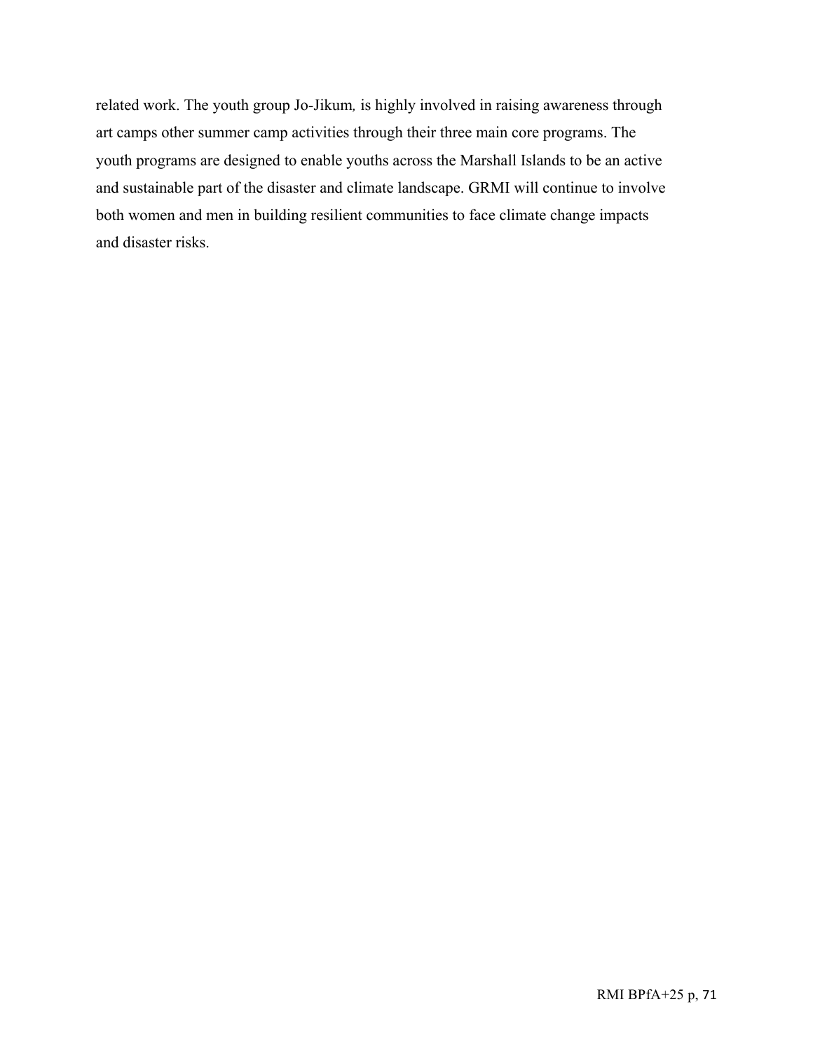related work. The youth group Jo-Jikum, is highly involved in raising awareness through art camps other summer camp activities through their three main core programs. The youth programs are designed to enable youths across the Marshall Islands to be an active and sustainable part of the disaster and climate landscape. GRMI will continue to involve both women and men in building resilient communities to face climate change impacts and disaster risks.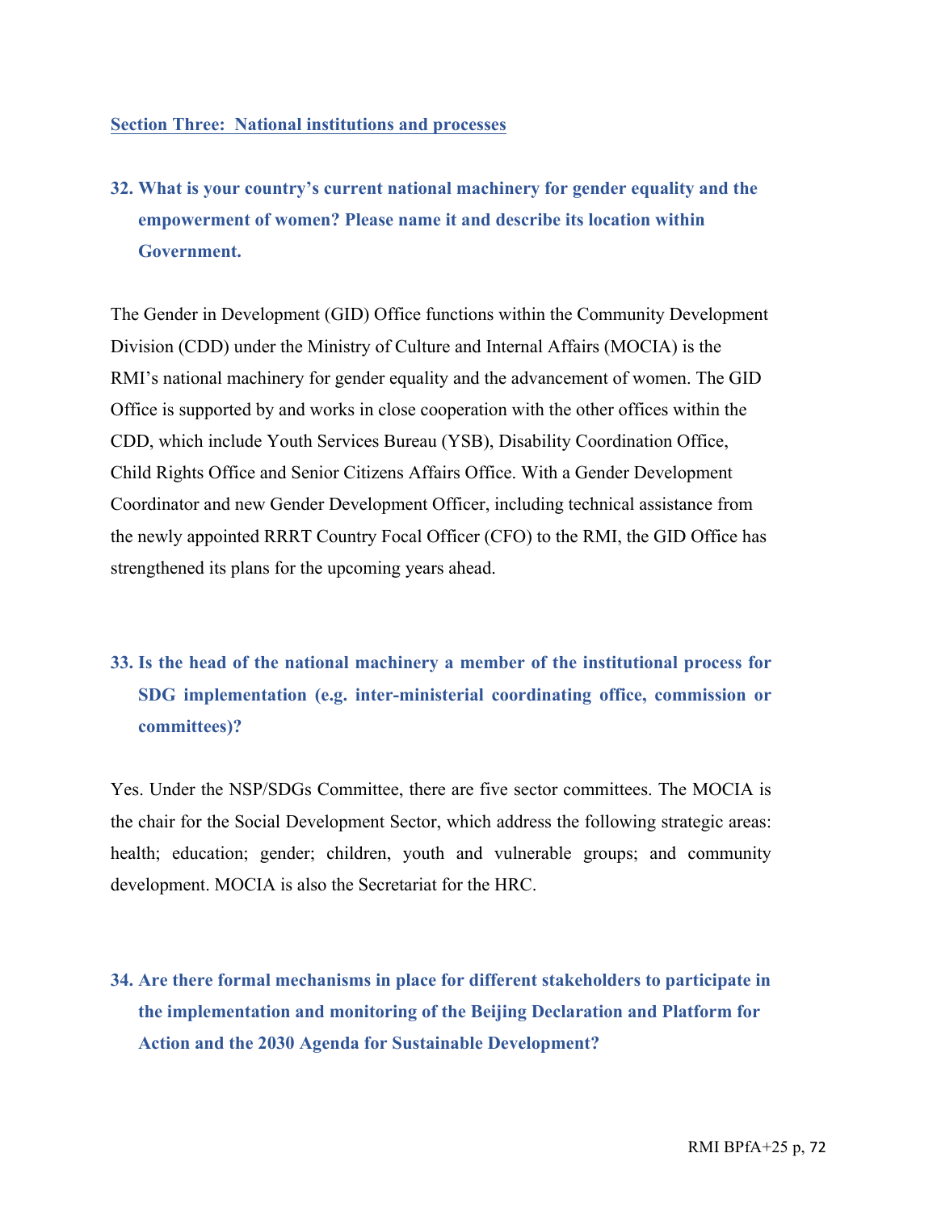## Section Three: National institutions and processes

### 32. What is your country's current national machinery for gender equality and the empowerment of women? Please name it and describe its location within Government.

The Gender in Development (GID) Office functions within the Community Development Division (CDD) under the Ministry of Culture and Internal Affairs (MOCIA) is the RMI's national machinery for gender equality and the advancement of women. The GID Office is supported by and works in close cooperation with the other offices within the CDD, which include Youth Services Bureau (YSB), Disability Coordination Office, Child Rights Office and Senior Citizens Affairs Office. With a Gender Development Coordinator and new Gender Development Officer, including technical assistance from the newly appointed RRRT Country Focal Officer (CFO) to the RMI, the GID Office has strengthened its plans for the upcoming years ahead.

### 33. Is the head of the national machinery a member of the institutional process for SDG implementation (e.g. inter-ministerial coordinating office, commission or committees)?

Yes. Under the NSP/SDGs Committee, there are five sector committees. The MOCIA is the chair for the Social Development Sector, which address the following strategic areas: health; education; gender; children, youth and vulnerable groups; and community development. MOCIA is also the Secretariat for the HRC.

### 34. Are there formal mechanisms in place for different stakeholders to participate in the implementation and monitoring of the Beijing Declaration and Platform for Action and the 2030 Agenda for Sustainable Development?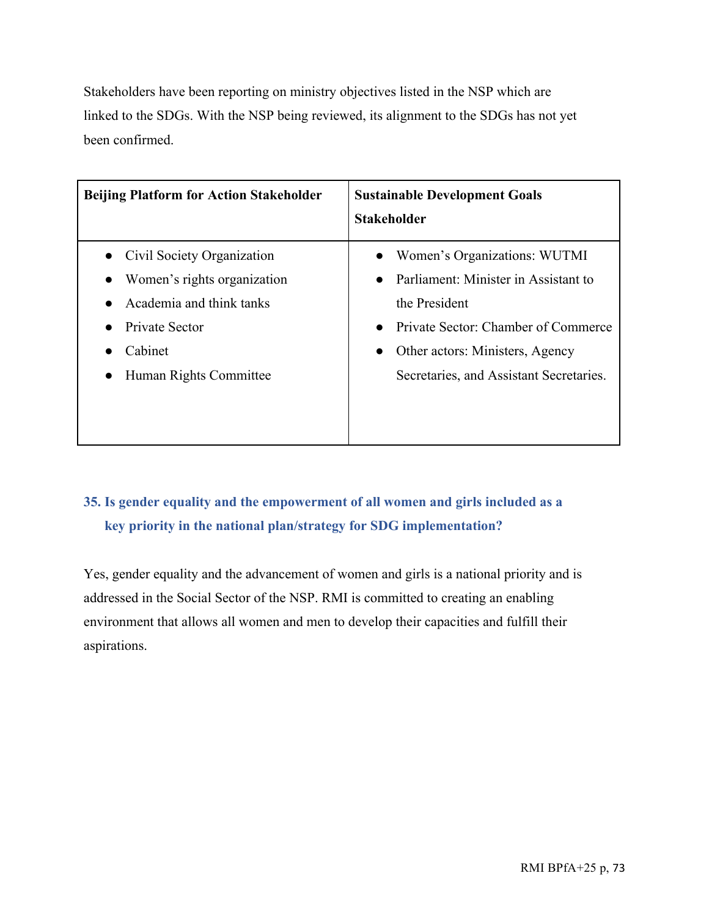Stakeholders have been reporting on ministry objectives listed in the NSP which are linked to the SDGs. With the NSP being reviewed, its alignment to the SDGs has not yet been confirmed.

| Beijing Platform for Action Stakeholder | Sustainable Development Goals Stakeholder |
| --- | --- |
| • Civil Society Organization<br>• Women's rights organization<br>• Academia and think tanks<br>• Private Sector<br>• Cabinet<br>• Human Rights Committee | • Women's Organizations: WUTMI<br>• Parliament: Minister in Assistant to the President<br>• Private Sector: Chamber of Commerce<br>• Other actors: Ministers, Agency Secretaries, and Assistant Secretaries. |

### 35. Is gender equality and the empowerment of all women and girls included as a key priority in the national plan/strategy for SDG implementation?

Yes, gender equality and the advancement of women and girls is a national priority and is addressed in the Social Sector of the NSP. RMI is committed to creating an enabling environment that allows all women and men to develop their capacities and fulfill their aspirations.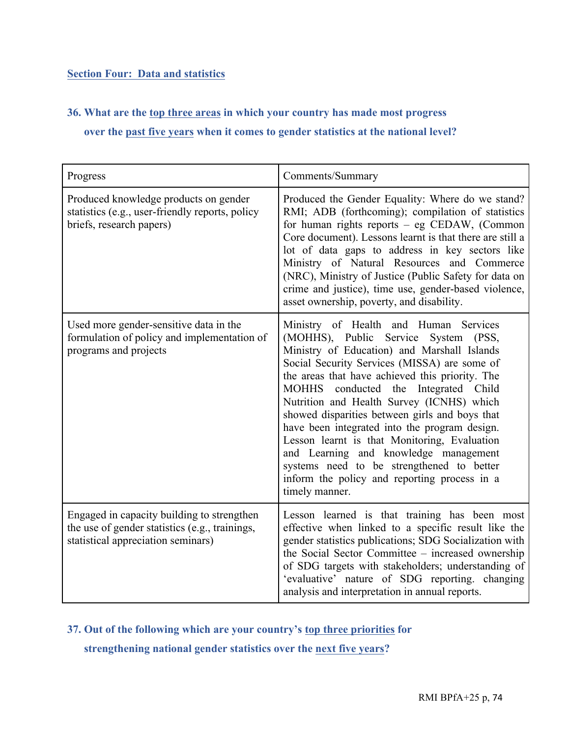## Section Four: Data and statistics

### 36. What are the top three areas in which your country has made most progress over the past five years when it comes to gender statistics at the national level?

| Progress | Comments/Summary |
| --- | --- |
| Produced knowledge products on gender statistics (e.g., user-friendly reports, policy briefs, research papers) | Produced the Gender Equality: Where do we stand? RMI; ADB (forthcoming); compilation of statistics for human rights reports – eg CEDAW, (Common Core document). Lessons learnt is that there are still a lot of data gaps to address in key sectors like Ministry of Natural Resources and Commerce (NRC), Ministry of Justice (Public Safety for data on crime and justice), time use, gender-based violence, asset ownership, poverty, and disability. |
| Used more gender-sensitive data in the formulation of policy and implementation of programs and projects | Ministry of Health and Human Services (MOHHS), Public Service System (PSS, Ministry of Education) and Marshall Islands Social Security Services (MISSA) are some of the areas that have achieved this priority. The MOHHS conducted the Integrated Child Nutrition and Health Survey (ICNHS) which showed disparities between girls and boys that have been integrated into the program design. Lesson learnt is that Monitoring, Evaluation and Learning and knowledge management systems need to be strengthened to better inform the policy and reporting process in a timely manner. |
| Engaged in capacity building to strengthen the use of gender statistics (e.g., trainings, statistical appreciation seminars) | Lesson learned is that training has been most effective when linked to a specific result like the gender statistics publications; SDG Socialization with the Social Sector Committee – increased ownership of SDG targets with stakeholders; understanding of 'evaluative' nature of SDG reporting. changing analysis and interpretation in annual reports. |

### 37. Out of the following which are your country's top three priorities for strengthening national gender statistics over the next five years?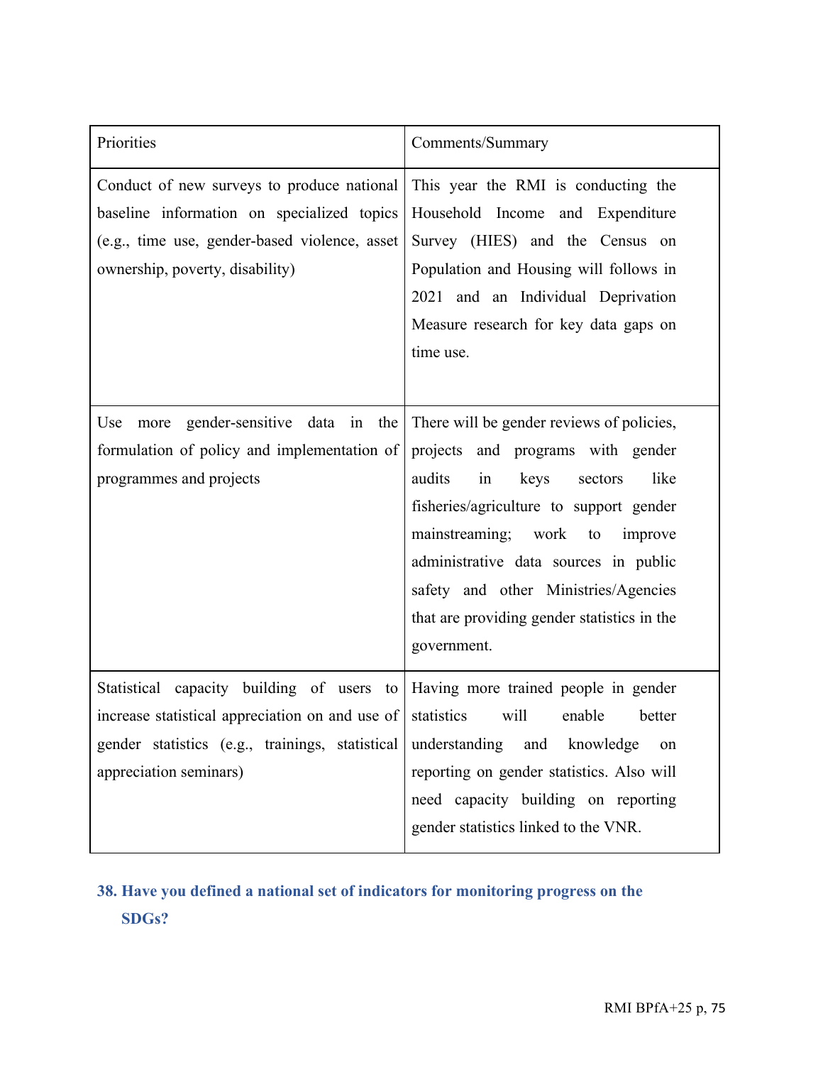| Priorities | Comments/Summary |
|---|---|
| Conduct of new surveys to produce national baseline information on specialized topics (e.g., time use, gender-based violence, asset ownership, poverty, disability) | This year the RMI is conducting the Household Income and Expenditure Survey (HIES) and the Census on Population and Housing will follows in 2021 and an Individual Deprivation Measure research for key data gaps on time use. |
| Use more gender-sensitive data in the formulation of policy and implementation of programmes and projects | There will be gender reviews of policies, projects and programs with gender audits in keys sectors like fisheries/agriculture to support gender mainstreaming; work to improve administrative data sources in public safety and other Ministries/Agencies that are providing gender statistics in the government. |
| Statistical capacity building of users to increase statistical appreciation on and use of gender statistics (e.g., trainings, statistical appreciation seminars) | Having more trained people in gender statistics will enable better understanding and knowledge on reporting on gender statistics. Also will need capacity building on reporting gender statistics linked to the VNR. |

### 38. Have you defined a national set of indicators for monitoring progress on the SDGs?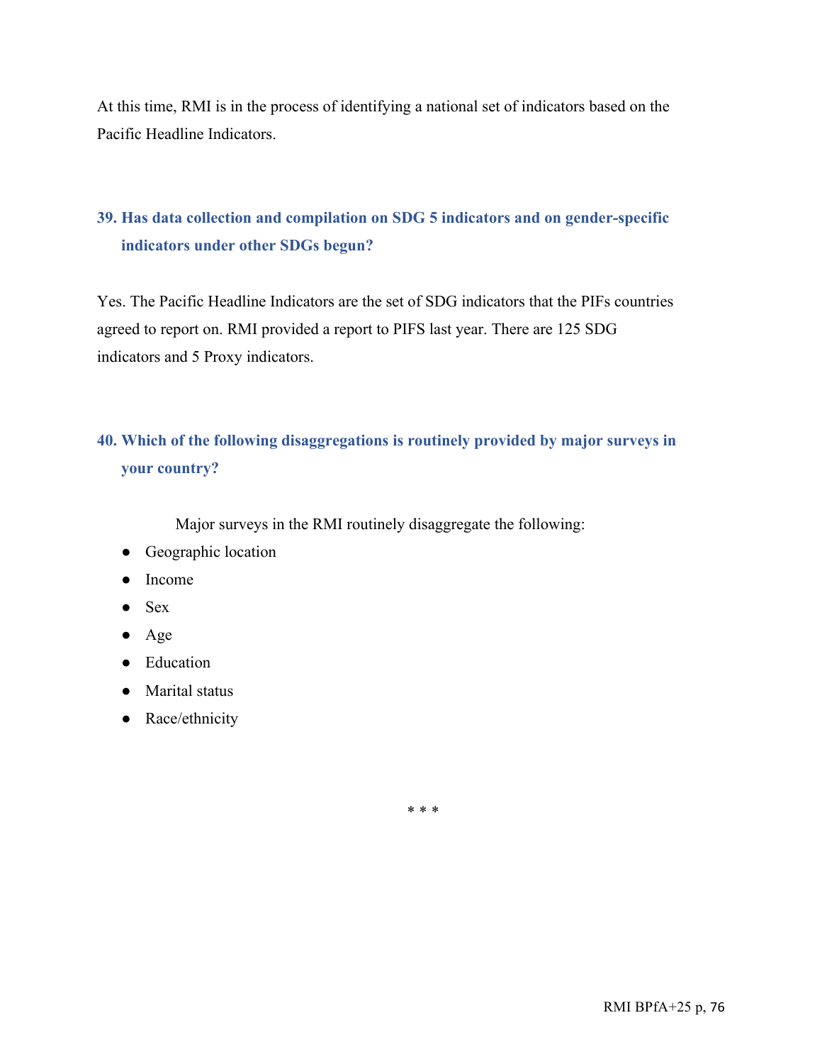At this time, RMI is in the process of identifying a national set of indicators based on the Pacific Headline Indicators.

### 39. Has data collection and compilation on SDG 5 indicators and on gender-specific indicators under other SDGs begun?

Yes. The Pacific Headline Indicators are the set of SDG indicators that the PIFs countries agreed to report on. RMI provided a report to PIFS last year. There are 125 SDG indicators and 5 Proxy indicators.

### 40. Which of the following disaggregations is routinely provided by major surveys in your country?

Major surveys in the RMI routinely disaggregate the following:

- Geographic location
- Income
- Sex
- Age
- Education
- Marital status
- Race/ethnicity

* * *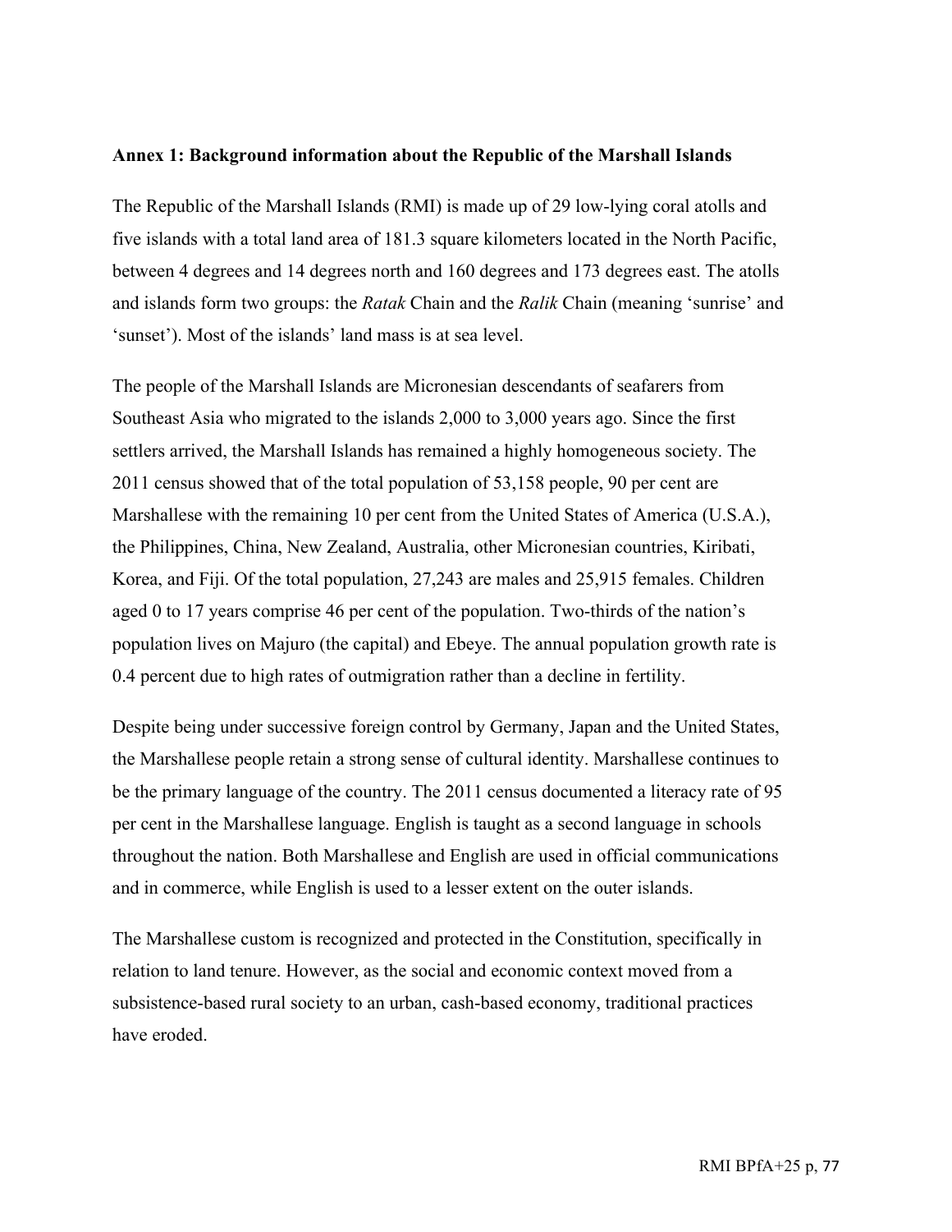**Annex 1: Background information about the Republic of the Marshall Islands**

The Republic of the Marshall Islands (RMI) is made up of 29 low-lying coral atolls and five islands with a total land area of 181.3 square kilometers located in the North Pacific, between 4 degrees and 14 degrees north and 160 degrees and 173 degrees east. The atolls and islands form two groups: the *Ratak* Chain and the *Ralik* Chain (meaning 'sunrise' and 'sunset'). Most of the islands' land mass is at sea level.

The people of the Marshall Islands are Micronesian descendants of seafarers from Southeast Asia who migrated to the islands 2,000 to 3,000 years ago. Since the first settlers arrived, the Marshall Islands has remained a highly homogeneous society. The 2011 census showed that of the total population of 53,158 people, 90 per cent are Marshallese with the remaining 10 per cent from the United States of America (U.S.A.), the Philippines, China, New Zealand, Australia, other Micronesian countries, Kiribati, Korea, and Fiji. Of the total population, 27,243 are males and 25,915 females. Children aged 0 to 17 years comprise 46 per cent of the population. Two-thirds of the nation's population lives on Majuro (the capital) and Ebeye. The annual population growth rate is 0.4 percent due to high rates of outmigration rather than a decline in fertility.

Despite being under successive foreign control by Germany, Japan and the United States, the Marshallese people retain a strong sense of cultural identity. Marshallese continues to be the primary language of the country. The 2011 census documented a literacy rate of 95 per cent in the Marshallese language. English is taught as a second language in schools throughout the nation. Both Marshallese and English are used in official communications and in commerce, while English is used to a lesser extent on the outer islands.

The Marshallese custom is recognized and protected in the Constitution, specifically in relation to land tenure. However, as the social and economic context moved from a subsistence-based rural society to an urban, cash-based economy, traditional practices have eroded.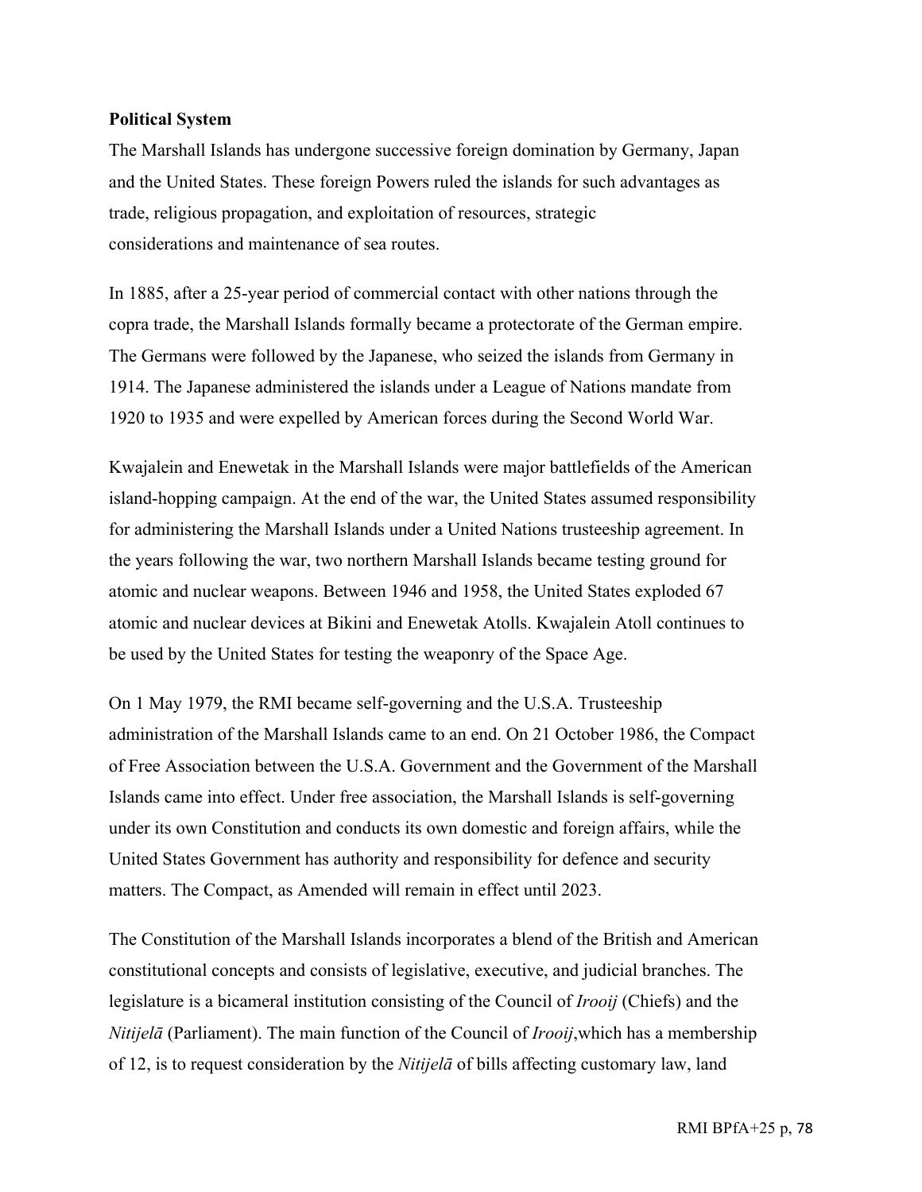**Political System**

The Marshall Islands has undergone successive foreign domination by Germany, Japan and the United States. These foreign Powers ruled the islands for such advantages as trade, religious propagation, and exploitation of resources, strategic considerations and maintenance of sea routes.

In 1885, after a 25-year period of commercial contact with other nations through the copra trade, the Marshall Islands formally became a protectorate of the German empire. The Germans were followed by the Japanese, who seized the islands from Germany in 1914. The Japanese administered the islands under a League of Nations mandate from 1920 to 1935 and were expelled by American forces during the Second World War.

Kwajalein and Enewetak in the Marshall Islands were major battlefields of the American island-hopping campaign. At the end of the war, the United States assumed responsibility for administering the Marshall Islands under a United Nations trusteeship agreement. In the years following the war, two northern Marshall Islands became testing ground for atomic and nuclear weapons. Between 1946 and 1958, the United States exploded 67 atomic and nuclear devices at Bikini and Enewetak Atolls. Kwajalein Atoll continues to be used by the United States for testing the weaponry of the Space Age.

On 1 May 1979, the RMI became self-governing and the U.S.A. Trusteeship administration of the Marshall Islands came to an end. On 21 October 1986, the Compact of Free Association between the U.S.A. Government and the Government of the Marshall Islands came into effect. Under free association, the Marshall Islands is self-governing under its own Constitution and conducts its own domestic and foreign affairs, while the United States Government has authority and responsibility for defence and security matters. The Compact, as Amended will remain in effect until 2023.

The Constitution of the Marshall Islands incorporates a blend of the British and American constitutional concepts and consists of legislative, executive, and judicial branches. The legislature is a bicameral institution consisting of the Council of *Irooij* (Chiefs) and the *Nitijelā* (Parliament). The main function of the Council of *Irooij*,which has a membership of 12, is to request consideration by the *Nitijelā* of bills affecting customary law, land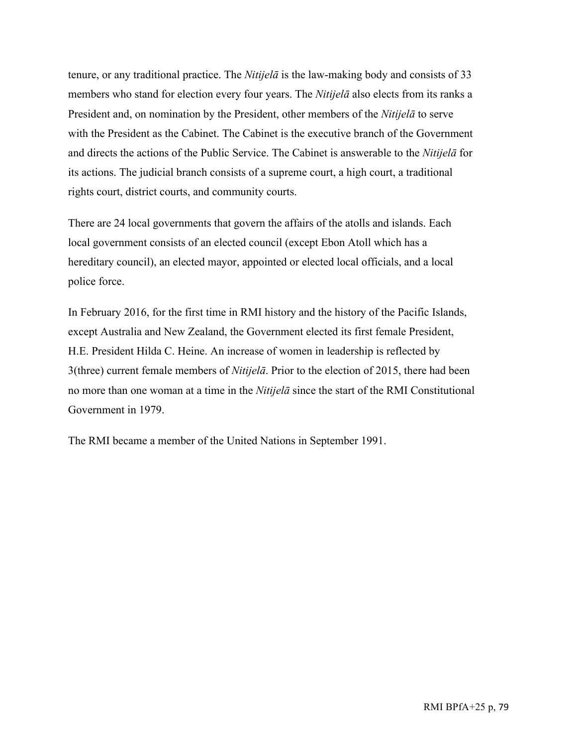tenure, or any traditional practice. The *Nitijelā* is the law-making body and consists of 33 members who stand for election every four years. The *Nitijelā* also elects from its ranks a President and, on nomination by the President, other members of the *Nitijelā* to serve with the President as the Cabinet. The Cabinet is the executive branch of the Government and directs the actions of the Public Service. The Cabinet is answerable to the *Nitijelā* for its actions. The judicial branch consists of a supreme court, a high court, a traditional rights court, district courts, and community courts.

There are 24 local governments that govern the affairs of the atolls and islands. Each local government consists of an elected council (except Ebon Atoll which has a hereditary council), an elected mayor, appointed or elected local officials, and a local police force.

In February 2016, for the first time in RMI history and the history of the Pacific Islands, except Australia and New Zealand, the Government elected its first female President, H.E. President Hilda C. Heine. An increase of women in leadership is reflected by 3(three) current female members of *Nitijelā*. Prior to the election of 2015, there had been no more than one woman at a time in the *Nitijelā* since the start of the RMI Constitutional Government in 1979.

The RMI became a member of the United Nations in September 1991.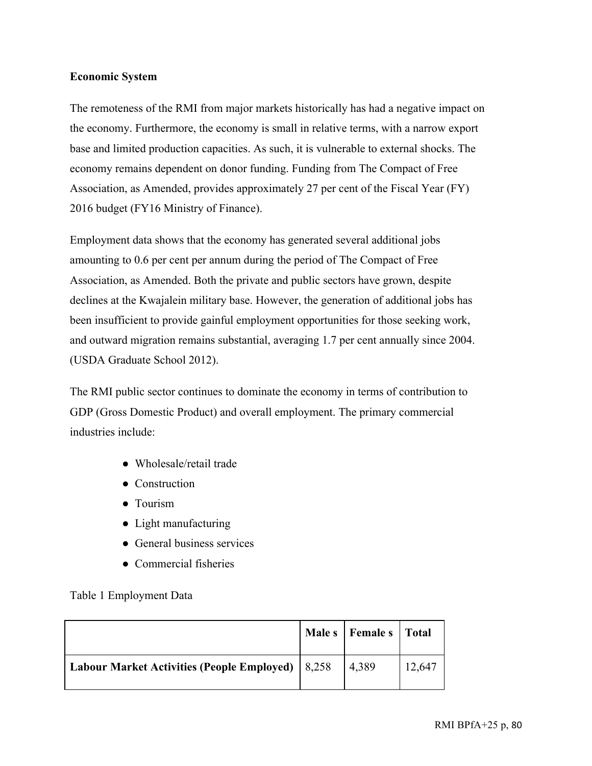**Economic System**

The remoteness of the RMI from major markets historically has had a negative impact on the economy. Furthermore, the economy is small in relative terms, with a narrow export base and limited production capacities. As such, it is vulnerable to external shocks. The economy remains dependent on donor funding. Funding from The Compact of Free Association, as Amended, provides approximately 27 per cent of the Fiscal Year (FY) 2016 budget (FY16 Ministry of Finance).

Employment data shows that the economy has generated several additional jobs amounting to 0.6 per cent per annum during the period of The Compact of Free Association, as Amended. Both the private and public sectors have grown, despite declines at the Kwajalein military base. However, the generation of additional jobs has been insufficient to provide gainful employment opportunities for those seeking work, and outward migration remains substantial, averaging 1.7 per cent annually since 2004. (USDA Graduate School 2012).

The RMI public sector continues to dominate the economy in terms of contribution to GDP (Gross Domestic Product) and overall employment. The primary commercial industries include:

- Wholesale/retail trade
- Construction
- Tourism
- Light manufacturing
- General business services
- Commercial fisheries

Table 1 Employment Data

| | **Male s** | **Female s** | **Total** |
|---|---|---|---|
| **Labour Market Activities (People Employed)** | 8,258 | 4,389 | 12,647 |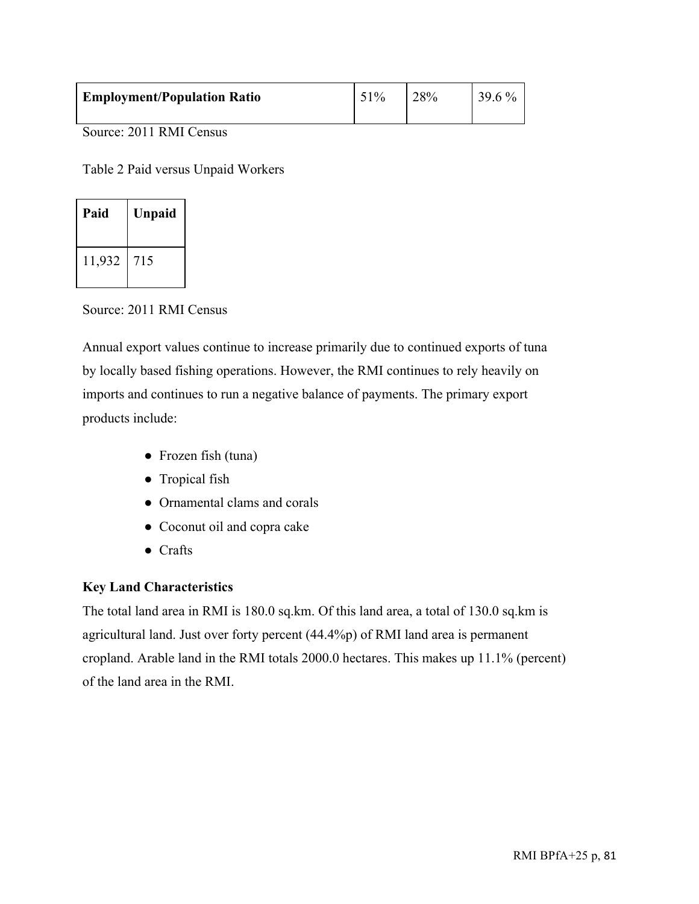| Employment/Population Ratio | 51% | 28% | 39.6 % |
| --- | --- | --- | --- |

Source: 2011 RMI Census

Table 2 Paid versus Unpaid Workers

| Paid | Unpaid |
| --- | --- |
| 11,932 | 715 |

Source: 2011 RMI Census

Annual export values continue to increase primarily due to continued exports of tuna by locally based fishing operations. However, the RMI continues to rely heavily on imports and continues to run a negative balance of payments. The primary export products include:

- Frozen fish (tuna)
- Tropical fish
- Ornamental clams and corals
- Coconut oil and copra cake
- Crafts

**Key Land Characteristics**

The total land area in RMI is 180.0 sq.km. Of this land area, a total of 130.0 sq.km is agricultural land. Just over forty percent (44.4%p) of RMI land area is permanent cropland. Arable land in the RMI totals 2000.0 hectares. This makes up 11.1% (percent) of the land area in the RMI.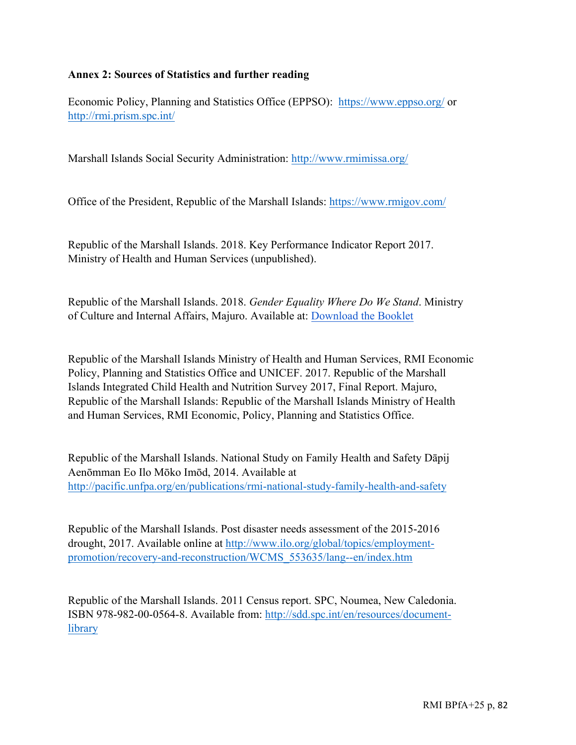**Annex 2: Sources of Statistics and further reading**

Economic Policy, Planning and Statistics Office (EPPSO): https://www.eppso.org/ or http://rmi.prism.spc.int/

Marshall Islands Social Security Administration: http://www.rmimissa.org/

Office of the President, Republic of the Marshall Islands: https://www.rmigov.com/

Republic of the Marshall Islands. 2018. Key Performance Indicator Report 2017. Ministry of Health and Human Services (unpublished).

Republic of the Marshall Islands. 2018. *Gender Equality Where Do We Stand*. Ministry of Culture and Internal Affairs, Majuro. Available at: Download the Booklet

Republic of the Marshall Islands Ministry of Health and Human Services, RMI Economic Policy, Planning and Statistics Office and UNICEF. 2017. Republic of the Marshall Islands Integrated Child Health and Nutrition Survey 2017, Final Report. Majuro, Republic of the Marshall Islands: Republic of the Marshall Islands Ministry of Health and Human Services, RMI Economic, Policy, Planning and Statistics Office.

Republic of the Marshall Islands. National Study on Family Health and Safety Dāpij Aenōmman Eo Ilo Mōko Imōd, 2014. Available at http://pacific.unfpa.org/en/publications/rmi-national-study-family-health-and-safety

Republic of the Marshall Islands. Post disaster needs assessment of the 2015-2016 drought, 2017. Available online at http://www.ilo.org/global/topics/employment-promotion/recovery-and-reconstruction/WCMS_553635/lang--en/index.htm

Republic of the Marshall Islands. 2011 Census report. SPC, Noumea, New Caledonia. ISBN 978-982-00-0564-8. Available from: http://sdd.spc.int/en/resources/document-library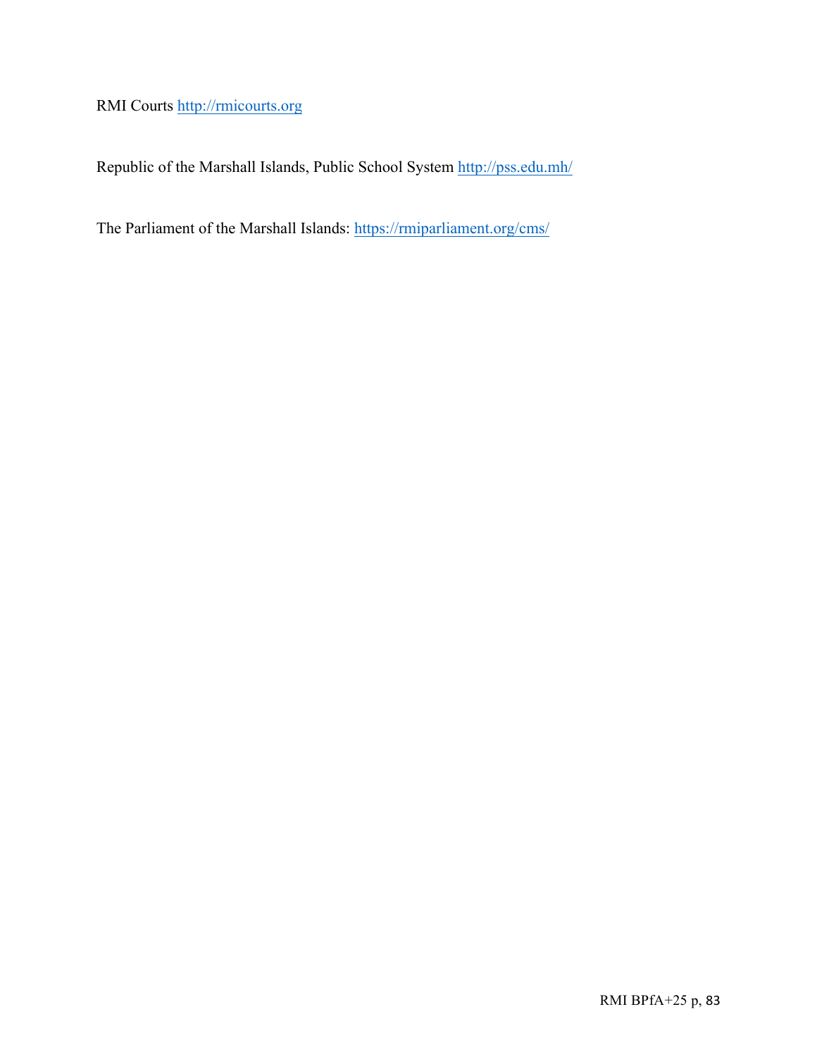RMI Courts http://rmicourts.org

Republic of the Marshall Islands, Public School System http://pss.edu.mh/

The Parliament of the Marshall Islands: https://rmiparliament.org/cms/